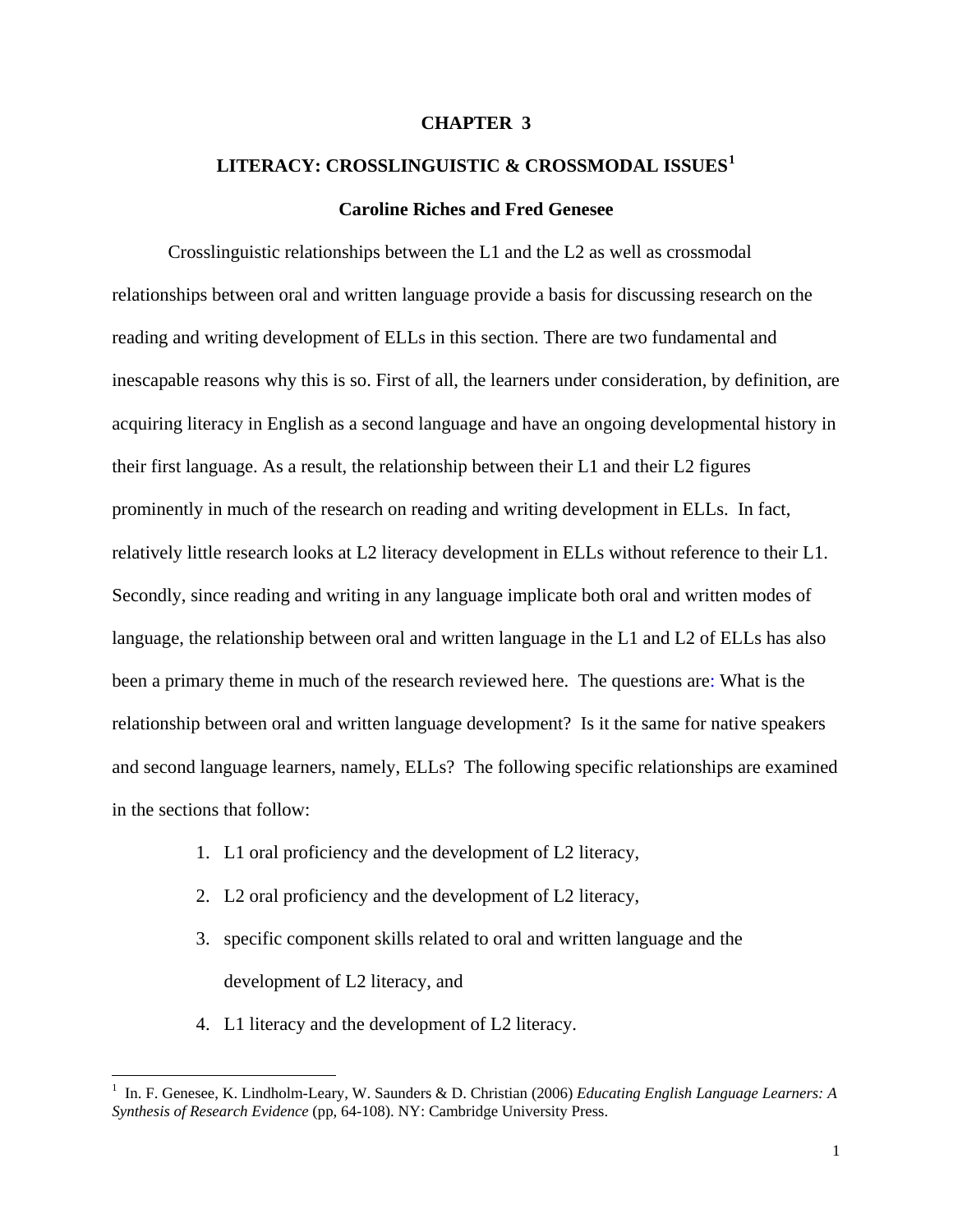# CHAPTER 3

## LITERACY: CROSSLINGUISTIC & CROSSMODAL ISSUES[1]

**Caroline Riches and Fred Genesee**

Crosslinguistic relationships between the L1 and the L2 as well as crossmodal relationships between oral and written language provide a basis for discussing research on the reading and writing development of ELLs in this section. There are two fundamental and inescapable reasons why this is so. First of all, the learners under consideration, by definition, are acquiring literacy in English as a second language and have an ongoing developmental history in their first language. As a result, the relationship between their L1 and their L2 figures prominently in much of the research on reading and writing development in ELLs. In fact, relatively little research looks at L2 literacy development in ELLs without reference to their L1. Secondly, since reading and writing in any language implicate both oral and written modes of language, the relationship between oral and written language in the L1 and L2 of ELLs has also been a primary theme in much of the research reviewed here. The questions are: What is the relationship between oral and written language development? Is it the same for native speakers and second language learners, namely, ELLs? The following specific relationships are examined in the sections that follow:

1. L1 oral proficiency and the development of L2 literacy,
2. L2 oral proficiency and the development of L2 literacy,
3. specific component skills related to oral and written language and the development of L2 literacy, and
4. L1 literacy and the development of L2 literacy.

---

[1] In. F. Genesee, K. Lindholm-Leary, W. Saunders & D. Christian (2006) *Educating English Language Learners: A Synthesis of Research Evidence* (pp, 64-108). NY: Cambridge University Press.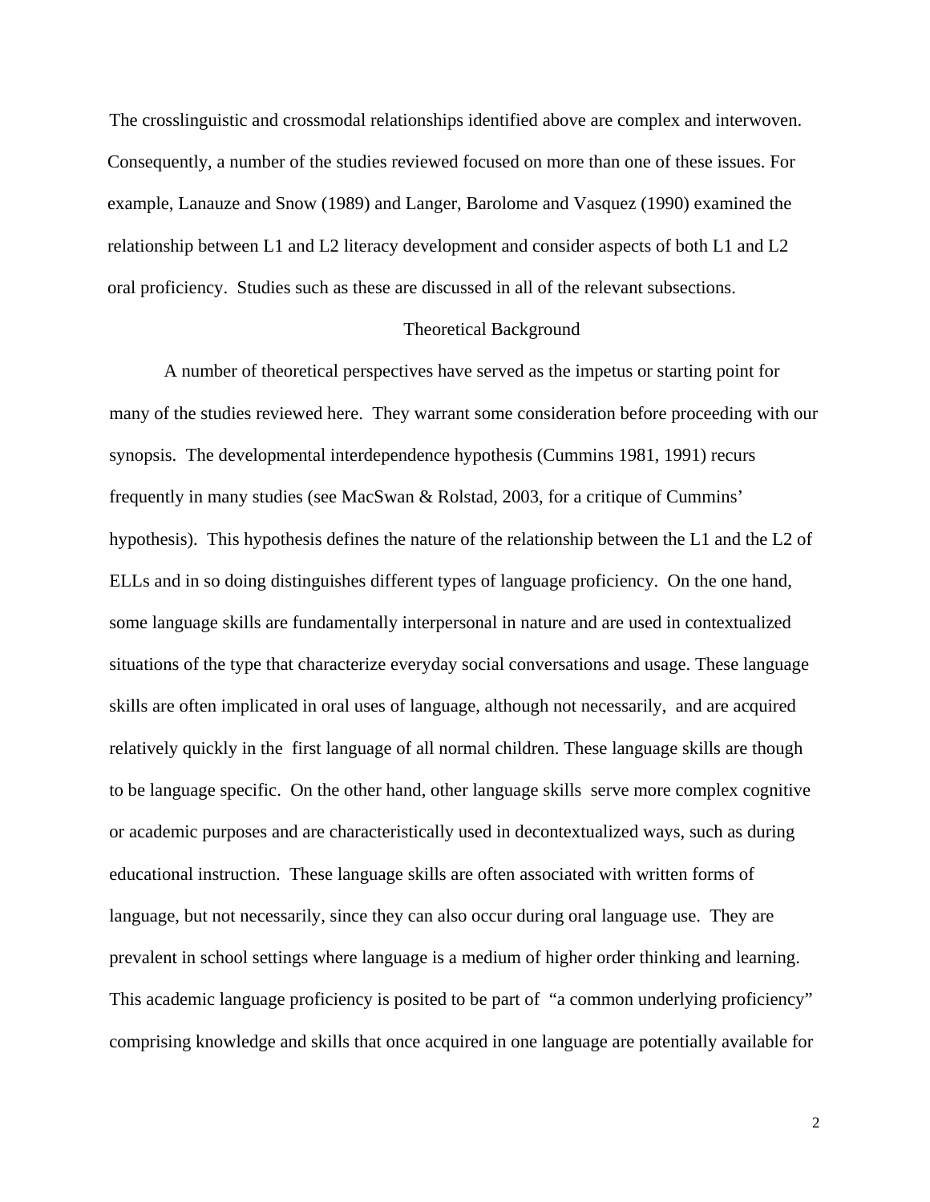The crosslinguistic and crossmodal relationships identified above are complex and interwoven. Consequently, a number of the studies reviewed focused on more than one of these issues. For example, Lanauze and Snow (1989) and Langer, Barolome and Vasquez (1990) examined the relationship between L1 and L2 literacy development and consider aspects of both L1 and L2 oral proficiency. Studies such as these are discussed in all of the relevant subsections.

## Theoretical Background

A number of theoretical perspectives have served as the impetus or starting point for many of the studies reviewed here. They warrant some consideration before proceeding with our synopsis. The developmental interdependence hypothesis (Cummins 1981, 1991) recurs frequently in many studies (see MacSwan & Rolstad, 2003, for a critique of Cummins' hypothesis). This hypothesis defines the nature of the relationship between the L1 and the L2 of ELLs and in so doing distinguishes different types of language proficiency. On the one hand, some language skills are fundamentally interpersonal in nature and are used in contextualized situations of the type that characterize everyday social conversations and usage. These language skills are often implicated in oral uses of language, although not necessarily, and are acquired relatively quickly in the first language of all normal children. These language skills are though to be language specific. On the other hand, other language skills serve more complex cognitive or academic purposes and are characteristically used in decontextualized ways, such as during educational instruction. These language skills are often associated with written forms of language, but not necessarily, since they can also occur during oral language use. They are prevalent in school settings where language is a medium of higher order thinking and learning. This academic language proficiency is posited to be part of "a common underlying proficiency" comprising knowledge and skills that once acquired in one language are potentially available for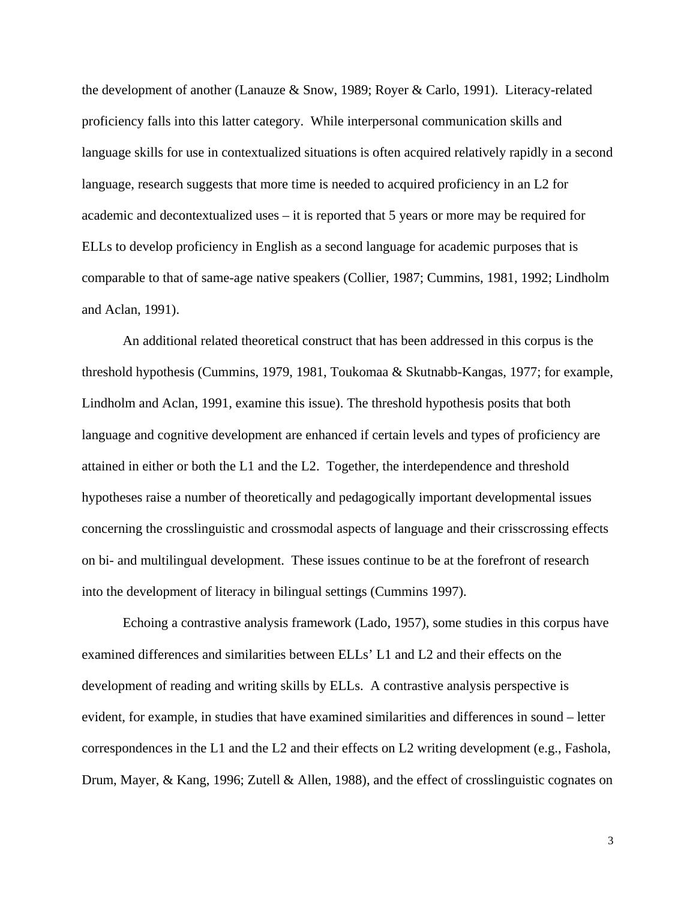the development of another (Lanauze & Snow, 1989; Royer & Carlo, 1991). Literacy-related proficiency falls into this latter category. While interpersonal communication skills and language skills for use in contextualized situations is often acquired relatively rapidly in a second language, research suggests that more time is needed to acquired proficiency in an L2 for academic and decontextualized uses – it is reported that 5 years or more may be required for ELLs to develop proficiency in English as a second language for academic purposes that is comparable to that of same-age native speakers (Collier, 1987; Cummins, 1981, 1992; Lindholm and Aclan, 1991).

An additional related theoretical construct that has been addressed in this corpus is the threshold hypothesis (Cummins, 1979, 1981, Toukomaa & Skutnabb-Kangas, 1977; for example, Lindholm and Aclan, 1991, examine this issue). The threshold hypothesis posits that both language and cognitive development are enhanced if certain levels and types of proficiency are attained in either or both the L1 and the L2. Together, the interdependence and threshold hypotheses raise a number of theoretically and pedagogically important developmental issues concerning the crosslinguistic and crossmodal aspects of language and their crisscrossing effects on bi- and multilingual development. These issues continue to be at the forefront of research into the development of literacy in bilingual settings (Cummins 1997).

Echoing a contrastive analysis framework (Lado, 1957), some studies in this corpus have examined differences and similarities between ELLs' L1 and L2 and their effects on the development of reading and writing skills by ELLs. A contrastive analysis perspective is evident, for example, in studies that have examined similarities and differences in sound – letter correspondences in the L1 and the L2 and their effects on L2 writing development (e.g., Fashola, Drum, Mayer, & Kang, 1996; Zutell & Allen, 1988), and the effect of crosslinguistic cognates on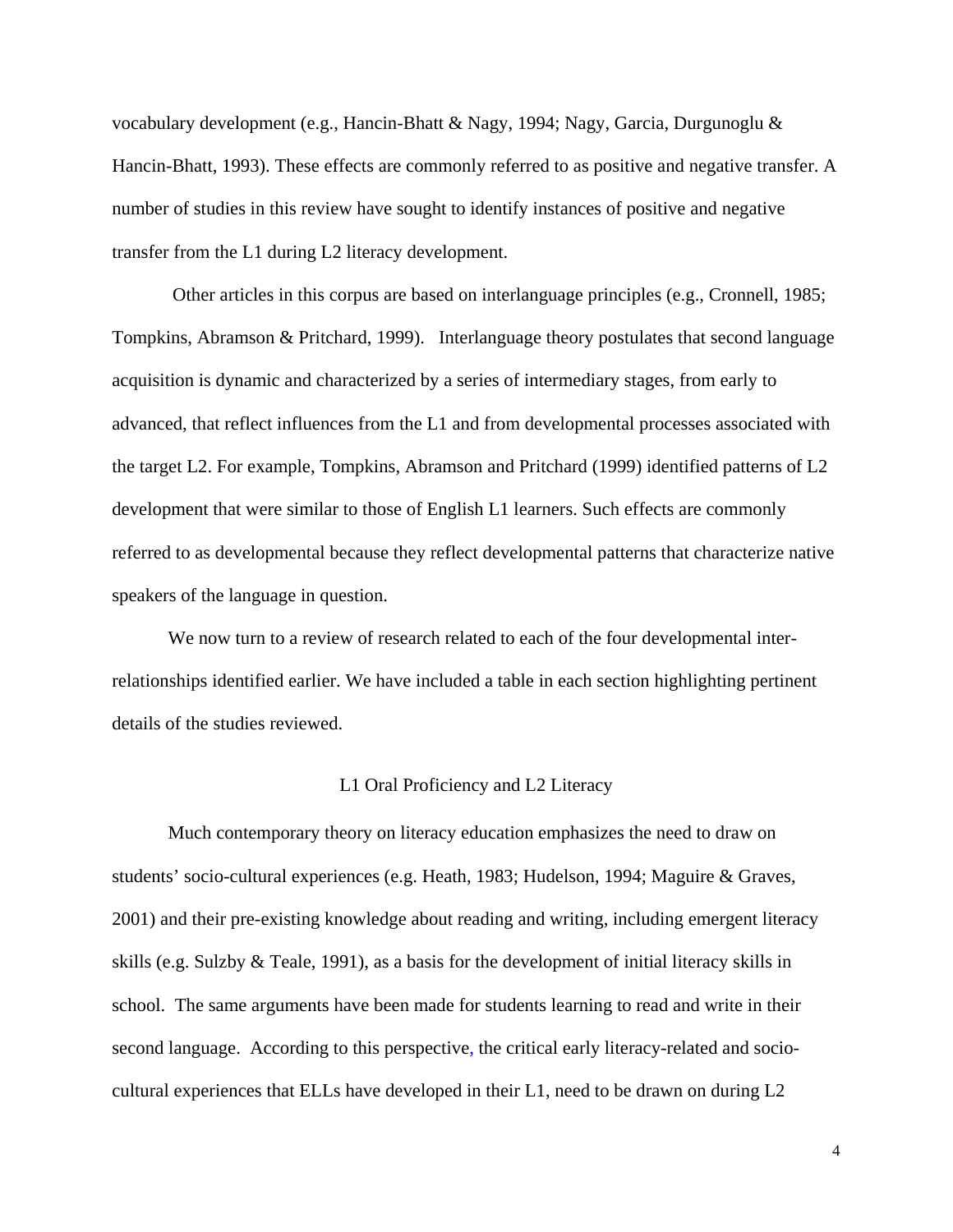vocabulary development (e.g., Hancin-Bhatt & Nagy, 1994; Nagy, Garcia, Durgunoglu & Hancin-Bhatt, 1993). These effects are commonly referred to as positive and negative transfer. A number of studies in this review have sought to identify instances of positive and negative transfer from the L1 during L2 literacy development.

Other articles in this corpus are based on interlanguage principles (e.g., Cronnell, 1985; Tompkins, Abramson & Pritchard, 1999). Interlanguage theory postulates that second language acquisition is dynamic and characterized by a series of intermediary stages, from early to advanced, that reflect influences from the L1 and from developmental processes associated with the target L2. For example, Tompkins, Abramson and Pritchard (1999) identified patterns of L2 development that were similar to those of English L1 learners. Such effects are commonly referred to as developmental because they reflect developmental patterns that characterize native speakers of the language in question.

We now turn to a review of research related to each of the four developmental inter-relationships identified earlier. We have included a table in each section highlighting pertinent details of the studies reviewed.

## L1 Oral Proficiency and L2 Literacy

Much contemporary theory on literacy education emphasizes the need to draw on students' socio-cultural experiences (e.g. Heath, 1983; Hudelson, 1994; Maguire & Graves, 2001) and their pre-existing knowledge about reading and writing, including emergent literacy skills (e.g. Sulzby & Teale, 1991), as a basis for the development of initial literacy skills in school. The same arguments have been made for students learning to read and write in their second language. According to this perspective, the critical early literacy-related and socio-cultural experiences that ELLs have developed in their L1, need to be drawn on during L2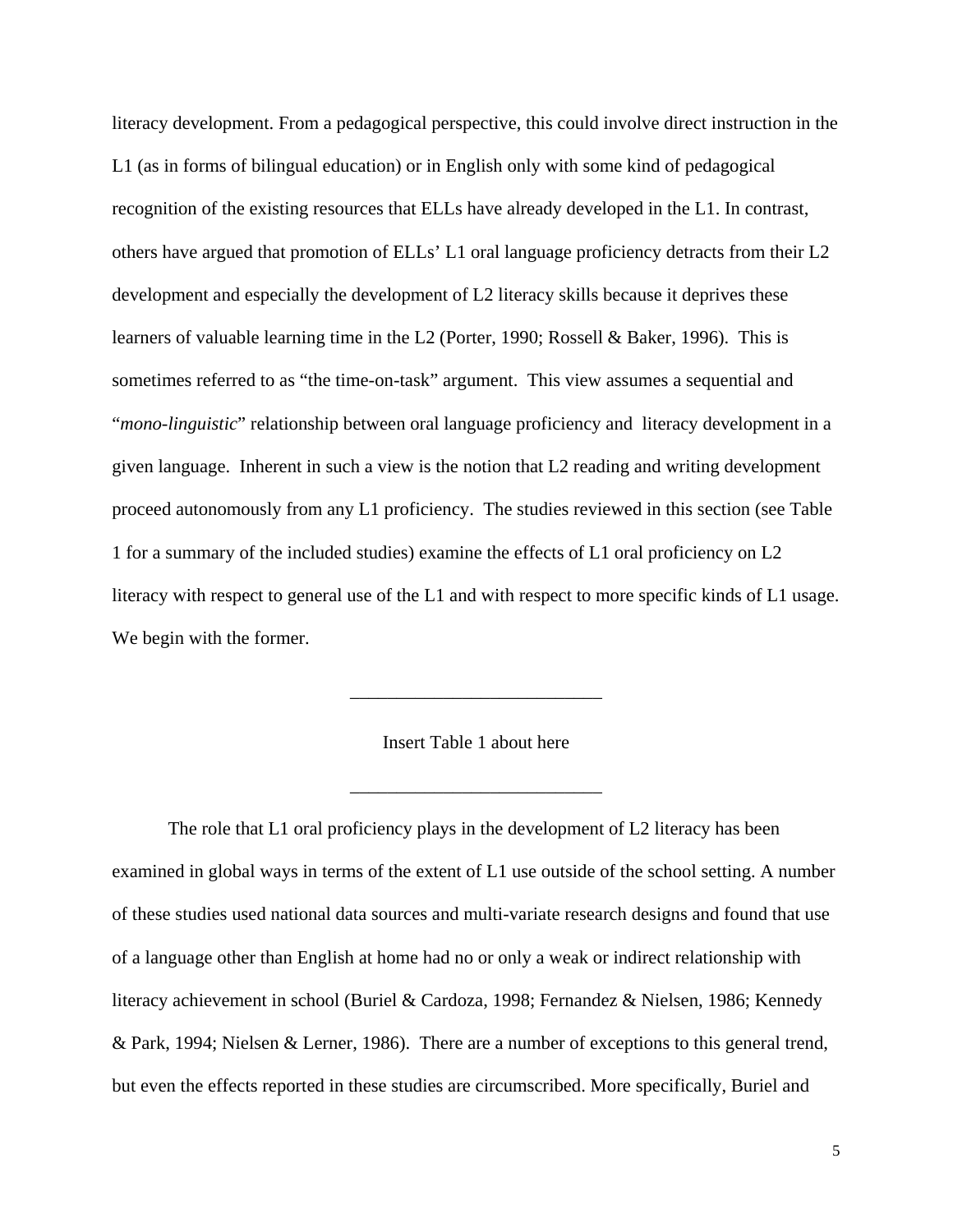literacy development. From a pedagogical perspective, this could involve direct instruction in the L1 (as in forms of bilingual education) or in English only with some kind of pedagogical recognition of the existing resources that ELLs have already developed in the L1. In contrast, others have argued that promotion of ELLs' L1 oral language proficiency detracts from their L2 development and especially the development of L2 literacy skills because it deprives these learners of valuable learning time in the L2 (Porter, 1990; Rossell & Baker, 1996). This is sometimes referred to as "the time-on-task" argument. This view assumes a sequential and "*mono-linguistic*" relationship between oral language proficiency and literacy development in a given language. Inherent in such a view is the notion that L2 reading and writing development proceed autonomously from any L1 proficiency. The studies reviewed in this section (see Table 1 for a summary of the included studies) examine the effects of L1 oral proficiency on L2 literacy with respect to general use of the L1 and with respect to more specific kinds of L1 usage. We begin with the former.

---

Insert Table 1 about here

---

The role that L1 oral proficiency plays in the development of L2 literacy has been examined in global ways in terms of the extent of L1 use outside of the school setting. A number of these studies used national data sources and multi-variate research designs and found that use of a language other than English at home had no or only a weak or indirect relationship with literacy achievement in school (Buriel & Cardoza, 1998; Fernandez & Nielsen, 1986; Kennedy & Park, 1994; Nielsen & Lerner, 1986). There are a number of exceptions to this general trend, but even the effects reported in these studies are circumscribed. More specifically, Buriel and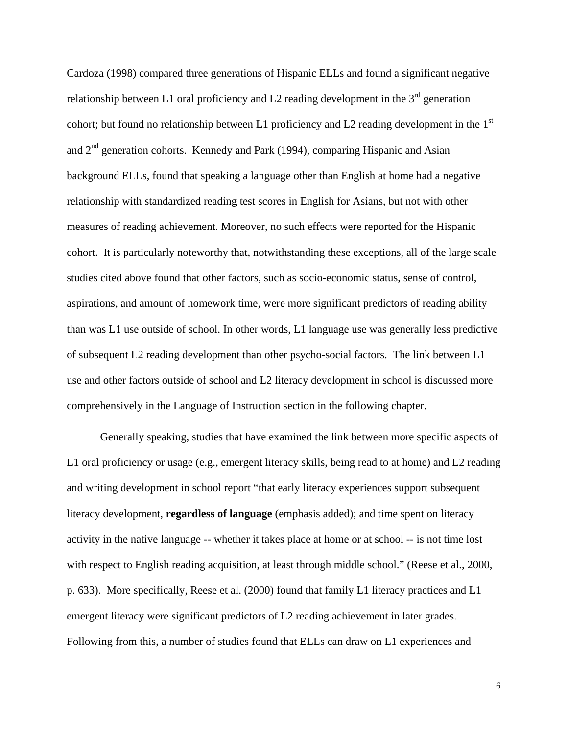Cardoza (1998) compared three generations of Hispanic ELLs and found a significant negative relationship between L1 oral proficiency and L2 reading development in the 3rd generation cohort; but found no relationship between L1 proficiency and L2 reading development in the 1st and 2nd generation cohorts. Kennedy and Park (1994), comparing Hispanic and Asian background ELLs, found that speaking a language other than English at home had a negative relationship with standardized reading test scores in English for Asians, but not with other measures of reading achievement. Moreover, no such effects were reported for the Hispanic cohort. It is particularly noteworthy that, notwithstanding these exceptions, all of the large scale studies cited above found that other factors, such as socio-economic status, sense of control, aspirations, and amount of homework time, were more significant predictors of reading ability than was L1 use outside of school. In other words, L1 language use was generally less predictive of subsequent L2 reading development than other psycho-social factors. The link between L1 use and other factors outside of school and L2 literacy development in school is discussed more comprehensively in the Language of Instruction section in the following chapter.

Generally speaking, studies that have examined the link between more specific aspects of L1 oral proficiency or usage (e.g., emergent literacy skills, being read to at home) and L2 reading and writing development in school report "that early literacy experiences support subsequent literacy development, **regardless of language** (emphasis added); and time spent on literacy activity in the native language -- whether it takes place at home or at school -- is not time lost with respect to English reading acquisition, at least through middle school." (Reese et al., 2000, p. 633). More specifically, Reese et al. (2000) found that family L1 literacy practices and L1 emergent literacy were significant predictors of L2 reading achievement in later grades. Following from this, a number of studies found that ELLs can draw on L1 experiences and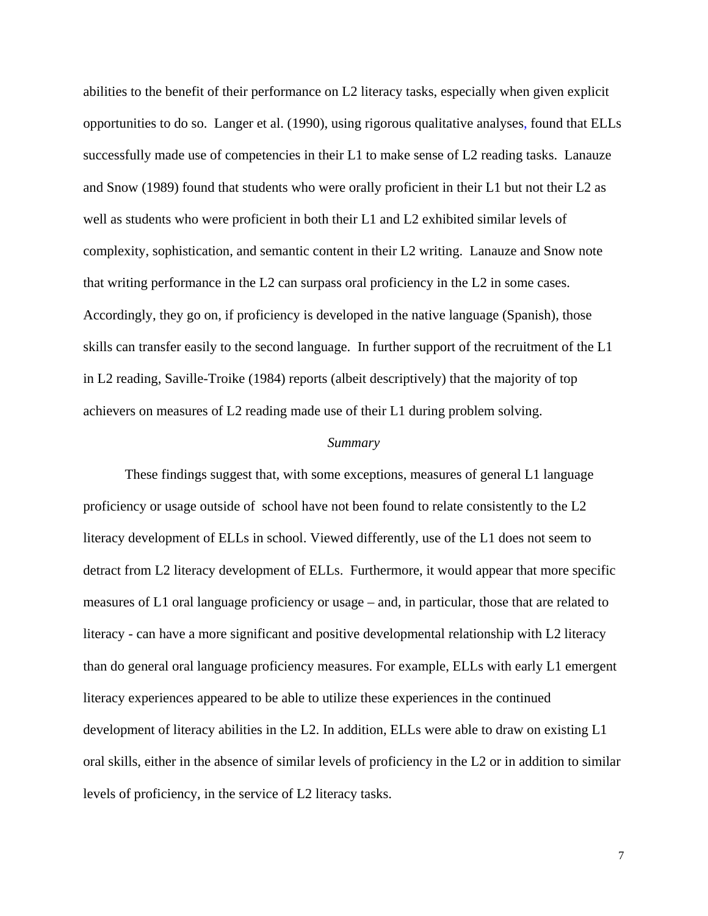abilities to the benefit of their performance on L2 literacy tasks, especially when given explicit opportunities to do so. Langer et al. (1990), using rigorous qualitative analyses, found that ELLs successfully made use of competencies in their L1 to make sense of L2 reading tasks. Lanauze and Snow (1989) found that students who were orally proficient in their L1 but not their L2 as well as students who were proficient in both their L1 and L2 exhibited similar levels of complexity, sophistication, and semantic content in their L2 writing. Lanauze and Snow note that writing performance in the L2 can surpass oral proficiency in the L2 in some cases. Accordingly, they go on, if proficiency is developed in the native language (Spanish), those skills can transfer easily to the second language. In further support of the recruitment of the L1 in L2 reading, Saville-Troike (1984) reports (albeit descriptively) that the majority of top achievers on measures of L2 reading made use of their L1 during problem solving.

*Summary*

These findings suggest that, with some exceptions, measures of general L1 language proficiency or usage outside of school have not been found to relate consistently to the L2 literacy development of ELLs in school. Viewed differently, use of the L1 does not seem to detract from L2 literacy development of ELLs. Furthermore, it would appear that more specific measures of L1 oral language proficiency or usage – and, in particular, those that are related to literacy - can have a more significant and positive developmental relationship with L2 literacy than do general oral language proficiency measures. For example, ELLs with early L1 emergent literacy experiences appeared to be able to utilize these experiences in the continued development of literacy abilities in the L2. In addition, ELLs were able to draw on existing L1 oral skills, either in the absence of similar levels of proficiency in the L2 or in addition to similar levels of proficiency, in the service of L2 literacy tasks.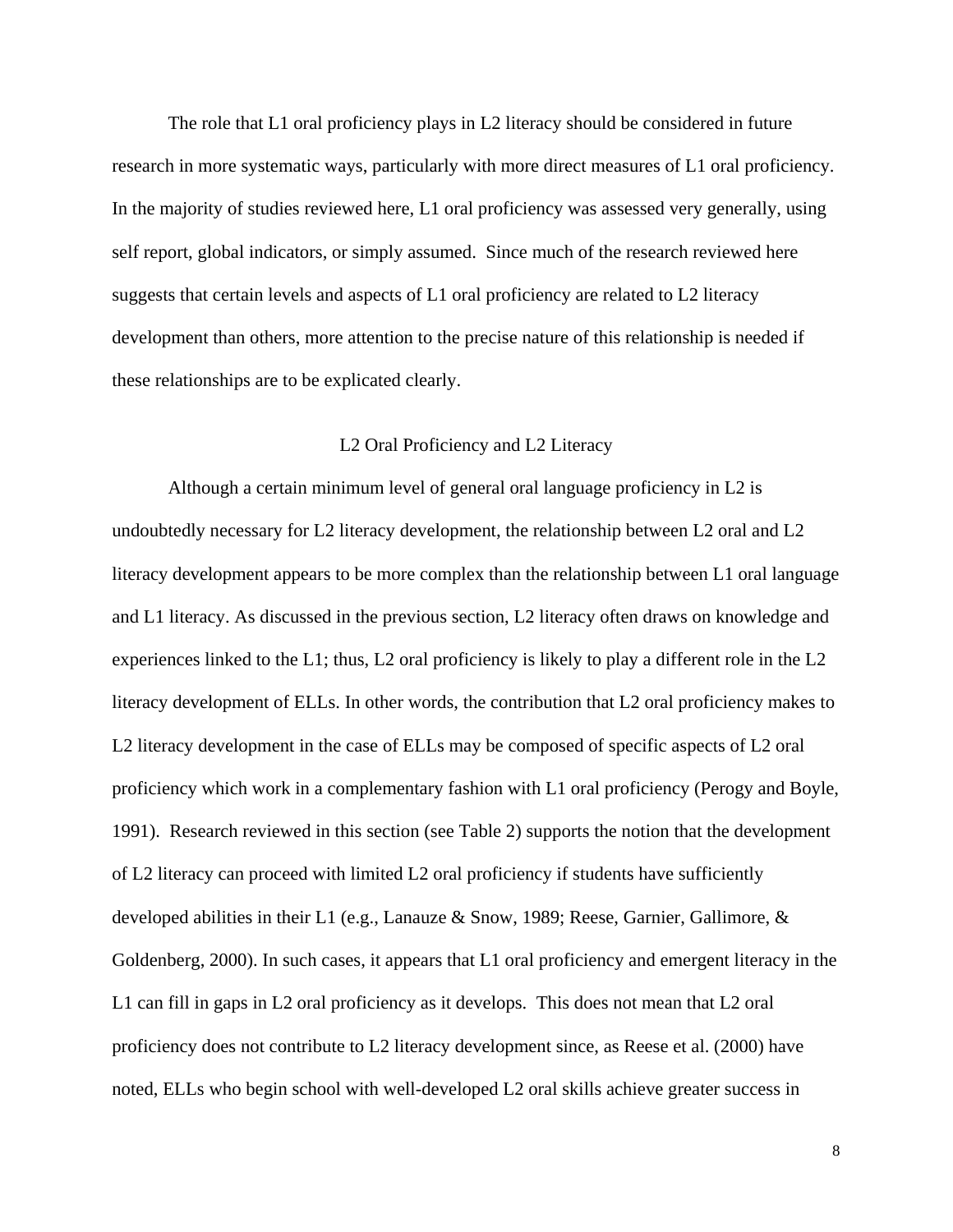The role that L1 oral proficiency plays in L2 literacy should be considered in future research in more systematic ways, particularly with more direct measures of L1 oral proficiency. In the majority of studies reviewed here, L1 oral proficiency was assessed very generally, using self report, global indicators, or simply assumed. Since much of the research reviewed here suggests that certain levels and aspects of L1 oral proficiency are related to L2 literacy development than others, more attention to the precise nature of this relationship is needed if these relationships are to be explicated clearly.

## L2 Oral Proficiency and L2 Literacy

Although a certain minimum level of general oral language proficiency in L2 is undoubtedly necessary for L2 literacy development, the relationship between L2 oral and L2 literacy development appears to be more complex than the relationship between L1 oral language and L1 literacy. As discussed in the previous section, L2 literacy often draws on knowledge and experiences linked to the L1; thus, L2 oral proficiency is likely to play a different role in the L2 literacy development of ELLs. In other words, the contribution that L2 oral proficiency makes to L2 literacy development in the case of ELLs may be composed of specific aspects of L2 oral proficiency which work in a complementary fashion with L1 oral proficiency (Perogy and Boyle, 1991). Research reviewed in this section (see Table 2) supports the notion that the development of L2 literacy can proceed with limited L2 oral proficiency if students have sufficiently developed abilities in their L1 (e.g., Lanauze & Snow, 1989; Reese, Garnier, Gallimore, & Goldenberg, 2000). In such cases, it appears that L1 oral proficiency and emergent literacy in the L1 can fill in gaps in L2 oral proficiency as it develops. This does not mean that L2 oral proficiency does not contribute to L2 literacy development since, as Reese et al. (2000) have noted, ELLs who begin school with well-developed L2 oral skills achieve greater success in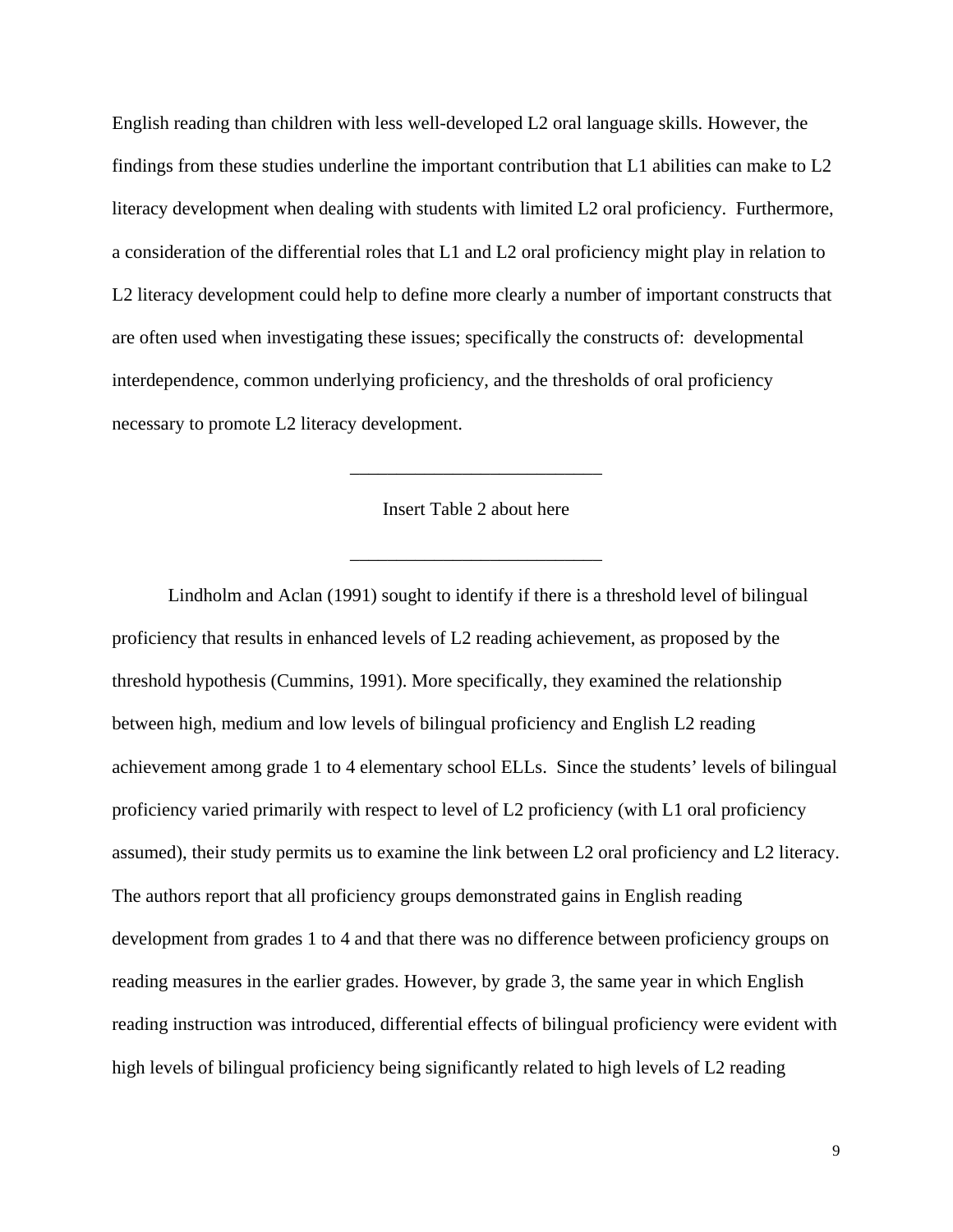English reading than children with less well-developed L2 oral language skills. However, the findings from these studies underline the important contribution that L1 abilities can make to L2 literacy development when dealing with students with limited L2 oral proficiency. Furthermore, a consideration of the differential roles that L1 and L2 oral proficiency might play in relation to L2 literacy development could help to define more clearly a number of important constructs that are often used when investigating these issues; specifically the constructs of: developmental interdependence, common underlying proficiency, and the thresholds of oral proficiency necessary to promote L2 literacy development.

---

Insert Table 2 about here

---

Lindholm and Aclan (1991) sought to identify if there is a threshold level of bilingual proficiency that results in enhanced levels of L2 reading achievement, as proposed by the threshold hypothesis (Cummins, 1991). More specifically, they examined the relationship between high, medium and low levels of bilingual proficiency and English L2 reading achievement among grade 1 to 4 elementary school ELLs. Since the students' levels of bilingual proficiency varied primarily with respect to level of L2 proficiency (with L1 oral proficiency assumed), their study permits us to examine the link between L2 oral proficiency and L2 literacy. The authors report that all proficiency groups demonstrated gains in English reading development from grades 1 to 4 and that there was no difference between proficiency groups on reading measures in the earlier grades. However, by grade 3, the same year in which English reading instruction was introduced, differential effects of bilingual proficiency were evident with high levels of bilingual proficiency being significantly related to high levels of L2 reading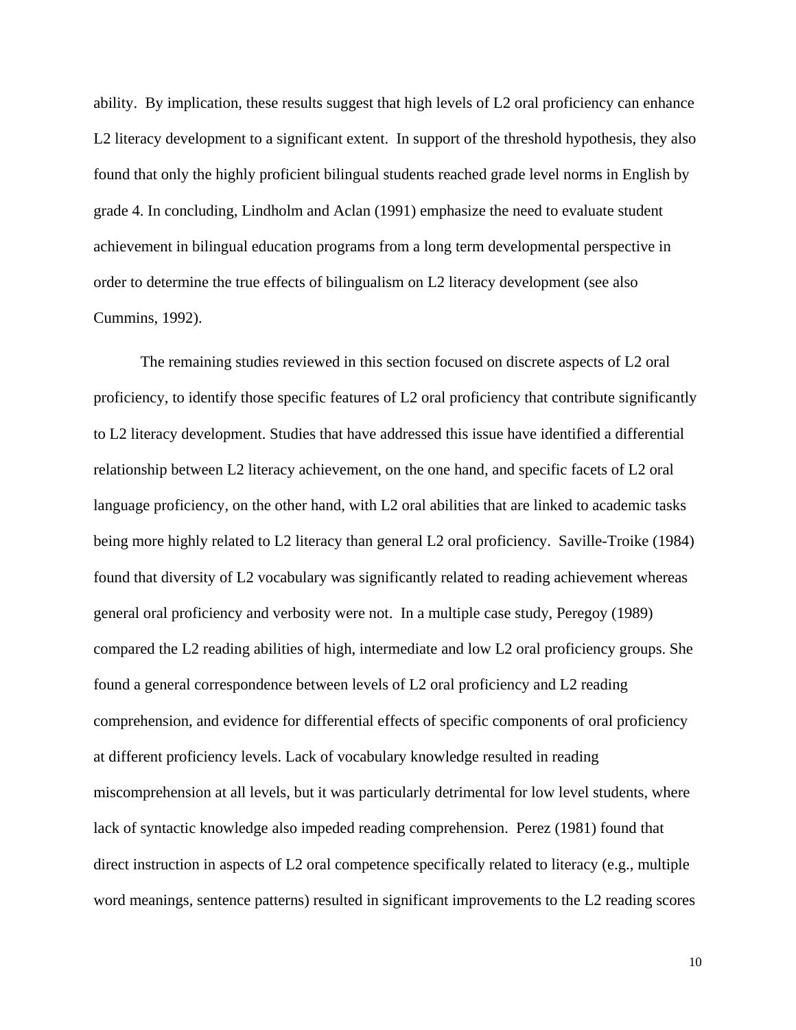ability. By implication, these results suggest that high levels of L2 oral proficiency can enhance L2 literacy development to a significant extent. In support of the threshold hypothesis, they also found that only the highly proficient bilingual students reached grade level norms in English by grade 4. In concluding, Lindholm and Aclan (1991) emphasize the need to evaluate student achievement in bilingual education programs from a long term developmental perspective in order to determine the true effects of bilingualism on L2 literacy development (see also Cummins, 1992).

The remaining studies reviewed in this section focused on discrete aspects of L2 oral proficiency, to identify those specific features of L2 oral proficiency that contribute significantly to L2 literacy development. Studies that have addressed this issue have identified a differential relationship between L2 literacy achievement, on the one hand, and specific facets of L2 oral language proficiency, on the other hand, with L2 oral abilities that are linked to academic tasks being more highly related to L2 literacy than general L2 oral proficiency. Saville-Troike (1984) found that diversity of L2 vocabulary was significantly related to reading achievement whereas general oral proficiency and verbosity were not. In a multiple case study, Peregoy (1989) compared the L2 reading abilities of high, intermediate and low L2 oral proficiency groups. She found a general correspondence between levels of L2 oral proficiency and L2 reading comprehension, and evidence for differential effects of specific components of oral proficiency at different proficiency levels. Lack of vocabulary knowledge resulted in reading miscomprehension at all levels, but it was particularly detrimental for low level students, where lack of syntactic knowledge also impeded reading comprehension. Perez (1981) found that direct instruction in aspects of L2 oral competence specifically related to literacy (e.g., multiple word meanings, sentence patterns) resulted in significant improvements to the L2 reading scores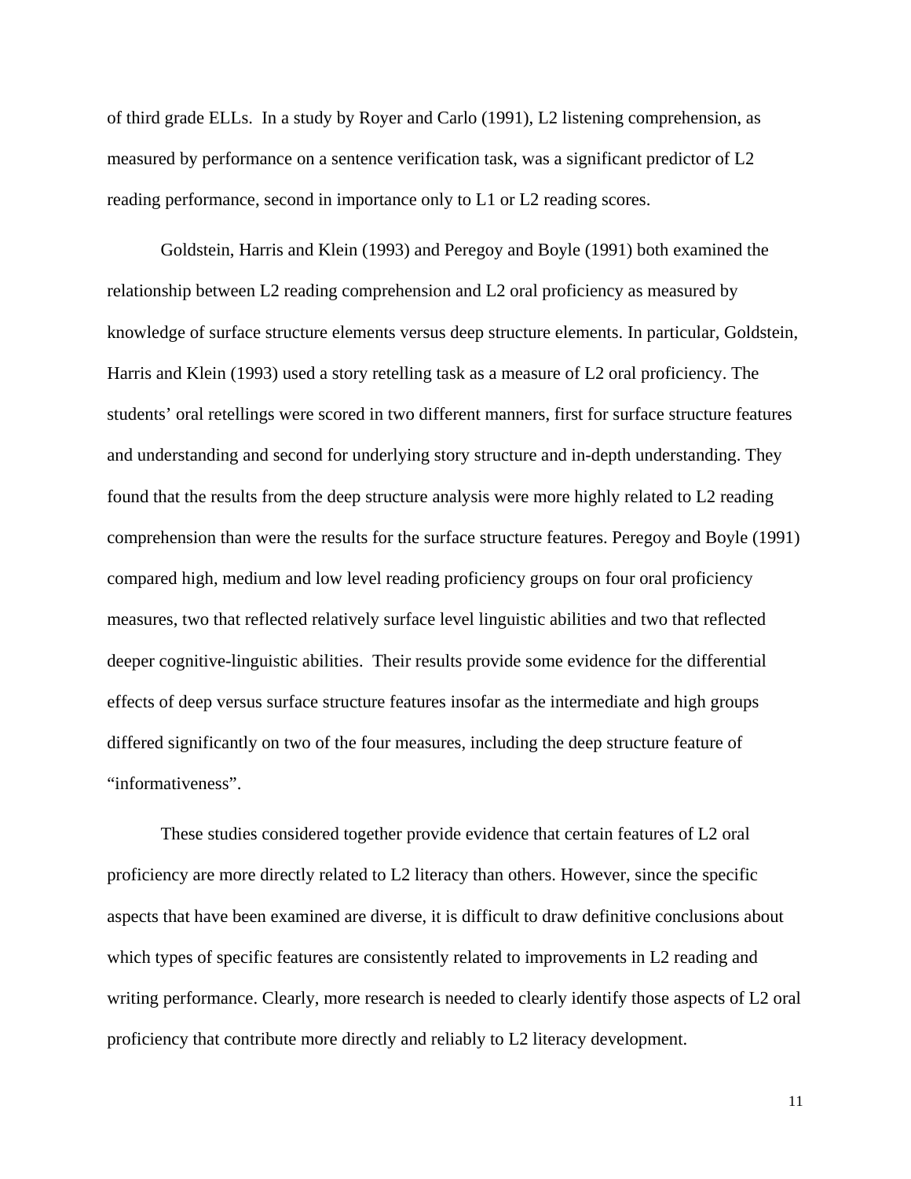of third grade ELLs. In a study by Royer and Carlo (1991), L2 listening comprehension, as measured by performance on a sentence verification task, was a significant predictor of L2 reading performance, second in importance only to L1 or L2 reading scores.

Goldstein, Harris and Klein (1993) and Peregoy and Boyle (1991) both examined the relationship between L2 reading comprehension and L2 oral proficiency as measured by knowledge of surface structure elements versus deep structure elements. In particular, Goldstein, Harris and Klein (1993) used a story retelling task as a measure of L2 oral proficiency. The students' oral retellings were scored in two different manners, first for surface structure features and understanding and second for underlying story structure and in-depth understanding. They found that the results from the deep structure analysis were more highly related to L2 reading comprehension than were the results for the surface structure features. Peregoy and Boyle (1991) compared high, medium and low level reading proficiency groups on four oral proficiency measures, two that reflected relatively surface level linguistic abilities and two that reflected deeper cognitive-linguistic abilities. Their results provide some evidence for the differential effects of deep versus surface structure features insofar as the intermediate and high groups differed significantly on two of the four measures, including the deep structure feature of "informativeness".

These studies considered together provide evidence that certain features of L2 oral proficiency are more directly related to L2 literacy than others. However, since the specific aspects that have been examined are diverse, it is difficult to draw definitive conclusions about which types of specific features are consistently related to improvements in L2 reading and writing performance. Clearly, more research is needed to clearly identify those aspects of L2 oral proficiency that contribute more directly and reliably to L2 literacy development.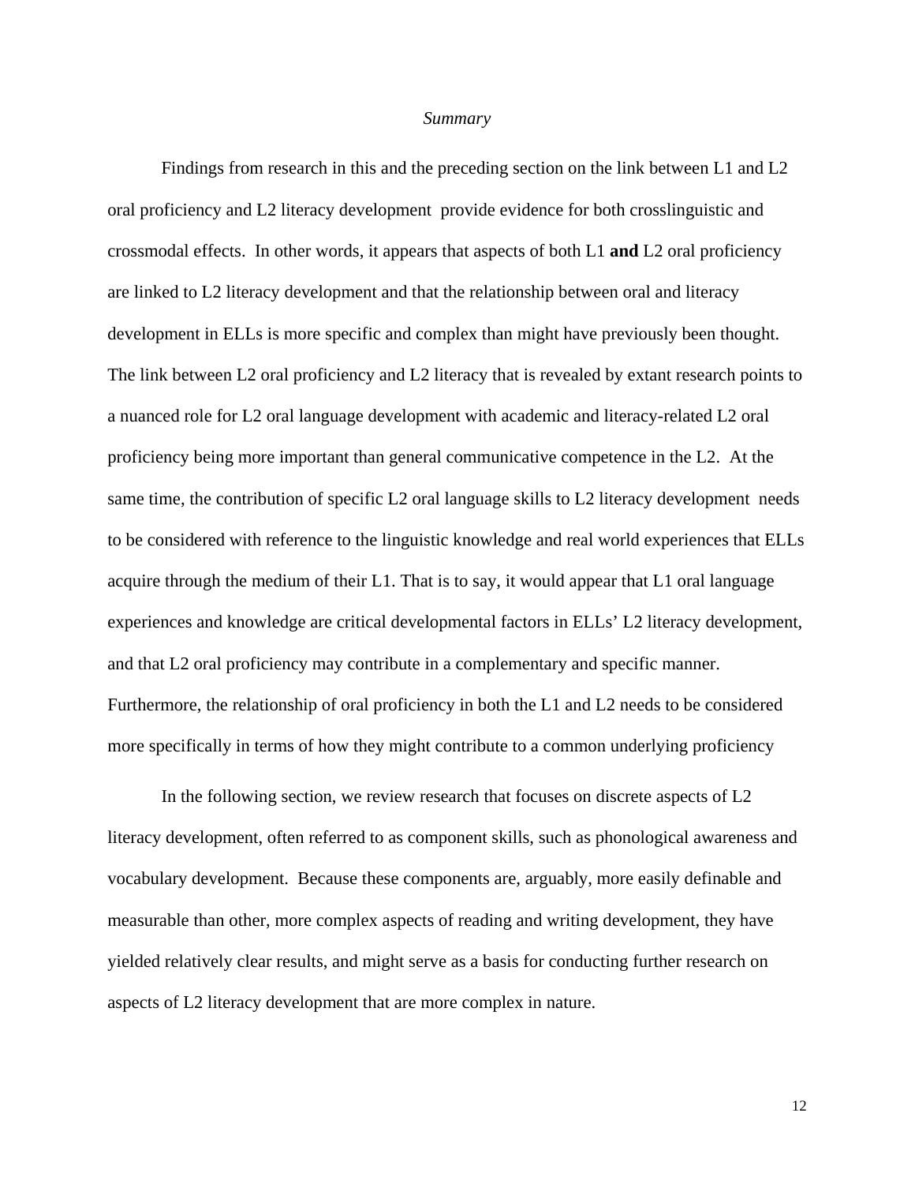*Summary*

Findings from research in this and the preceding section on the link between L1 and L2 oral proficiency and L2 literacy development provide evidence for both crosslinguistic and crossmodal effects. In other words, it appears that aspects of both L1 **and** L2 oral proficiency are linked to L2 literacy development and that the relationship between oral and literacy development in ELLs is more specific and complex than might have previously been thought. The link between L2 oral proficiency and L2 literacy that is revealed by extant research points to a nuanced role for L2 oral language development with academic and literacy-related L2 oral proficiency being more important than general communicative competence in the L2. At the same time, the contribution of specific L2 oral language skills to L2 literacy development needs to be considered with reference to the linguistic knowledge and real world experiences that ELLs acquire through the medium of their L1. That is to say, it would appear that L1 oral language experiences and knowledge are critical developmental factors in ELLs' L2 literacy development, and that L2 oral proficiency may contribute in a complementary and specific manner. Furthermore, the relationship of oral proficiency in both the L1 and L2 needs to be considered more specifically in terms of how they might contribute to a common underlying proficiency

In the following section, we review research that focuses on discrete aspects of L2 literacy development, often referred to as component skills, such as phonological awareness and vocabulary development. Because these components are, arguably, more easily definable and measurable than other, more complex aspects of reading and writing development, they have yielded relatively clear results, and might serve as a basis for conducting further research on aspects of L2 literacy development that are more complex in nature.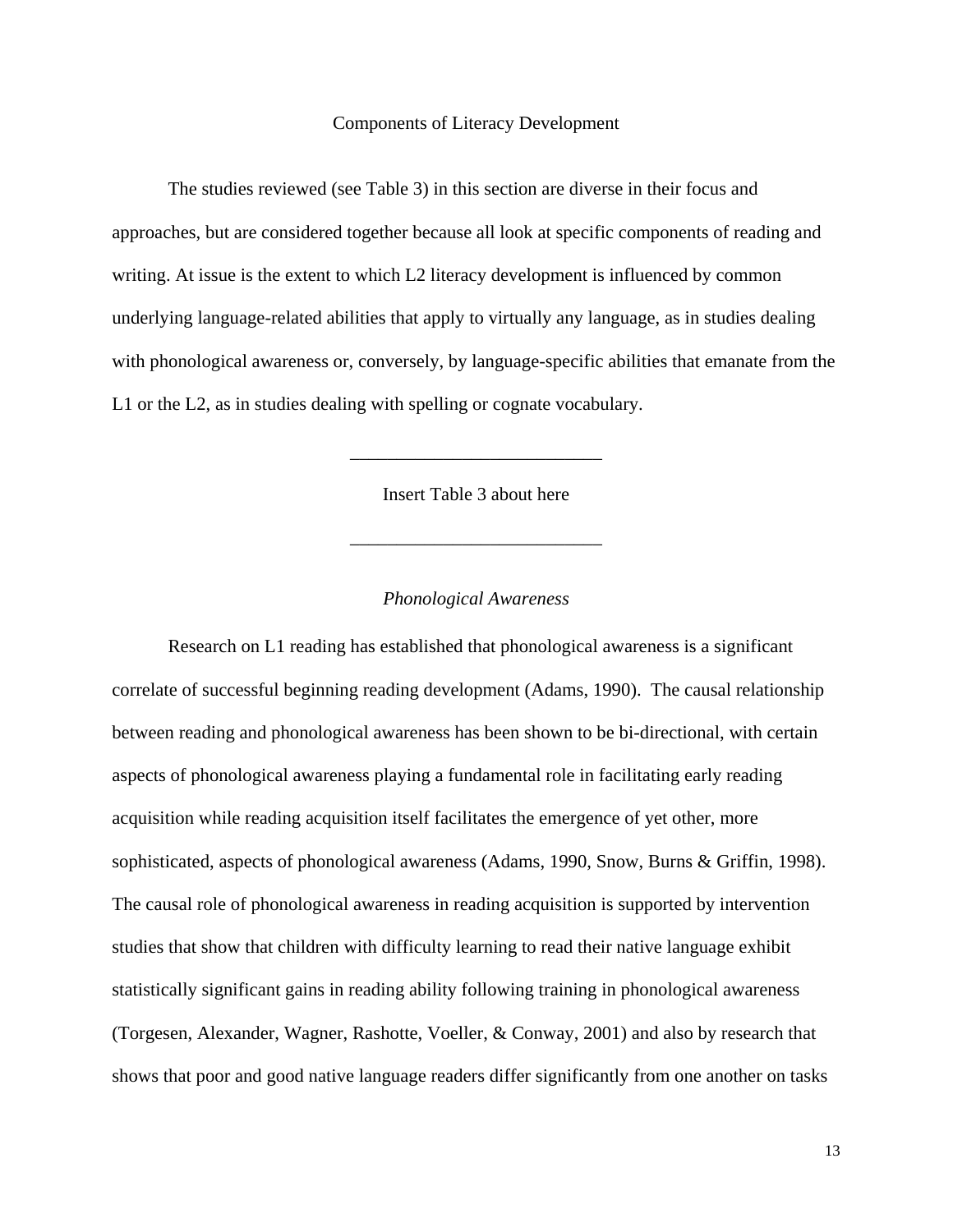## Components of Literacy Development

The studies reviewed (see Table 3) in this section are diverse in their focus and approaches, but are considered together because all look at specific components of reading and writing. At issue is the extent to which L2 literacy development is influenced by common underlying language-related abilities that apply to virtually any language, as in studies dealing with phonological awareness or, conversely, by language-specific abilities that emanate from the L1 or the L2, as in studies dealing with spelling or cognate vocabulary.

---

Insert Table 3 about here

---

### *Phonological Awareness*

Research on L1 reading has established that phonological awareness is a significant correlate of successful beginning reading development (Adams, 1990). The causal relationship between reading and phonological awareness has been shown to be bi-directional, with certain aspects of phonological awareness playing a fundamental role in facilitating early reading acquisition while reading acquisition itself facilitates the emergence of yet other, more sophisticated, aspects of phonological awareness (Adams, 1990, Snow, Burns & Griffin, 1998). The causal role of phonological awareness in reading acquisition is supported by intervention studies that show that children with difficulty learning to read their native language exhibit statistically significant gains in reading ability following training in phonological awareness (Torgesen, Alexander, Wagner, Rashotte, Voeller, & Conway, 2001) and also by research that shows that poor and good native language readers differ significantly from one another on tasks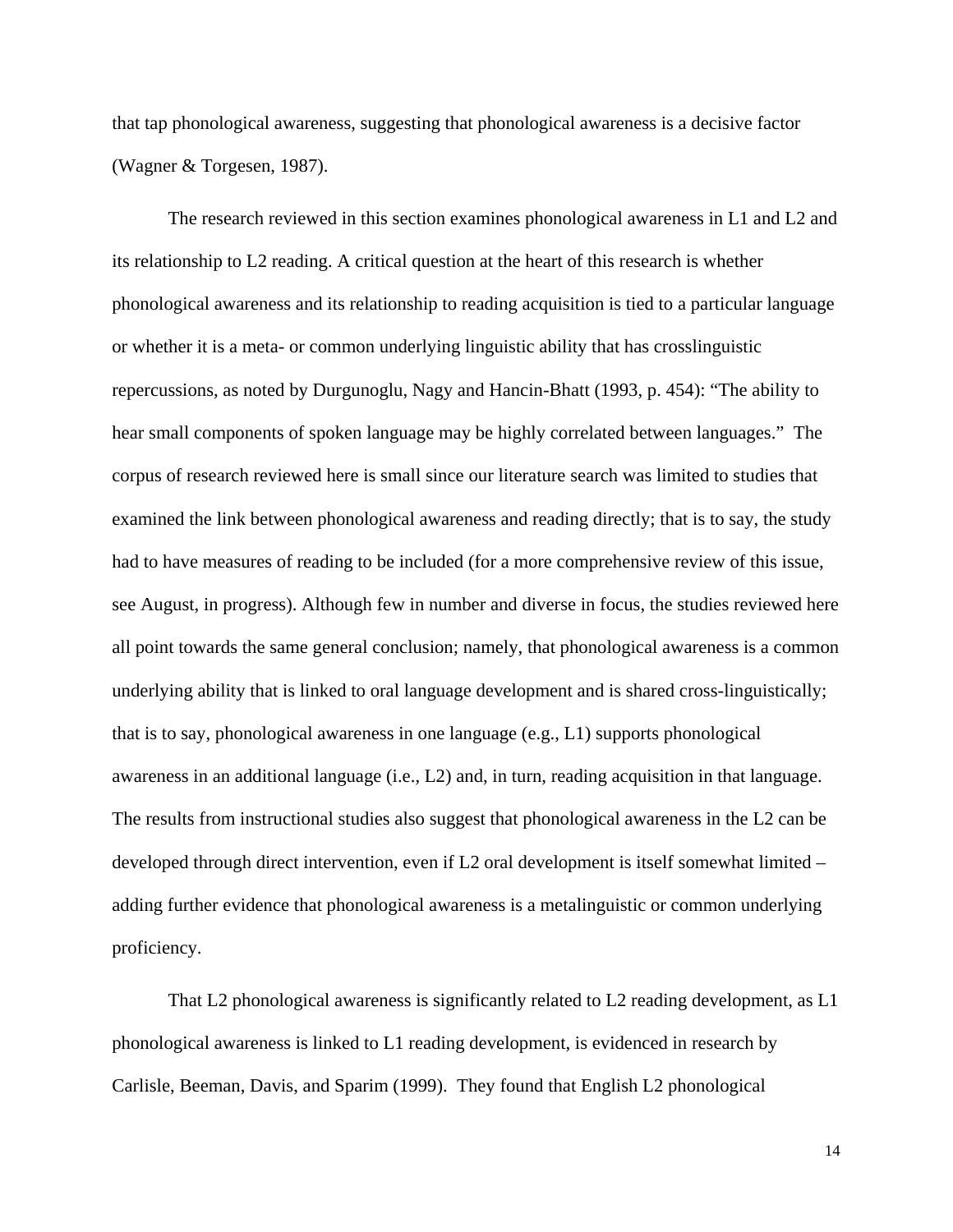that tap phonological awareness, suggesting that phonological awareness is a decisive factor (Wagner & Torgesen, 1987).

The research reviewed in this section examines phonological awareness in L1 and L2 and its relationship to L2 reading. A critical question at the heart of this research is whether phonological awareness and its relationship to reading acquisition is tied to a particular language or whether it is a meta- or common underlying linguistic ability that has crosslinguistic repercussions, as noted by Durgunoglu, Nagy and Hancin-Bhatt (1993, p. 454): "The ability to hear small components of spoken language may be highly correlated between languages." The corpus of research reviewed here is small since our literature search was limited to studies that examined the link between phonological awareness and reading directly; that is to say, the study had to have measures of reading to be included (for a more comprehensive review of this issue, see August, in progress). Although few in number and diverse in focus, the studies reviewed here all point towards the same general conclusion; namely, that phonological awareness is a common underlying ability that is linked to oral language development and is shared cross-linguistically; that is to say, phonological awareness in one language (e.g., L1) supports phonological awareness in an additional language (i.e., L2) and, in turn, reading acquisition in that language. The results from instructional studies also suggest that phonological awareness in the L2 can be developed through direct intervention, even if L2 oral development is itself somewhat limited – adding further evidence that phonological awareness is a metalinguistic or common underlying proficiency.

That L2 phonological awareness is significantly related to L2 reading development, as L1 phonological awareness is linked to L1 reading development, is evidenced in research by Carlisle, Beeman, Davis, and Sparim (1999). They found that English L2 phonological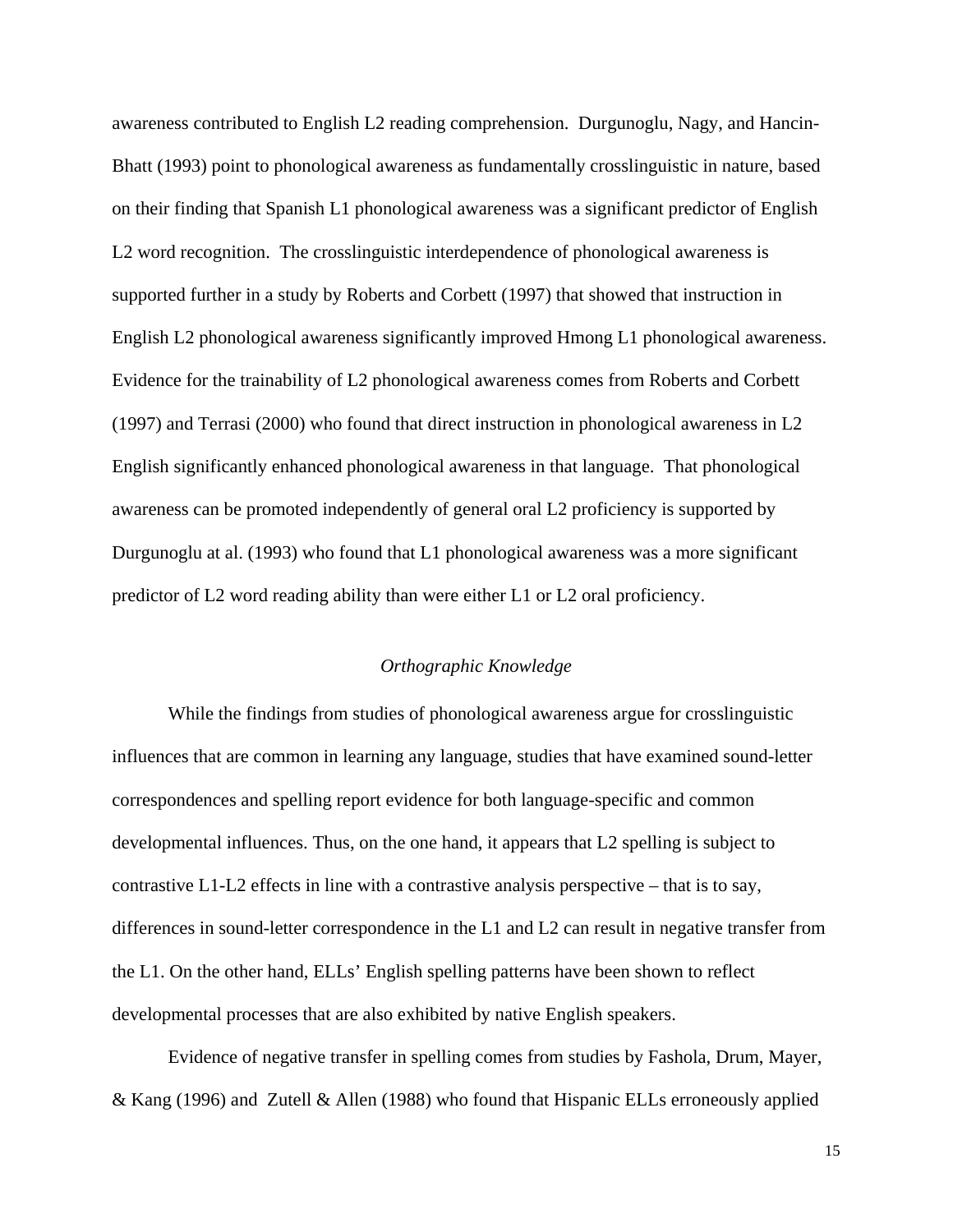awareness contributed to English L2 reading comprehension. Durgunoglu, Nagy, and Hancin-Bhatt (1993) point to phonological awareness as fundamentally crosslinguistic in nature, based on their finding that Spanish L1 phonological awareness was a significant predictor of English L2 word recognition. The crosslinguistic interdependence of phonological awareness is supported further in a study by Roberts and Corbett (1997) that showed that instruction in English L2 phonological awareness significantly improved Hmong L1 phonological awareness. Evidence for the trainability of L2 phonological awareness comes from Roberts and Corbett (1997) and Terrasi (2000) who found that direct instruction in phonological awareness in L2 English significantly enhanced phonological awareness in that language. That phonological awareness can be promoted independently of general oral L2 proficiency is supported by Durgunoglu at al. (1993) who found that L1 phonological awareness was a more significant predictor of L2 word reading ability than were either L1 or L2 oral proficiency.

### *Orthographic Knowledge*

While the findings from studies of phonological awareness argue for crosslinguistic influences that are common in learning any language, studies that have examined sound-letter correspondences and spelling report evidence for both language-specific and common developmental influences. Thus, on the one hand, it appears that L2 spelling is subject to contrastive L1-L2 effects in line with a contrastive analysis perspective – that is to say, differences in sound-letter correspondence in the L1 and L2 can result in negative transfer from the L1. On the other hand, ELLs' English spelling patterns have been shown to reflect developmental processes that are also exhibited by native English speakers.

Evidence of negative transfer in spelling comes from studies by Fashola, Drum, Mayer, & Kang (1996) and Zutell & Allen (1988) who found that Hispanic ELLs erroneously applied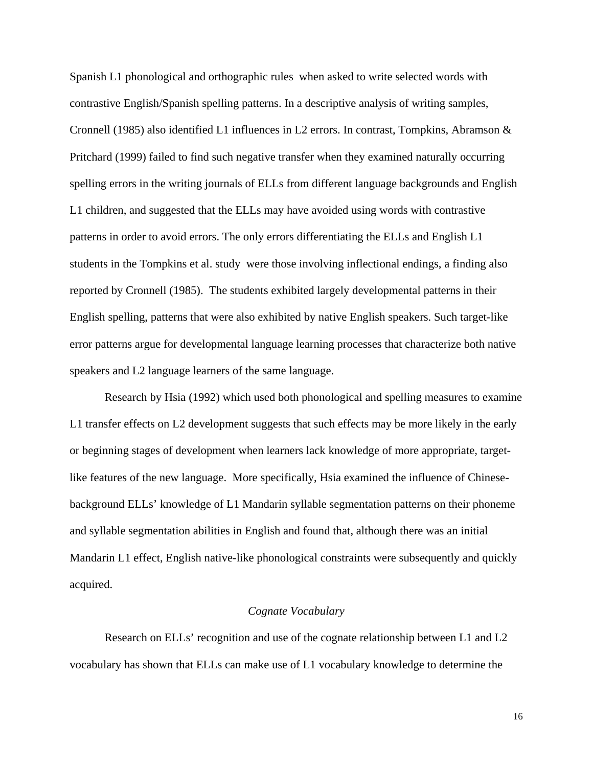Spanish L1 phonological and orthographic rules when asked to write selected words with contrastive English/Spanish spelling patterns. In a descriptive analysis of writing samples, Cronnell (1985) also identified L1 influences in L2 errors. In contrast, Tompkins, Abramson & Pritchard (1999) failed to find such negative transfer when they examined naturally occurring spelling errors in the writing journals of ELLs from different language backgrounds and English L1 children, and suggested that the ELLs may have avoided using words with contrastive patterns in order to avoid errors. The only errors differentiating the ELLs and English L1 students in the Tompkins et al. study were those involving inflectional endings, a finding also reported by Cronnell (1985). The students exhibited largely developmental patterns in their English spelling, patterns that were also exhibited by native English speakers. Such target-like error patterns argue for developmental language learning processes that characterize both native speakers and L2 language learners of the same language.

Research by Hsia (1992) which used both phonological and spelling measures to examine L1 transfer effects on L2 development suggests that such effects may be more likely in the early or beginning stages of development when learners lack knowledge of more appropriate, target-like features of the new language. More specifically, Hsia examined the influence of Chinese-background ELLs' knowledge of L1 Mandarin syllable segmentation patterns on their phoneme and syllable segmentation abilities in English and found that, although there was an initial Mandarin L1 effect, English native-like phonological constraints were subsequently and quickly acquired.

### *Cognate Vocabulary*

Research on ELLs' recognition and use of the cognate relationship between L1 and L2 vocabulary has shown that ELLs can make use of L1 vocabulary knowledge to determine the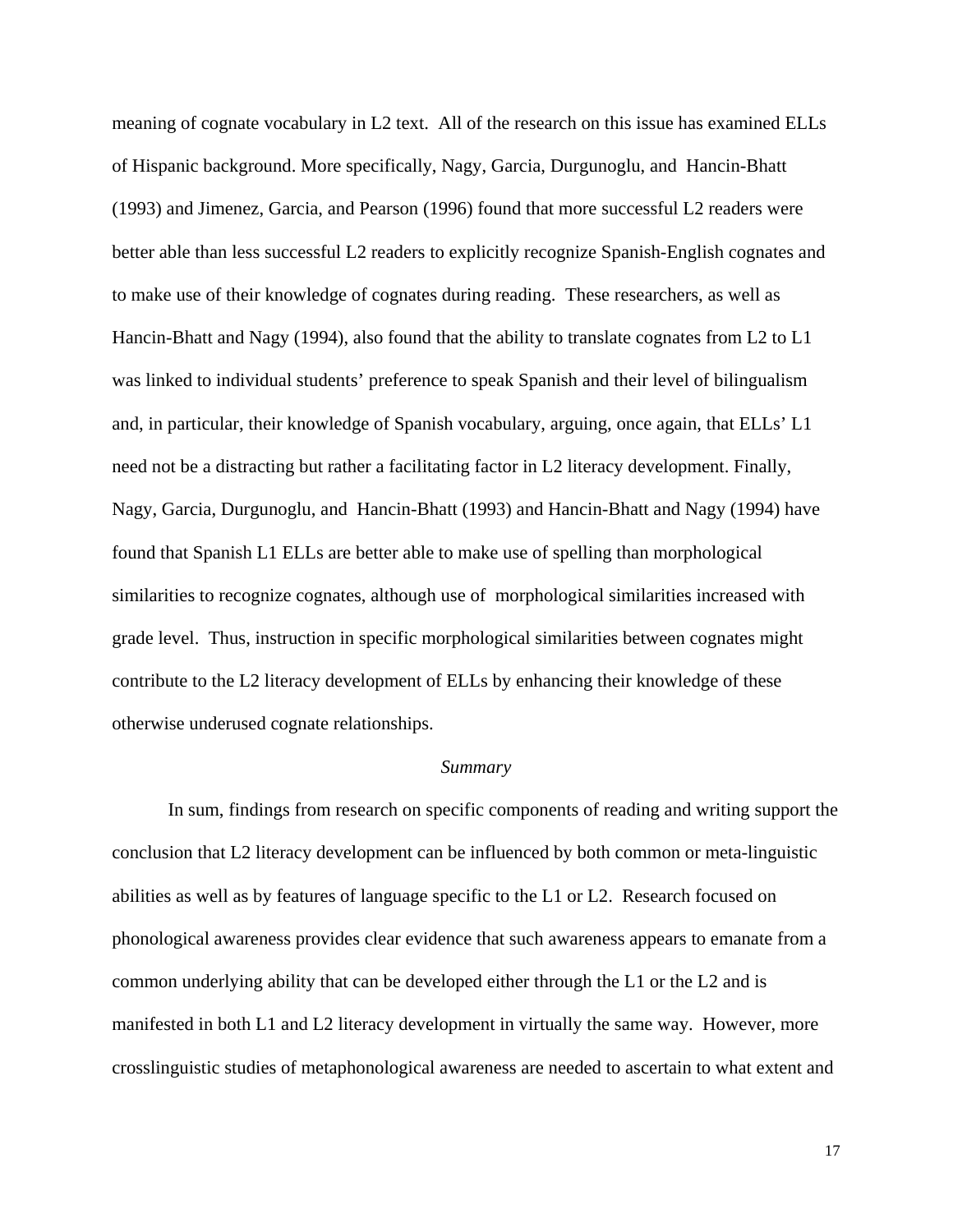meaning of cognate vocabulary in L2 text. All of the research on this issue has examined ELLs of Hispanic background. More specifically, Nagy, Garcia, Durgunoglu, and Hancin-Bhatt (1993) and Jimenez, Garcia, and Pearson (1996) found that more successful L2 readers were better able than less successful L2 readers to explicitly recognize Spanish-English cognates and to make use of their knowledge of cognates during reading. These researchers, as well as Hancin-Bhatt and Nagy (1994), also found that the ability to translate cognates from L2 to L1 was linked to individual students' preference to speak Spanish and their level of bilingualism and, in particular, their knowledge of Spanish vocabulary, arguing, once again, that ELLs' L1 need not be a distracting but rather a facilitating factor in L2 literacy development. Finally, Nagy, Garcia, Durgunoglu, and Hancin-Bhatt (1993) and Hancin-Bhatt and Nagy (1994) have found that Spanish L1 ELLs are better able to make use of spelling than morphological similarities to recognize cognates, although use of morphological similarities increased with grade level. Thus, instruction in specific morphological similarities between cognates might contribute to the L2 literacy development of ELLs by enhancing their knowledge of these otherwise underused cognate relationships.

*Summary*

In sum, findings from research on specific components of reading and writing support the conclusion that L2 literacy development can be influenced by both common or meta-linguistic abilities as well as by features of language specific to the L1 or L2. Research focused on phonological awareness provides clear evidence that such awareness appears to emanate from a common underlying ability that can be developed either through the L1 or the L2 and is manifested in both L1 and L2 literacy development in virtually the same way. However, more crosslinguistic studies of metaphonological awareness are needed to ascertain to what extent and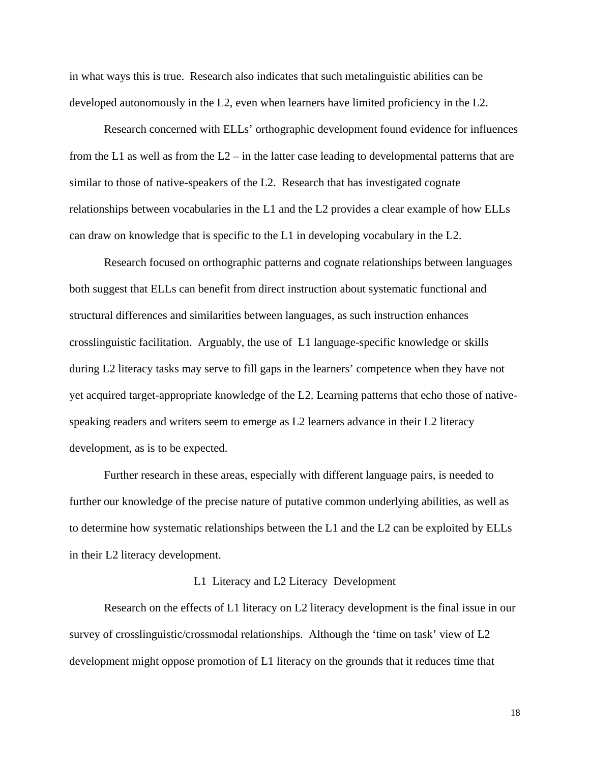in what ways this is true. Research also indicates that such metalinguistic abilities can be developed autonomously in the L2, even when learners have limited proficiency in the L2.

Research concerned with ELLs' orthographic development found evidence for influences from the L1 as well as from the L2 – in the latter case leading to developmental patterns that are similar to those of native-speakers of the L2. Research that has investigated cognate relationships between vocabularies in the L1 and the L2 provides a clear example of how ELLs can draw on knowledge that is specific to the L1 in developing vocabulary in the L2.

Research focused on orthographic patterns and cognate relationships between languages both suggest that ELLs can benefit from direct instruction about systematic functional and structural differences and similarities between languages, as such instruction enhances crosslinguistic facilitation. Arguably, the use of L1 language-specific knowledge or skills during L2 literacy tasks may serve to fill gaps in the learners' competence when they have not yet acquired target-appropriate knowledge of the L2. Learning patterns that echo those of native-speaking readers and writers seem to emerge as L2 learners advance in their L2 literacy development, as is to be expected.

Further research in these areas, especially with different language pairs, is needed to further our knowledge of the precise nature of putative common underlying abilities, as well as to determine how systematic relationships between the L1 and the L2 can be exploited by ELLs in their L2 literacy development.

## L1 Literacy and L2 Literacy Development

Research on the effects of L1 literacy on L2 literacy development is the final issue in our survey of crosslinguistic/crossmodal relationships. Although the 'time on task' view of L2 development might oppose promotion of L1 literacy on the grounds that it reduces time that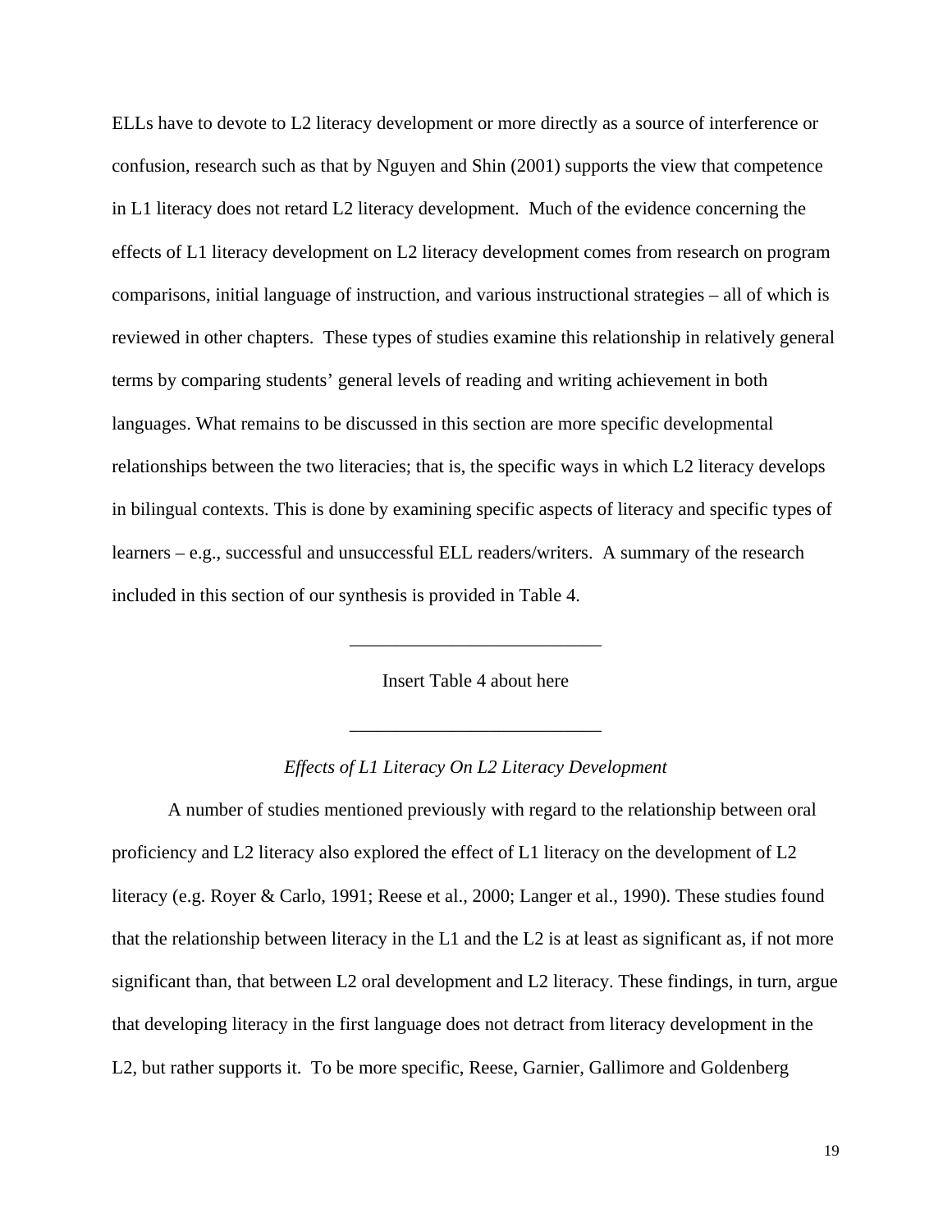ELLs have to devote to L2 literacy development or more directly as a source of interference or confusion, research such as that by Nguyen and Shin (2001) supports the view that competence in L1 literacy does not retard L2 literacy development. Much of the evidence concerning the effects of L1 literacy development on L2 literacy development comes from research on program comparisons, initial language of instruction, and various instructional strategies – all of which is reviewed in other chapters. These types of studies examine this relationship in relatively general terms by comparing students' general levels of reading and writing achievement in both languages. What remains to be discussed in this section are more specific developmental relationships between the two literacies; that is, the specific ways in which L2 literacy develops in bilingual contexts. This is done by examining specific aspects of literacy and specific types of learners – e.g., successful and unsuccessful ELL readers/writers. A summary of the research included in this section of our synthesis is provided in Table 4.

___________________________

Insert Table 4 about here

___________________________

*Effects of L1 Literacy On L2 Literacy Development*

A number of studies mentioned previously with regard to the relationship between oral proficiency and L2 literacy also explored the effect of L1 literacy on the development of L2 literacy (e.g. Royer & Carlo, 1991; Reese et al., 2000; Langer et al., 1990). These studies found that the relationship between literacy in the L1 and the L2 is at least as significant as, if not more significant than, that between L2 oral development and L2 literacy. These findings, in turn, argue that developing literacy in the first language does not detract from literacy development in the L2, but rather supports it. To be more specific, Reese, Garnier, Gallimore and Goldenberg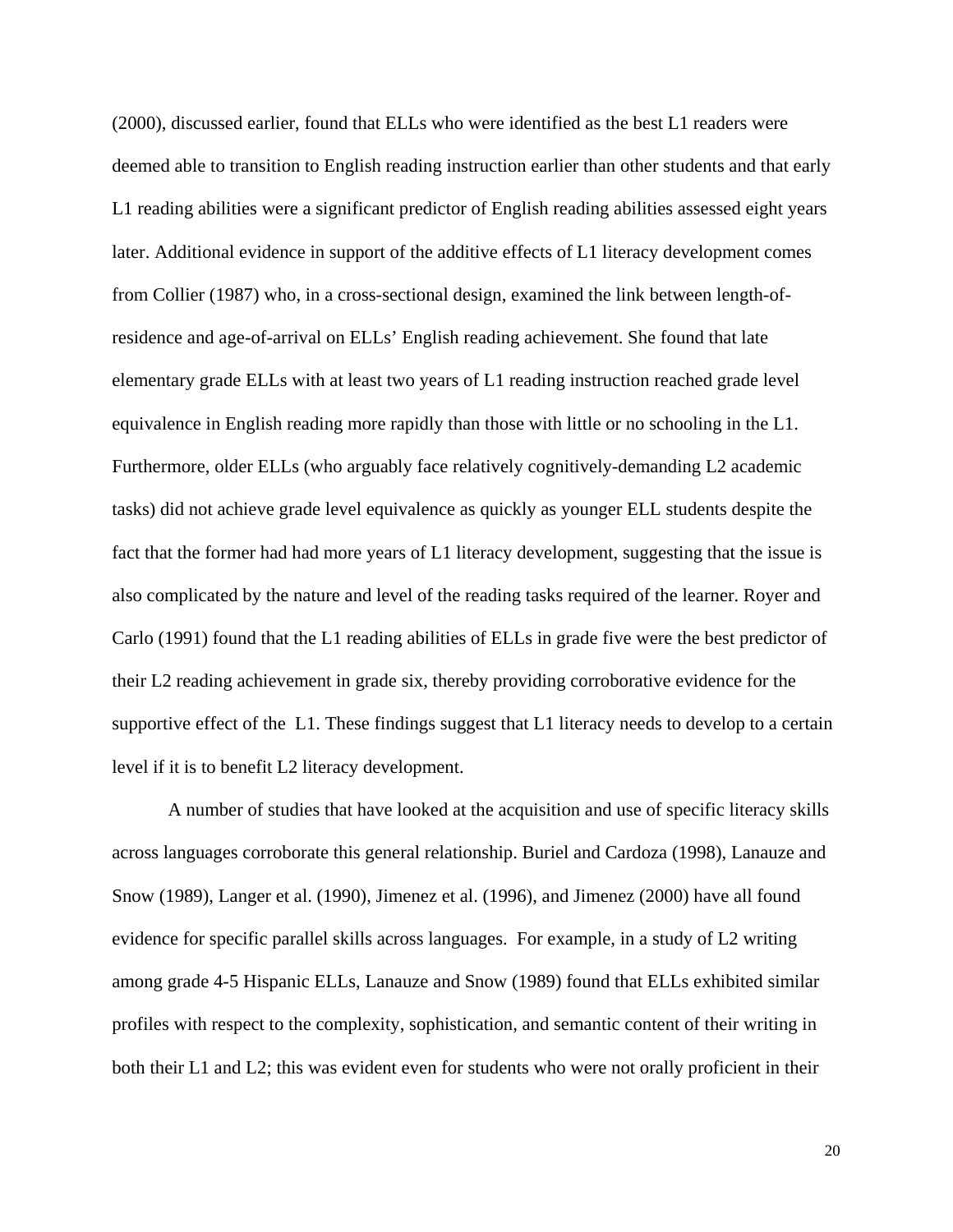(2000), discussed earlier, found that ELLs who were identified as the best L1 readers were deemed able to transition to English reading instruction earlier than other students and that early L1 reading abilities were a significant predictor of English reading abilities assessed eight years later. Additional evidence in support of the additive effects of L1 literacy development comes from Collier (1987) who, in a cross-sectional design, examined the link between length-of-residence and age-of-arrival on ELLs' English reading achievement. She found that late elementary grade ELLs with at least two years of L1 reading instruction reached grade level equivalence in English reading more rapidly than those with little or no schooling in the L1. Furthermore, older ELLs (who arguably face relatively cognitively-demanding L2 academic tasks) did not achieve grade level equivalence as quickly as younger ELL students despite the fact that the former had had more years of L1 literacy development, suggesting that the issue is also complicated by the nature and level of the reading tasks required of the learner. Royer and Carlo (1991) found that the L1 reading abilities of ELLs in grade five were the best predictor of their L2 reading achievement in grade six, thereby providing corroborative evidence for the supportive effect of the L1. These findings suggest that L1 literacy needs to develop to a certain level if it is to benefit L2 literacy development.

A number of studies that have looked at the acquisition and use of specific literacy skills across languages corroborate this general relationship. Buriel and Cardoza (1998), Lanauze and Snow (1989), Langer et al. (1990), Jimenez et al. (1996), and Jimenez (2000) have all found evidence for specific parallel skills across languages. For example, in a study of L2 writing among grade 4-5 Hispanic ELLs, Lanauze and Snow (1989) found that ELLs exhibited similar profiles with respect to the complexity, sophistication, and semantic content of their writing in both their L1 and L2; this was evident even for students who were not orally proficient in their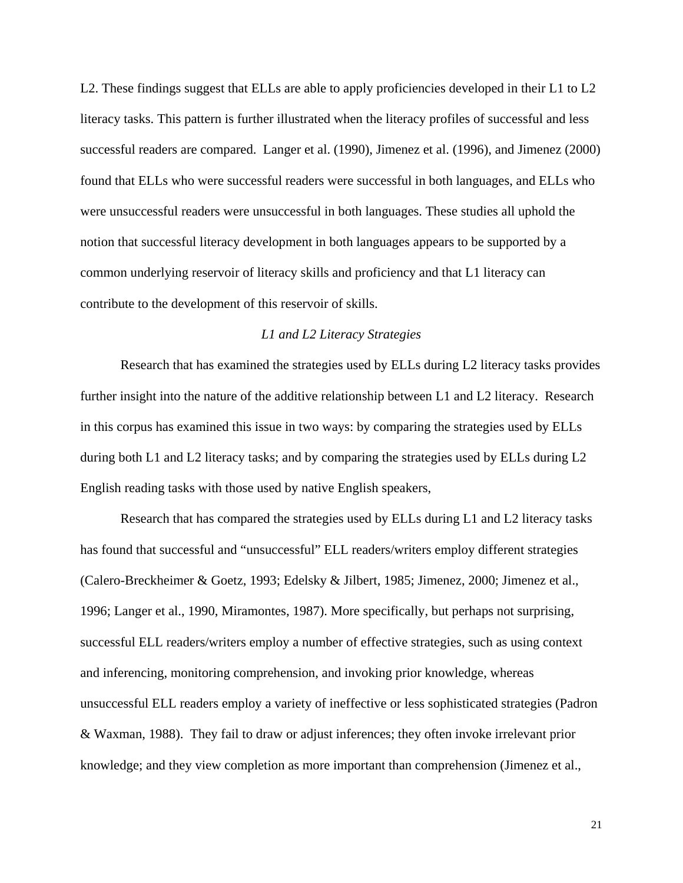L2. These findings suggest that ELLs are able to apply proficiencies developed in their L1 to L2 literacy tasks. This pattern is further illustrated when the literacy profiles of successful and less successful readers are compared. Langer et al. (1990), Jimenez et al. (1996), and Jimenez (2000) found that ELLs who were successful readers were successful in both languages, and ELLs who were unsuccessful readers were unsuccessful in both languages. These studies all uphold the notion that successful literacy development in both languages appears to be supported by a common underlying reservoir of literacy skills and proficiency and that L1 literacy can contribute to the development of this reservoir of skills.

### *L1 and L2 Literacy Strategies*

Research that has examined the strategies used by ELLs during L2 literacy tasks provides further insight into the nature of the additive relationship between L1 and L2 literacy. Research in this corpus has examined this issue in two ways: by comparing the strategies used by ELLs during both L1 and L2 literacy tasks; and by comparing the strategies used by ELLs during L2 English reading tasks with those used by native English speakers,

Research that has compared the strategies used by ELLs during L1 and L2 literacy tasks has found that successful and "unsuccessful" ELL readers/writers employ different strategies (Calero-Breckheimer & Goetz, 1993; Edelsky & Jilbert, 1985; Jimenez, 2000; Jimenez et al., 1996; Langer et al., 1990, Miramontes, 1987). More specifically, but perhaps not surprising, successful ELL readers/writers employ a number of effective strategies, such as using context and inferencing, monitoring comprehension, and invoking prior knowledge, whereas unsuccessful ELL readers employ a variety of ineffective or less sophisticated strategies (Padron & Waxman, 1988). They fail to draw or adjust inferences; they often invoke irrelevant prior knowledge; and they view completion as more important than comprehension (Jimenez et al.,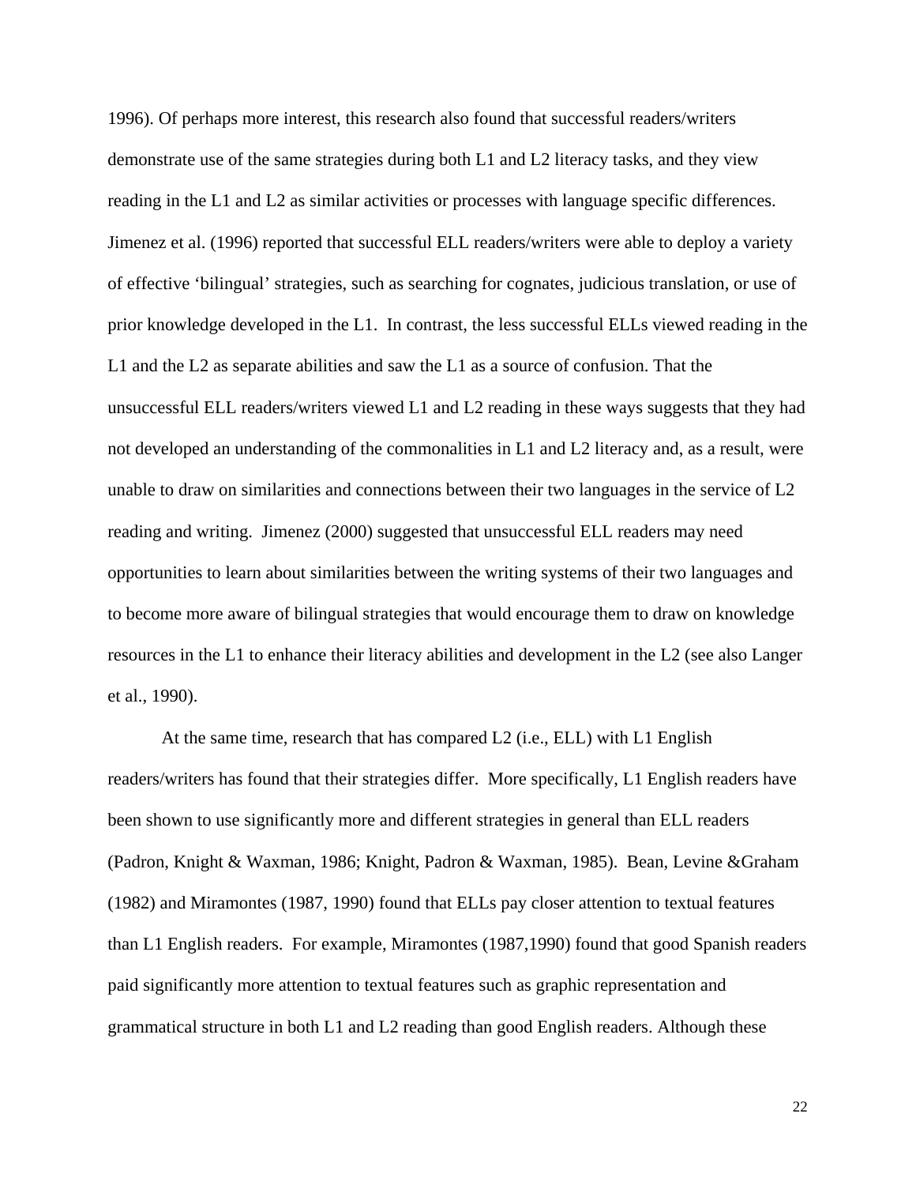1996). Of perhaps more interest, this research also found that successful readers/writers demonstrate use of the same strategies during both L1 and L2 literacy tasks, and they view reading in the L1 and L2 as similar activities or processes with language specific differences. Jimenez et al. (1996) reported that successful ELL readers/writers were able to deploy a variety of effective 'bilingual' strategies, such as searching for cognates, judicious translation, or use of prior knowledge developed in the L1. In contrast, the less successful ELLs viewed reading in the L1 and the L2 as separate abilities and saw the L1 as a source of confusion. That the unsuccessful ELL readers/writers viewed L1 and L2 reading in these ways suggests that they had not developed an understanding of the commonalities in L1 and L2 literacy and, as a result, were unable to draw on similarities and connections between their two languages in the service of L2 reading and writing. Jimenez (2000) suggested that unsuccessful ELL readers may need opportunities to learn about similarities between the writing systems of their two languages and to become more aware of bilingual strategies that would encourage them to draw on knowledge resources in the L1 to enhance their literacy abilities and development in the L2 (see also Langer et al., 1990).

At the same time, research that has compared L2 (i.e., ELL) with L1 English readers/writers has found that their strategies differ. More specifically, L1 English readers have been shown to use significantly more and different strategies in general than ELL readers (Padron, Knight & Waxman, 1986; Knight, Padron & Waxman, 1985). Bean, Levine &Graham (1982) and Miramontes (1987, 1990) found that ELLs pay closer attention to textual features than L1 English readers. For example, Miramontes (1987,1990) found that good Spanish readers paid significantly more attention to textual features such as graphic representation and grammatical structure in both L1 and L2 reading than good English readers. Although these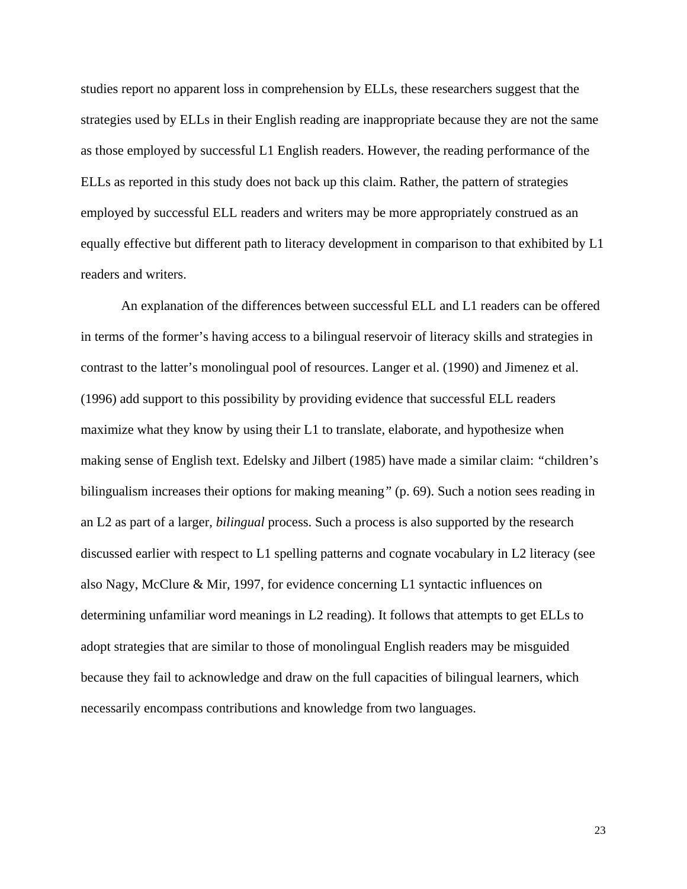studies report no apparent loss in comprehension by ELLs, these researchers suggest that the strategies used by ELLs in their English reading are inappropriate because they are not the same as those employed by successful L1 English readers. However, the reading performance of the ELLs as reported in this study does not back up this claim. Rather, the pattern of strategies employed by successful ELL readers and writers may be more appropriately construed as an equally effective but different path to literacy development in comparison to that exhibited by L1 readers and writers.

An explanation of the differences between successful ELL and L1 readers can be offered in terms of the former's having access to a bilingual reservoir of literacy skills and strategies in contrast to the latter's monolingual pool of resources. Langer et al. (1990) and Jimenez et al. (1996) add support to this possibility by providing evidence that successful ELL readers maximize what they know by using their L1 to translate, elaborate, and hypothesize when making sense of English text. Edelsky and Jilbert (1985) have made a similar claim: "children's bilingualism increases their options for making meaning" (p. 69). Such a notion sees reading in an L2 as part of a larger, *bilingual* process. Such a process is also supported by the research discussed earlier with respect to L1 spelling patterns and cognate vocabulary in L2 literacy (see also Nagy, McClure & Mir, 1997, for evidence concerning L1 syntactic influences on determining unfamiliar word meanings in L2 reading). It follows that attempts to get ELLs to adopt strategies that are similar to those of monolingual English readers may be misguided because they fail to acknowledge and draw on the full capacities of bilingual learners, which necessarily encompass contributions and knowledge from two languages.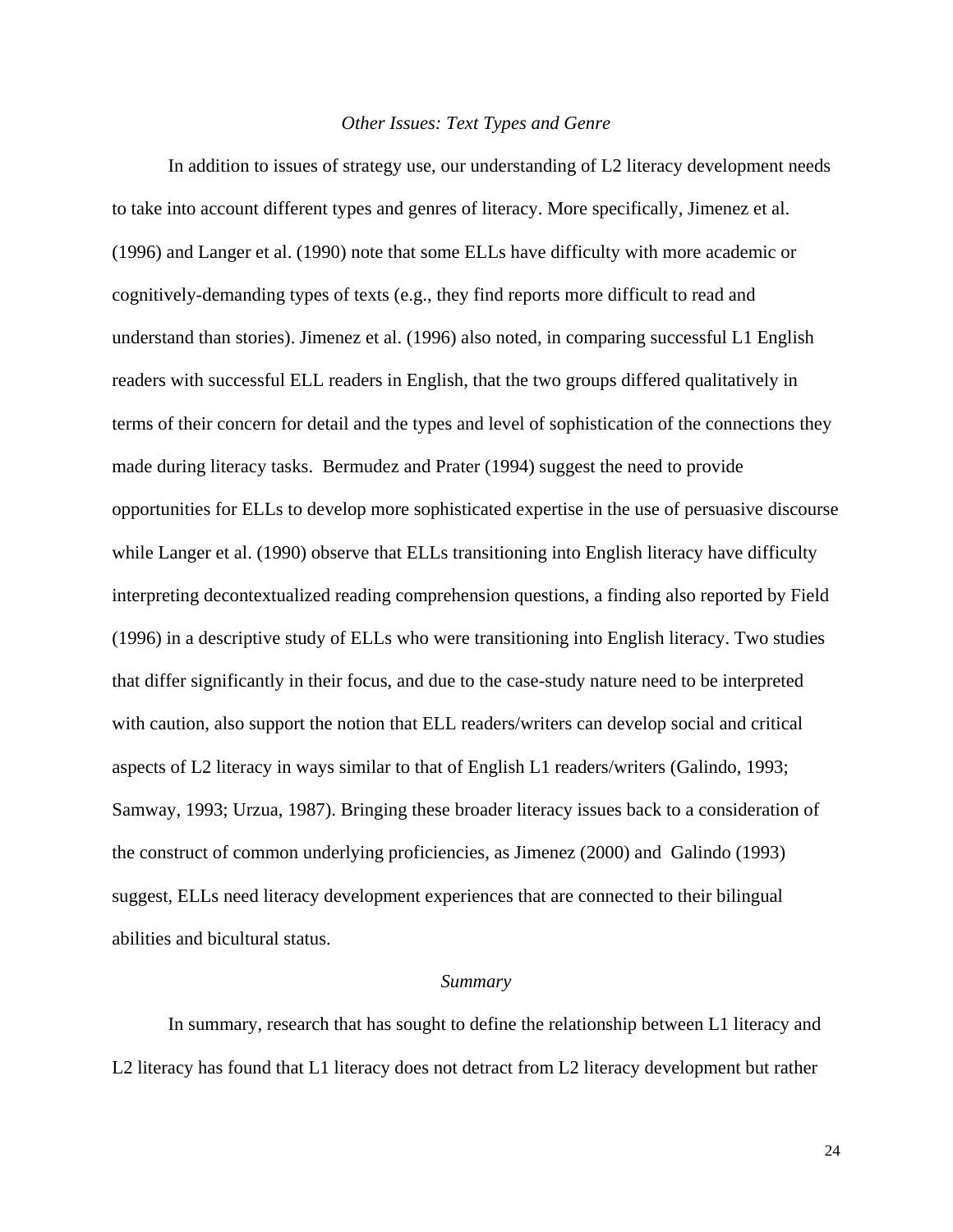*Other Issues: Text Types and Genre*

In addition to issues of strategy use, our understanding of L2 literacy development needs to take into account different types and genres of literacy. More specifically, Jimenez et al. (1996) and Langer et al. (1990) note that some ELLs have difficulty with more academic or cognitively-demanding types of texts (e.g., they find reports more difficult to read and understand than stories). Jimenez et al. (1996) also noted, in comparing successful L1 English readers with successful ELL readers in English, that the two groups differed qualitatively in terms of their concern for detail and the types and level of sophistication of the connections they made during literacy tasks. Bermudez and Prater (1994) suggest the need to provide opportunities for ELLs to develop more sophisticated expertise in the use of persuasive discourse while Langer et al. (1990) observe that ELLs transitioning into English literacy have difficulty interpreting decontextualized reading comprehension questions, a finding also reported by Field (1996) in a descriptive study of ELLs who were transitioning into English literacy. Two studies that differ significantly in their focus, and due to the case-study nature need to be interpreted with caution, also support the notion that ELL readers/writers can develop social and critical aspects of L2 literacy in ways similar to that of English L1 readers/writers (Galindo, 1993; Samway, 1993; Urzua, 1987). Bringing these broader literacy issues back to a consideration of the construct of common underlying proficiencies, as Jimenez (2000) and Galindo (1993) suggest, ELLs need literacy development experiences that are connected to their bilingual abilities and bicultural status.

*Summary*

In summary, research that has sought to define the relationship between L1 literacy and L2 literacy has found that L1 literacy does not detract from L2 literacy development but rather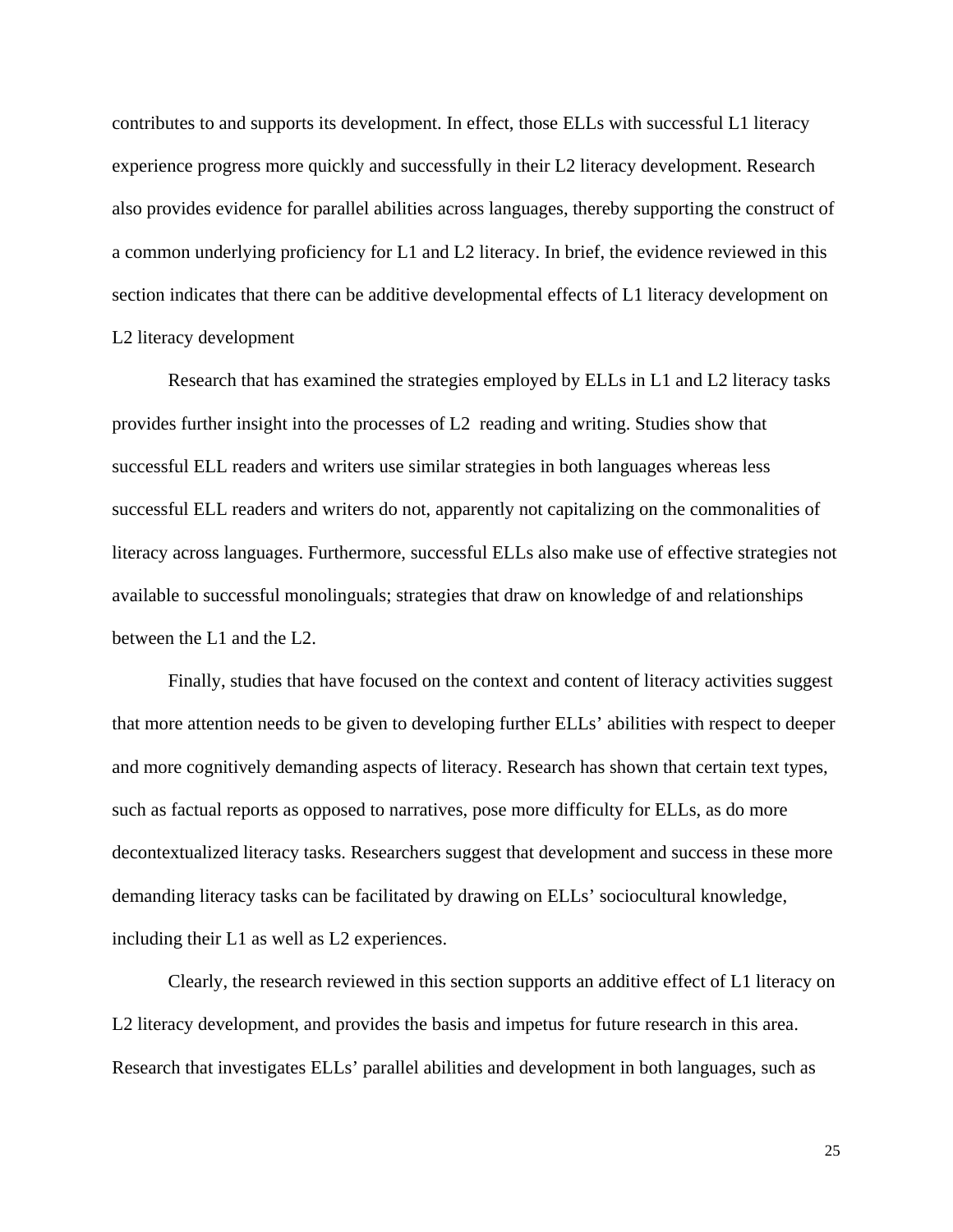contributes to and supports its development. In effect, those ELLs with successful L1 literacy experience progress more quickly and successfully in their L2 literacy development. Research also provides evidence for parallel abilities across languages, thereby supporting the construct of a common underlying proficiency for L1 and L2 literacy. In brief, the evidence reviewed in this section indicates that there can be additive developmental effects of L1 literacy development on L2 literacy development

Research that has examined the strategies employed by ELLs in L1 and L2 literacy tasks provides further insight into the processes of L2 reading and writing. Studies show that successful ELL readers and writers use similar strategies in both languages whereas less successful ELL readers and writers do not, apparently not capitalizing on the commonalities of literacy across languages. Furthermore, successful ELLs also make use of effective strategies not available to successful monolinguals; strategies that draw on knowledge of and relationships between the L1 and the L2.

Finally, studies that have focused on the context and content of literacy activities suggest that more attention needs to be given to developing further ELLs' abilities with respect to deeper and more cognitively demanding aspects of literacy. Research has shown that certain text types, such as factual reports as opposed to narratives, pose more difficulty for ELLs, as do more decontextualized literacy tasks. Researchers suggest that development and success in these more demanding literacy tasks can be facilitated by drawing on ELLs' sociocultural knowledge, including their L1 as well as L2 experiences.

Clearly, the research reviewed in this section supports an additive effect of L1 literacy on L2 literacy development, and provides the basis and impetus for future research in this area. Research that investigates ELLs' parallel abilities and development in both languages, such as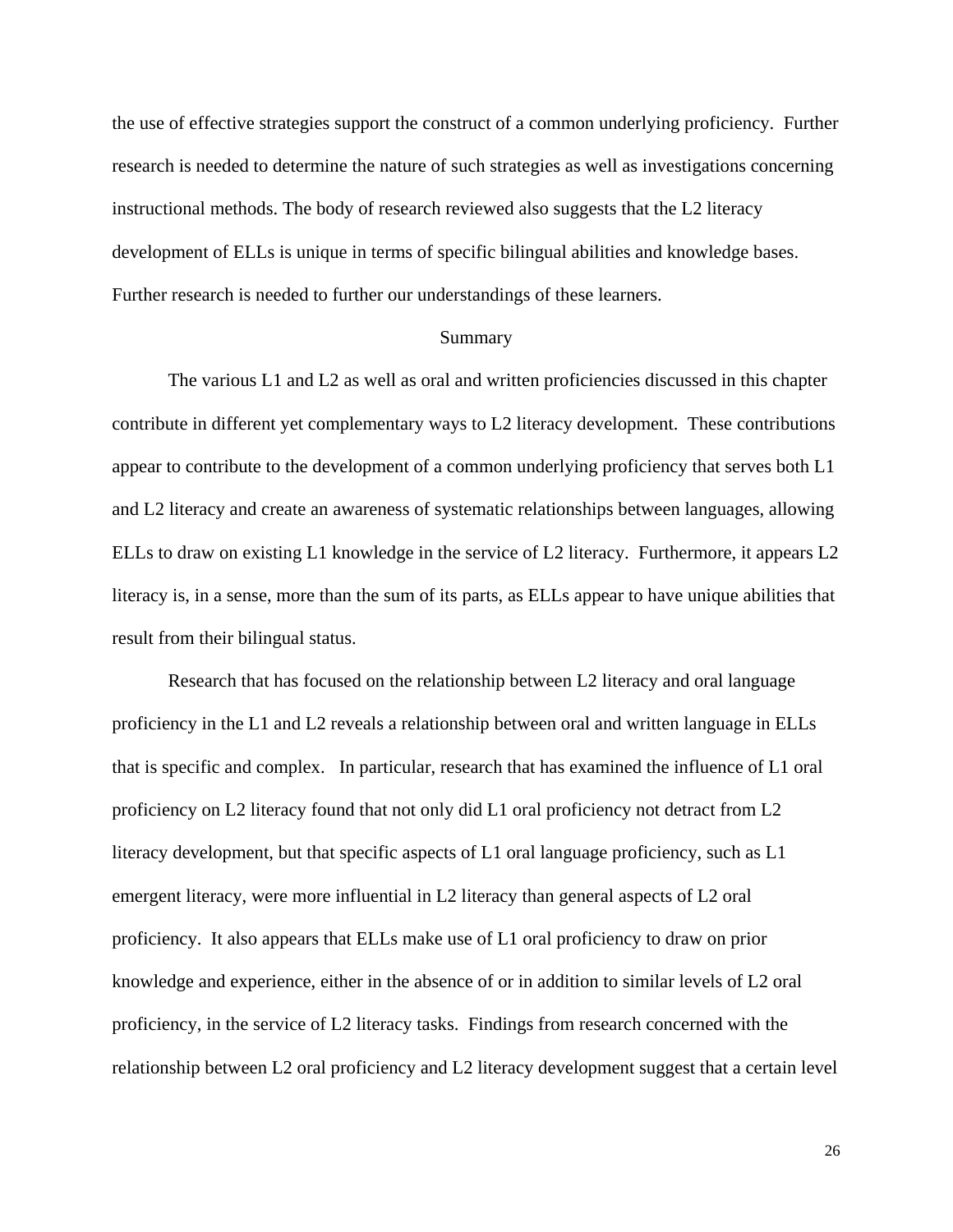the use of effective strategies support the construct of a common underlying proficiency. Further research is needed to determine the nature of such strategies as well as investigations concerning instructional methods. The body of research reviewed also suggests that the L2 literacy development of ELLs is unique in terms of specific bilingual abilities and knowledge bases. Further research is needed to further our understandings of these learners.

## Summary

The various L1 and L2 as well as oral and written proficiencies discussed in this chapter contribute in different yet complementary ways to L2 literacy development. These contributions appear to contribute to the development of a common underlying proficiency that serves both L1 and L2 literacy and create an awareness of systematic relationships between languages, allowing ELLs to draw on existing L1 knowledge in the service of L2 literacy. Furthermore, it appears L2 literacy is, in a sense, more than the sum of its parts, as ELLs appear to have unique abilities that result from their bilingual status.

Research that has focused on the relationship between L2 literacy and oral language proficiency in the L1 and L2 reveals a relationship between oral and written language in ELLs that is specific and complex. In particular, research that has examined the influence of L1 oral proficiency on L2 literacy found that not only did L1 oral proficiency not detract from L2 literacy development, but that specific aspects of L1 oral language proficiency, such as L1 emergent literacy, were more influential in L2 literacy than general aspects of L2 oral proficiency. It also appears that ELLs make use of L1 oral proficiency to draw on prior knowledge and experience, either in the absence of or in addition to similar levels of L2 oral proficiency, in the service of L2 literacy tasks. Findings from research concerned with the relationship between L2 oral proficiency and L2 literacy development suggest that a certain level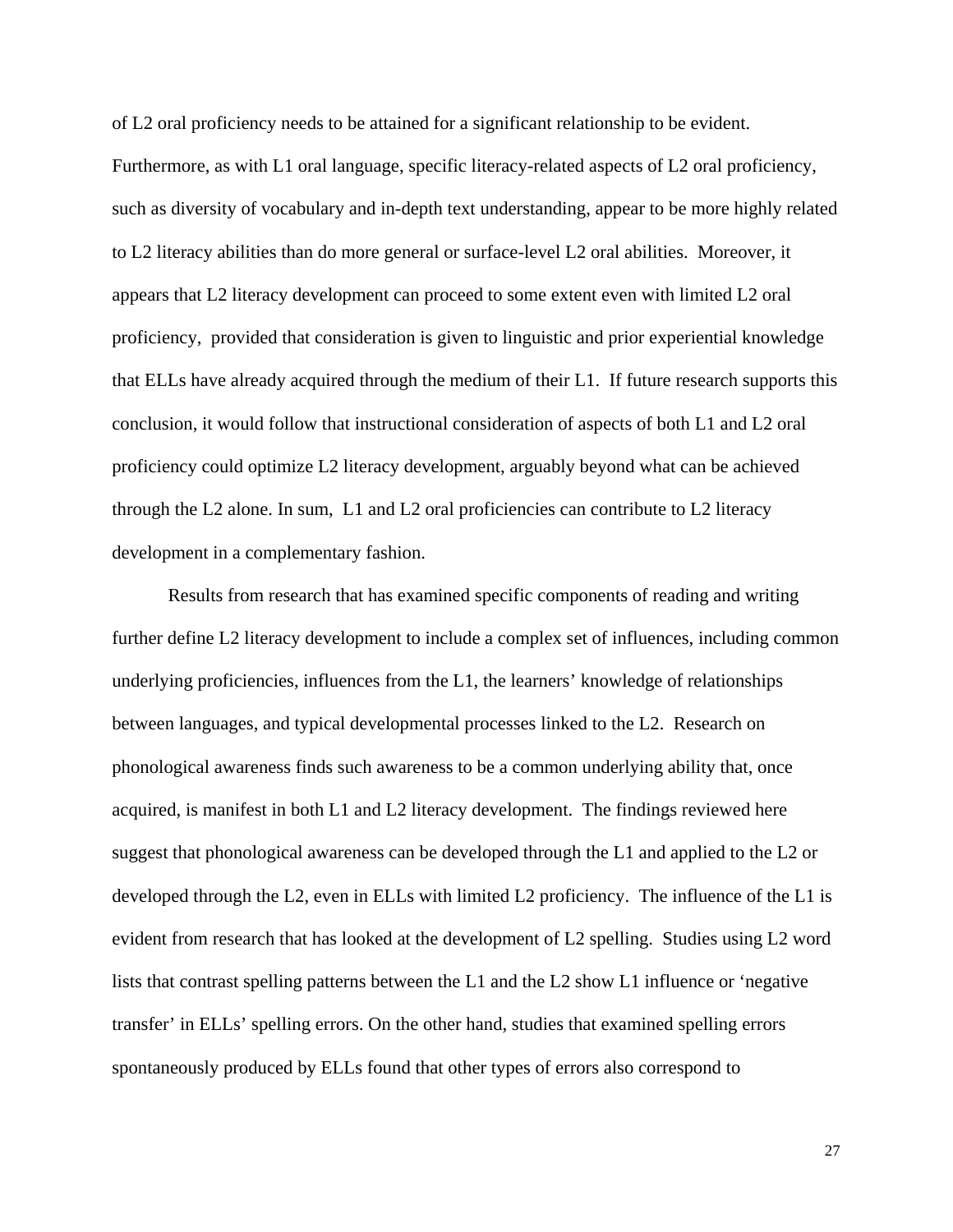of L2 oral proficiency needs to be attained for a significant relationship to be evident. Furthermore, as with L1 oral language, specific literacy-related aspects of L2 oral proficiency, such as diversity of vocabulary and in-depth text understanding, appear to be more highly related to L2 literacy abilities than do more general or surface-level L2 oral abilities. Moreover, it appears that L2 literacy development can proceed to some extent even with limited L2 oral proficiency, provided that consideration is given to linguistic and prior experiential knowledge that ELLs have already acquired through the medium of their L1. If future research supports this conclusion, it would follow that instructional consideration of aspects of both L1 and L2 oral proficiency could optimize L2 literacy development, arguably beyond what can be achieved through the L2 alone. In sum, L1 and L2 oral proficiencies can contribute to L2 literacy development in a complementary fashion.

Results from research that has examined specific components of reading and writing further define L2 literacy development to include a complex set of influences, including common underlying proficiencies, influences from the L1, the learners' knowledge of relationships between languages, and typical developmental processes linked to the L2. Research on phonological awareness finds such awareness to be a common underlying ability that, once acquired, is manifest in both L1 and L2 literacy development. The findings reviewed here suggest that phonological awareness can be developed through the L1 and applied to the L2 or developed through the L2, even in ELLs with limited L2 proficiency. The influence of the L1 is evident from research that has looked at the development of L2 spelling. Studies using L2 word lists that contrast spelling patterns between the L1 and the L2 show L1 influence or 'negative transfer' in ELLs' spelling errors. On the other hand, studies that examined spelling errors spontaneously produced by ELLs found that other types of errors also correspond to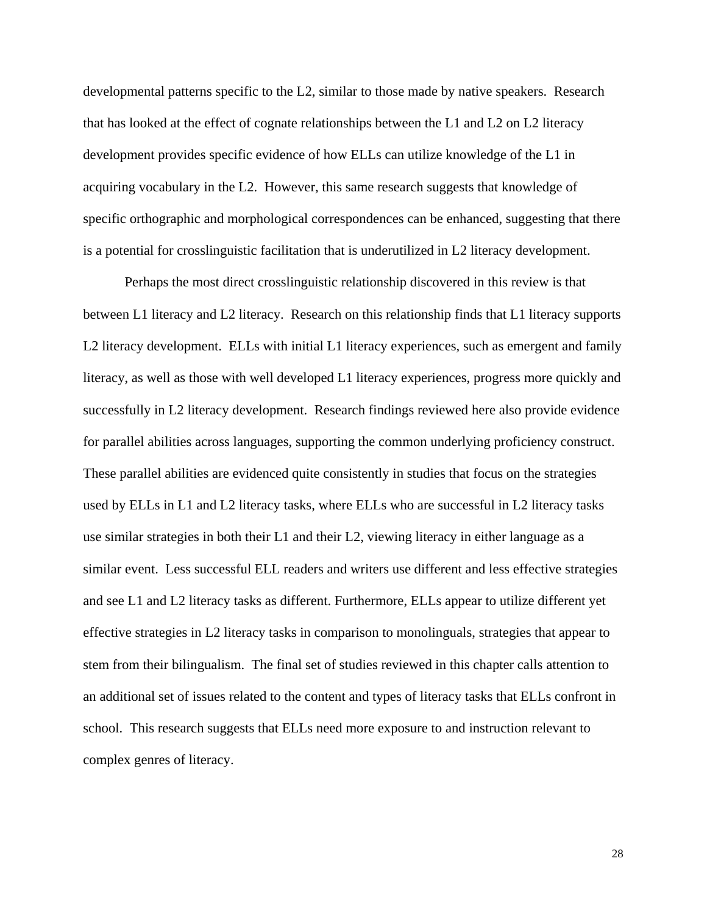developmental patterns specific to the L2, similar to those made by native speakers. Research that has looked at the effect of cognate relationships between the L1 and L2 on L2 literacy development provides specific evidence of how ELLs can utilize knowledge of the L1 in acquiring vocabulary in the L2. However, this same research suggests that knowledge of specific orthographic and morphological correspondences can be enhanced, suggesting that there is a potential for crosslinguistic facilitation that is underutilized in L2 literacy development.

Perhaps the most direct crosslinguistic relationship discovered in this review is that between L1 literacy and L2 literacy. Research on this relationship finds that L1 literacy supports L2 literacy development. ELLs with initial L1 literacy experiences, such as emergent and family literacy, as well as those with well developed L1 literacy experiences, progress more quickly and successfully in L2 literacy development. Research findings reviewed here also provide evidence for parallel abilities across languages, supporting the common underlying proficiency construct. These parallel abilities are evidenced quite consistently in studies that focus on the strategies used by ELLs in L1 and L2 literacy tasks, where ELLs who are successful in L2 literacy tasks use similar strategies in both their L1 and their L2, viewing literacy in either language as a similar event. Less successful ELL readers and writers use different and less effective strategies and see L1 and L2 literacy tasks as different. Furthermore, ELLs appear to utilize different yet effective strategies in L2 literacy tasks in comparison to monolinguals, strategies that appear to stem from their bilingualism. The final set of studies reviewed in this chapter calls attention to an additional set of issues related to the content and types of literacy tasks that ELLs confront in school. This research suggests that ELLs need more exposure to and instruction relevant to complex genres of literacy.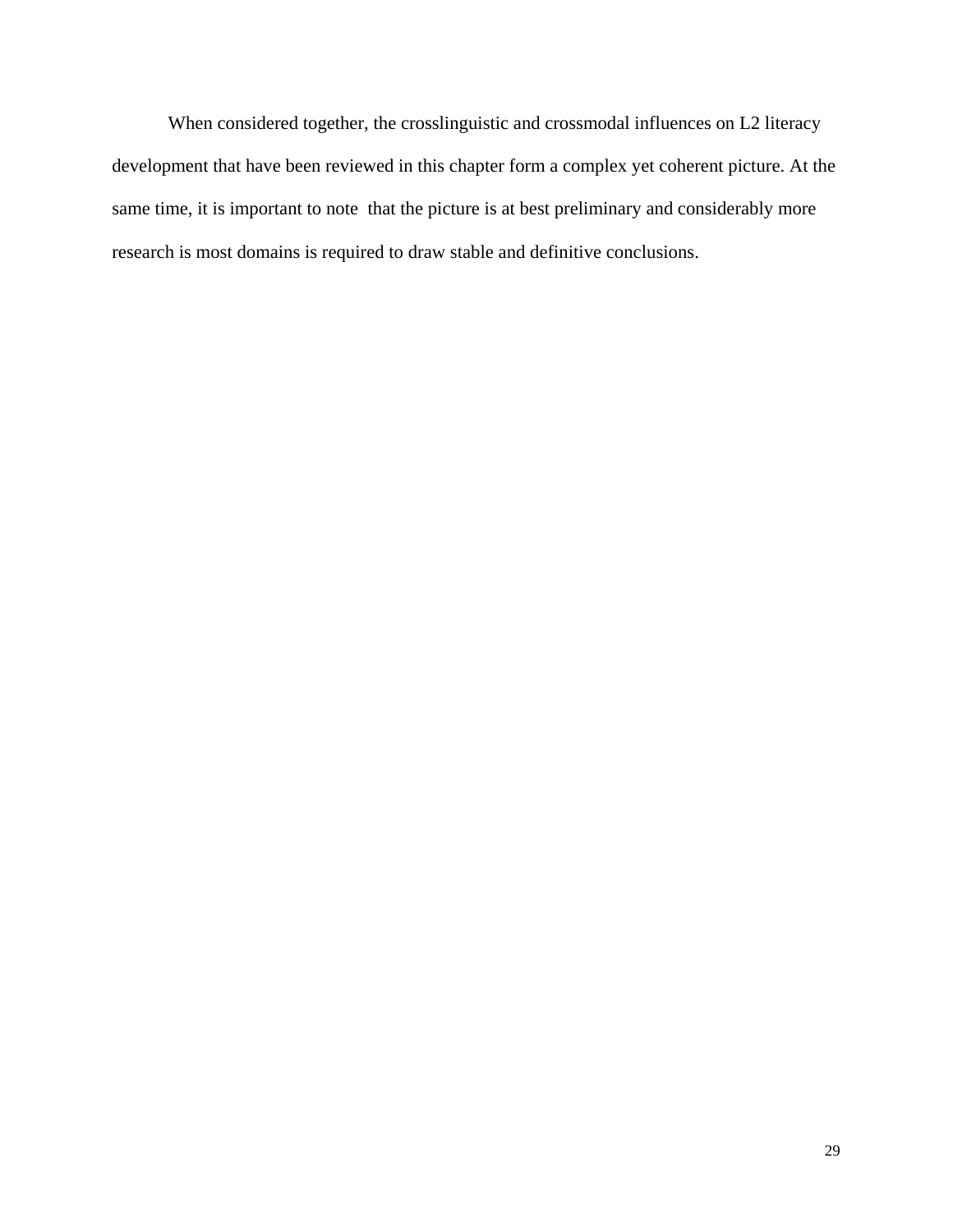When considered together, the crosslinguistic and crossmodal influences on L2 literacy development that have been reviewed in this chapter form a complex yet coherent picture. At the same time, it is important to note that the picture is at best preliminary and considerably more research is most domains is required to draw stable and definitive conclusions.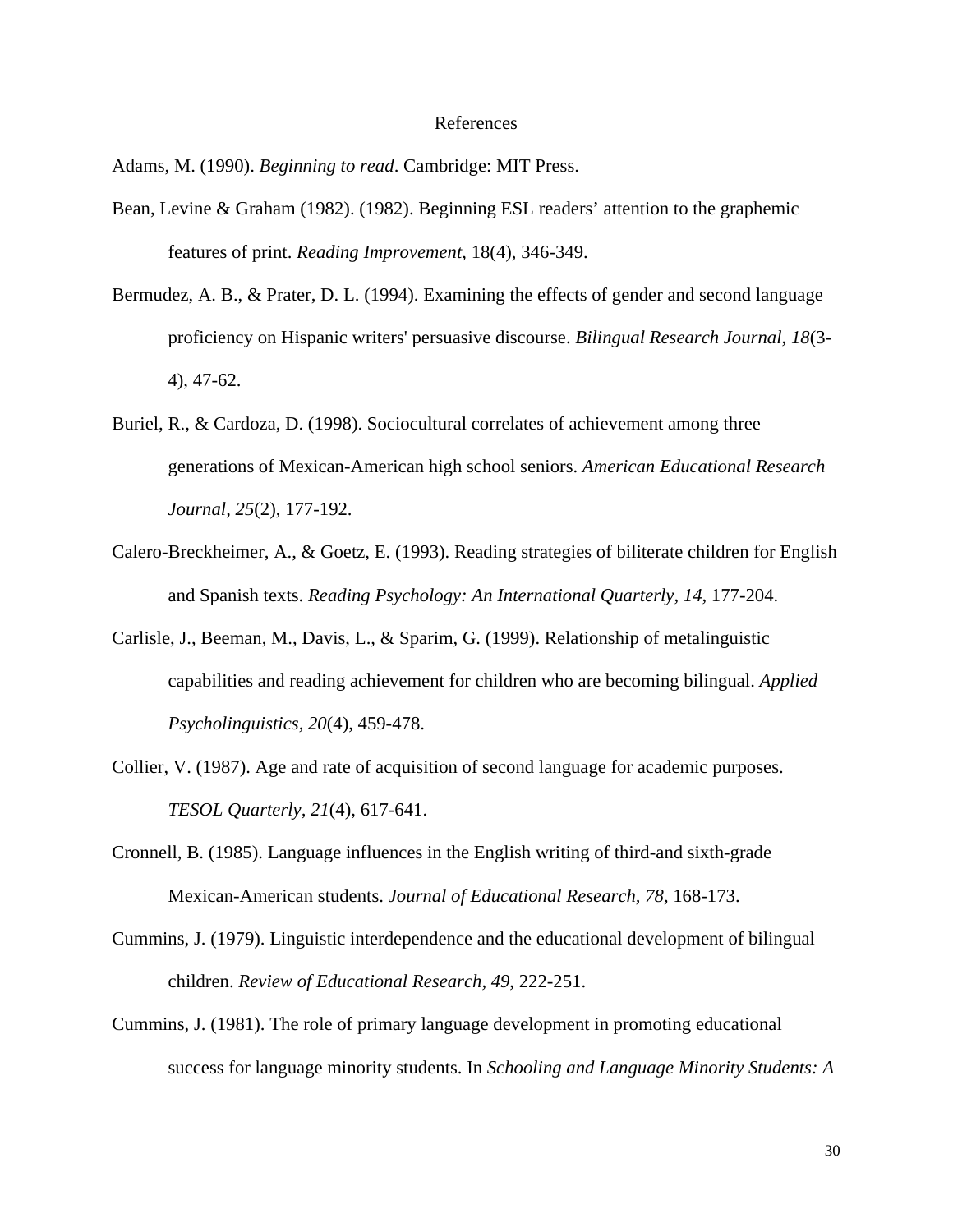# References

Adams, M. (1990). *Beginning to read*. Cambridge: MIT Press.

Bean, Levine & Graham (1982). (1982). Beginning ESL readers' attention to the graphemic features of print. *Reading Improvement*, 18(4), 346-349.

Bermudez, A. B., & Prater, D. L. (1994). Examining the effects of gender and second language proficiency on Hispanic writers' persuasive discourse. *Bilingual Research Journal*, *18*(3-4), 47-62.

Buriel, R., & Cardoza, D. (1998). Sociocultural correlates of achievement among three generations of Mexican-American high school seniors. *American Educational Research Journal*, *25*(2), 177-192.

Calero-Breckheimer, A., & Goetz, E. (1993). Reading strategies of biliterate children for English and Spanish texts. *Reading Psychology: An International Quarterly*, *14*, 177-204.

Carlisle, J., Beeman, M., Davis, L., & Sparim, G. (1999). Relationship of metalinguistic capabilities and reading achievement for children who are becoming bilingual. *Applied Psycholinguistics, 20*(4), 459-478.

Collier, V. (1987). Age and rate of acquisition of second language for academic purposes. *TESOL Quarterly*, *21*(4), 617-641.

Cronnell, B. (1985). Language influences in the English writing of third-and sixth-grade Mexican-American students. *Journal of Educational Research*, *78*, 168-173.

Cummins, J. (1979). Linguistic interdependence and the educational development of bilingual children. *Review of Educational Research*, *49*, 222-251.

Cummins, J. (1981). The role of primary language development in promoting educational success for language minority students. In *Schooling and Language Minority Students: A*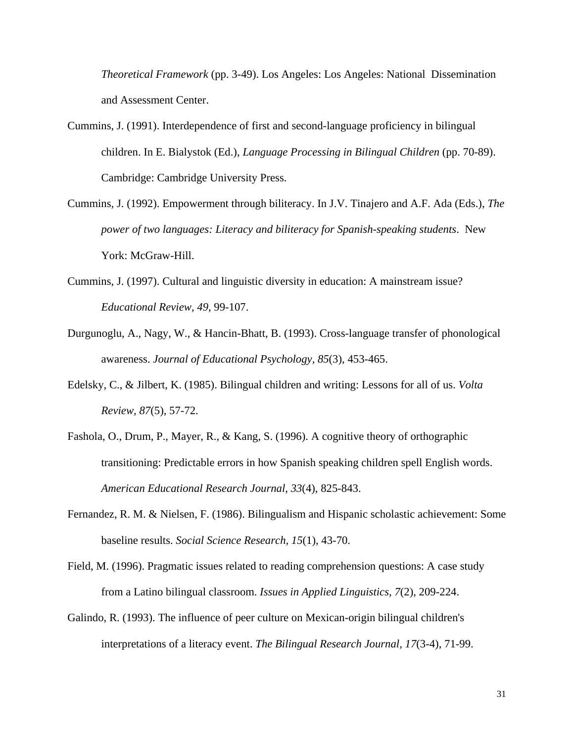*Theoretical Framework* (pp. 3-49). Los Angeles: Los Angeles: National Dissemination and Assessment Center.

Cummins, J. (1991). Interdependence of first and second-language proficiency in bilingual children. In E. Bialystok (Ed.), *Language Processing in Bilingual Children* (pp. 70-89). Cambridge: Cambridge University Press.

Cummins, J. (1992). Empowerment through biliteracy. In J.V. Tinajero and A.F. Ada (Eds.), *The power of two languages: Literacy and biliteracy for Spanish-speaking students*. New York: McGraw-Hill.

Cummins, J. (1997). Cultural and linguistic diversity in education: A mainstream issue? *Educational Review, 49*, 99-107.

Durgunoglu, A., Nagy, W., & Hancin-Bhatt, B. (1993). Cross-language transfer of phonological awareness. *Journal of Educational Psychology, 85*(3), 453-465.

Edelsky, C., & Jilbert, K. (1985). Bilingual children and writing: Lessons for all of us. *Volta Review, 87*(5), 57-72.

Fashola, O., Drum, P., Mayer, R., & Kang, S. (1996). A cognitive theory of orthographic transitioning: Predictable errors in how Spanish speaking children spell English words. *American Educational Research Journal, 33*(4), 825-843.

Fernandez, R. M. & Nielsen, F. (1986). Bilingualism and Hispanic scholastic achievement: Some baseline results. *Social Science Research, 15*(1), 43-70.

Field, M. (1996). Pragmatic issues related to reading comprehension questions: A case study from a Latino bilingual classroom. *Issues in Applied Linguistics, 7*(2), 209-224.

Galindo, R. (1993). The influence of peer culture on Mexican-origin bilingual children's interpretations of a literacy event. *The Bilingual Research Journal, 17*(3-4), 71-99.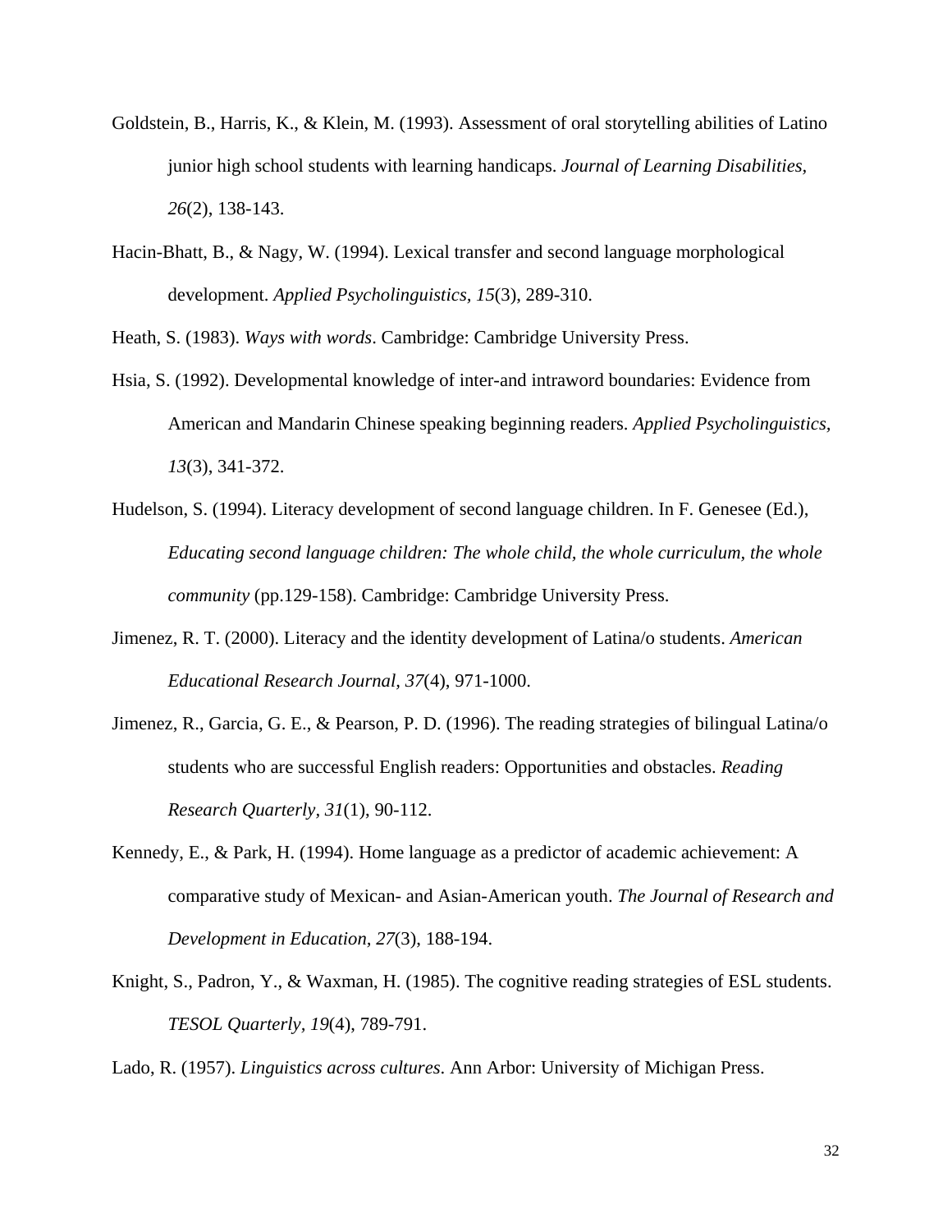Goldstein, B., Harris, K., & Klein, M. (1993). Assessment of oral storytelling abilities of Latino junior high school students with learning handicaps. *Journal of Learning Disabilities, 26*(2), 138-143.

Hacin-Bhatt, B., & Nagy, W. (1994). Lexical transfer and second language morphological development. *Applied Psycholinguistics, 15*(3), 289-310.

Heath, S. (1983). *Ways with words*. Cambridge: Cambridge University Press.

Hsia, S. (1992). Developmental knowledge of inter-and intraword boundaries: Evidence from American and Mandarin Chinese speaking beginning readers. *Applied Psycholinguistics, 13*(3), 341-372.

Hudelson, S. (1994). Literacy development of second language children. In F. Genesee (Ed.), *Educating second language children: The whole child, the whole curriculum, the whole community* (pp.129-158). Cambridge: Cambridge University Press.

Jimenez, R. T. (2000). Literacy and the identity development of Latina/o students. *American Educational Research Journal, 37*(4), 971-1000.

Jimenez, R., Garcia, G. E., & Pearson, P. D. (1996). The reading strategies of bilingual Latina/o students who are successful English readers: Opportunities and obstacles. *Reading Research Quarterly, 31*(1), 90-112.

Kennedy, E., & Park, H. (1994). Home language as a predictor of academic achievement: A comparative study of Mexican- and Asian-American youth. *The Journal of Research and Development in Education, 27*(3), 188-194.

Knight, S., Padron, Y., & Waxman, H. (1985). The cognitive reading strategies of ESL students. *TESOL Quarterly, 19*(4), 789-791.

Lado, R. (1957). *Linguistics across cultures*. Ann Arbor: University of Michigan Press.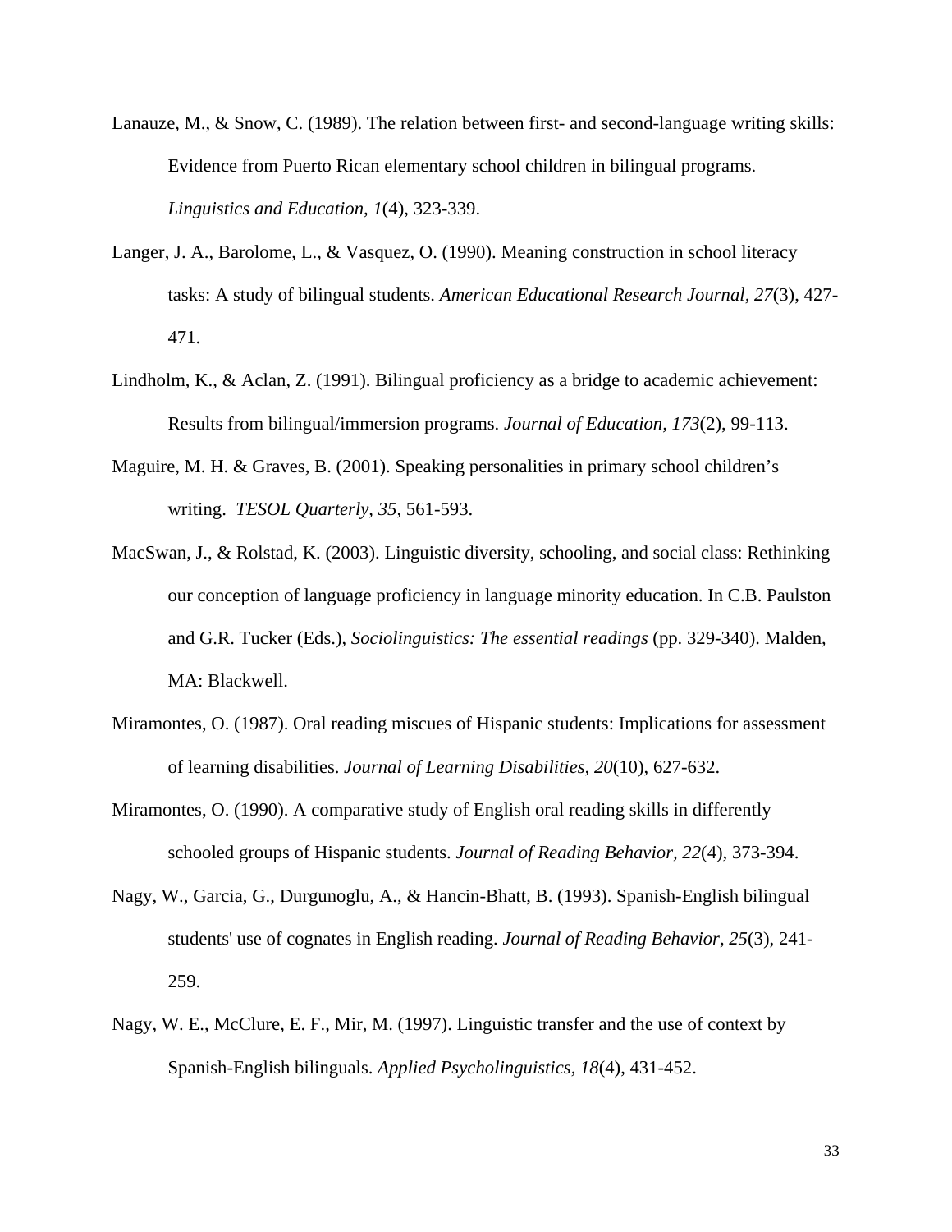Lanauze, M., & Snow, C. (1989). The relation between first- and second-language writing skills: Evidence from Puerto Rican elementary school children in bilingual programs. *Linguistics and Education, 1*(4), 323-339.

Langer, J. A., Barolome, L., & Vasquez, O. (1990). Meaning construction in school literacy tasks: A study of bilingual students. *American Educational Research Journal, 27*(3), 427-471.

Lindholm, K., & Aclan, Z. (1991). Bilingual proficiency as a bridge to academic achievement: Results from bilingual/immersion programs. *Journal of Education, 173*(2), 99-113.

Maguire, M. H. & Graves, B. (2001). Speaking personalities in primary school children's writing. *TESOL Quarterly, 35*, 561-593.

MacSwan, J., & Rolstad, K. (2003). Linguistic diversity, schooling, and social class: Rethinking our conception of language proficiency in language minority education. In C.B. Paulston and G.R. Tucker (Eds.), *Sociolinguistics: The essential readings* (pp. 329-340). Malden, MA: Blackwell.

Miramontes, O. (1987). Oral reading miscues of Hispanic students: Implications for assessment of learning disabilities. *Journal of Learning Disabilities, 20*(10), 627-632.

Miramontes, O. (1990). A comparative study of English oral reading skills in differently schooled groups of Hispanic students. *Journal of Reading Behavior, 22*(4), 373-394.

Nagy, W., Garcia, G., Durgunoglu, A., & Hancin-Bhatt, B. (1993). Spanish-English bilingual students' use of cognates in English reading. *Journal of Reading Behavior, 25*(3), 241-259.

Nagy, W. E., McClure, E. F., Mir, M. (1997). Linguistic transfer and the use of context by Spanish-English bilinguals. *Applied Psycholinguistics, 18*(4), 431-452.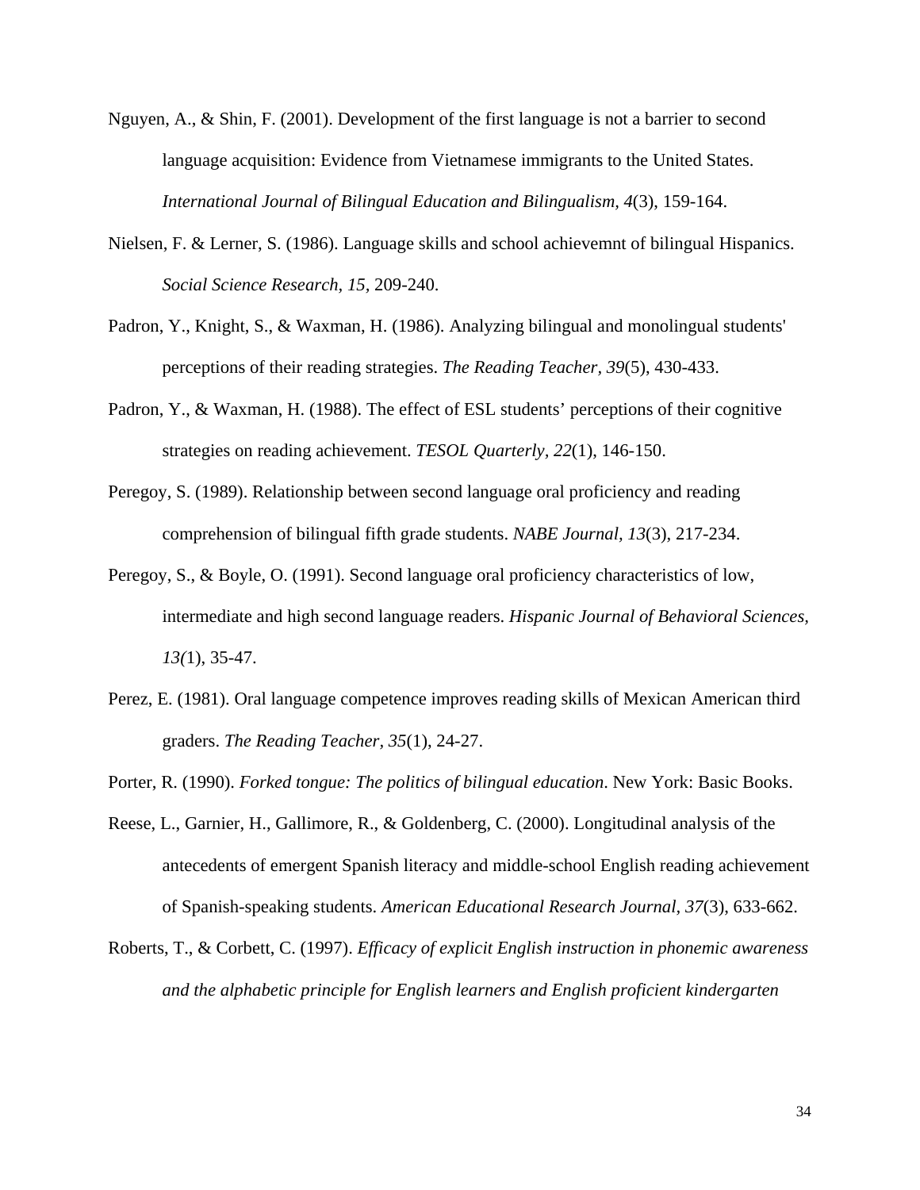Nguyen, A., & Shin, F. (2001). Development of the first language is not a barrier to second language acquisition: Evidence from Vietnamese immigrants to the United States. *International Journal of Bilingual Education and Bilingualism, 4*(3), 159-164.

Nielsen, F. & Lerner, S. (1986). Language skills and school achievemnt of bilingual Hispanics. *Social Science Research, 15*, 209-240.

Padron, Y., Knight, S., & Waxman, H. (1986). Analyzing bilingual and monolingual students' perceptions of their reading strategies. *The Reading Teacher, 39*(5), 430-433.

Padron, Y., & Waxman, H. (1988). The effect of ESL students' perceptions of their cognitive strategies on reading achievement. *TESOL Quarterly, 22*(1), 146-150.

Peregoy, S. (1989). Relationship between second language oral proficiency and reading comprehension of bilingual fifth grade students. *NABE Journal, 13*(3), 217-234.

Peregoy, S., & Boyle, O. (1991). Second language oral proficiency characteristics of low, intermediate and high second language readers. *Hispanic Journal of Behavioral Sciences, 13(*1), 35-47.

Perez, E. (1981). Oral language competence improves reading skills of Mexican American third graders. *The Reading Teacher, 35*(1), 24-27.

Porter, R. (1990). *Forked tongue: The politics of bilingual education*. New York: Basic Books.

Reese, L., Garnier, H., Gallimore, R., & Goldenberg, C. (2000). Longitudinal analysis of the antecedents of emergent Spanish literacy and middle-school English reading achievement of Spanish-speaking students. *American Educational Research Journal, 37*(3), 633-662.

Roberts, T., & Corbett, C. (1997). *Efficacy of explicit English instruction in phonemic awareness and the alphabetic principle for English learners and English proficient kindergarten*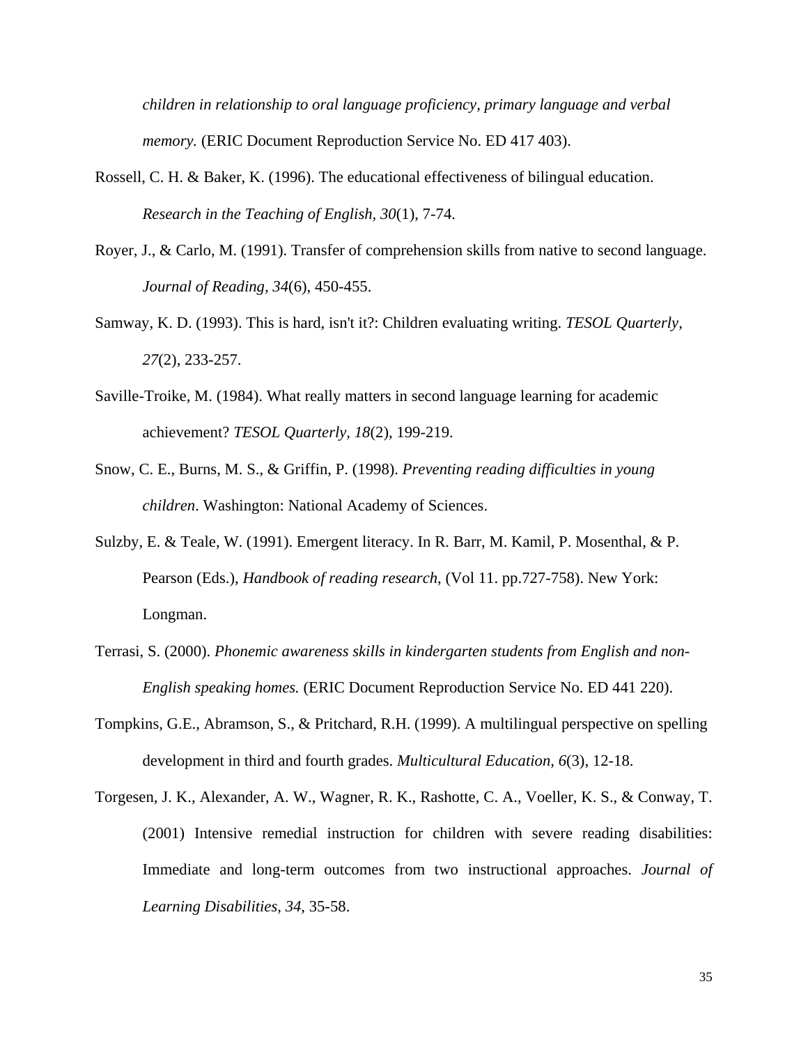*children in relationship to oral language proficiency, primary language and verbal memory.* (ERIC Document Reproduction Service No. ED 417 403).

Rossell, C. H. & Baker, K. (1996). The educational effectiveness of bilingual education. *Research in the Teaching of English, 30*(1), 7-74.

Royer, J., & Carlo, M. (1991). Transfer of comprehension skills from native to second language. *Journal of Reading, 34*(6), 450-455.

Samway, K. D. (1993). This is hard, isn't it?: Children evaluating writing. *TESOL Quarterly, 27*(2), 233-257.

Saville-Troike, M. (1984). What really matters in second language learning for academic achievement? *TESOL Quarterly, 18*(2), 199-219.

Snow, C. E., Burns, M. S., & Griffin, P. (1998). *Preventing reading difficulties in young children*. Washington: National Academy of Sciences.

Sulzby, E. & Teale, W. (1991). Emergent literacy. In R. Barr, M. Kamil, P. Mosenthal, & P. Pearson (Eds.), *Handbook of reading research*, (Vol 11. pp.727-758). New York: Longman.

Terrasi, S. (2000). *Phonemic awareness skills in kindergarten students from English and non-English speaking homes.* (ERIC Document Reproduction Service No. ED 441 220).

Tompkins, G.E., Abramson, S., & Pritchard, R.H. (1999). A multilingual perspective on spelling development in third and fourth grades. *Multicultural Education, 6*(3), 12-18.

Torgesen, J. K., Alexander, A. W., Wagner, R. K., Rashotte, C. A., Voeller, K. S., & Conway, T. (2001) Intensive remedial instruction for children with severe reading disabilities: Immediate and long-term outcomes from two instructional approaches. *Journal of Learning Disabilities, 34*, 35-58.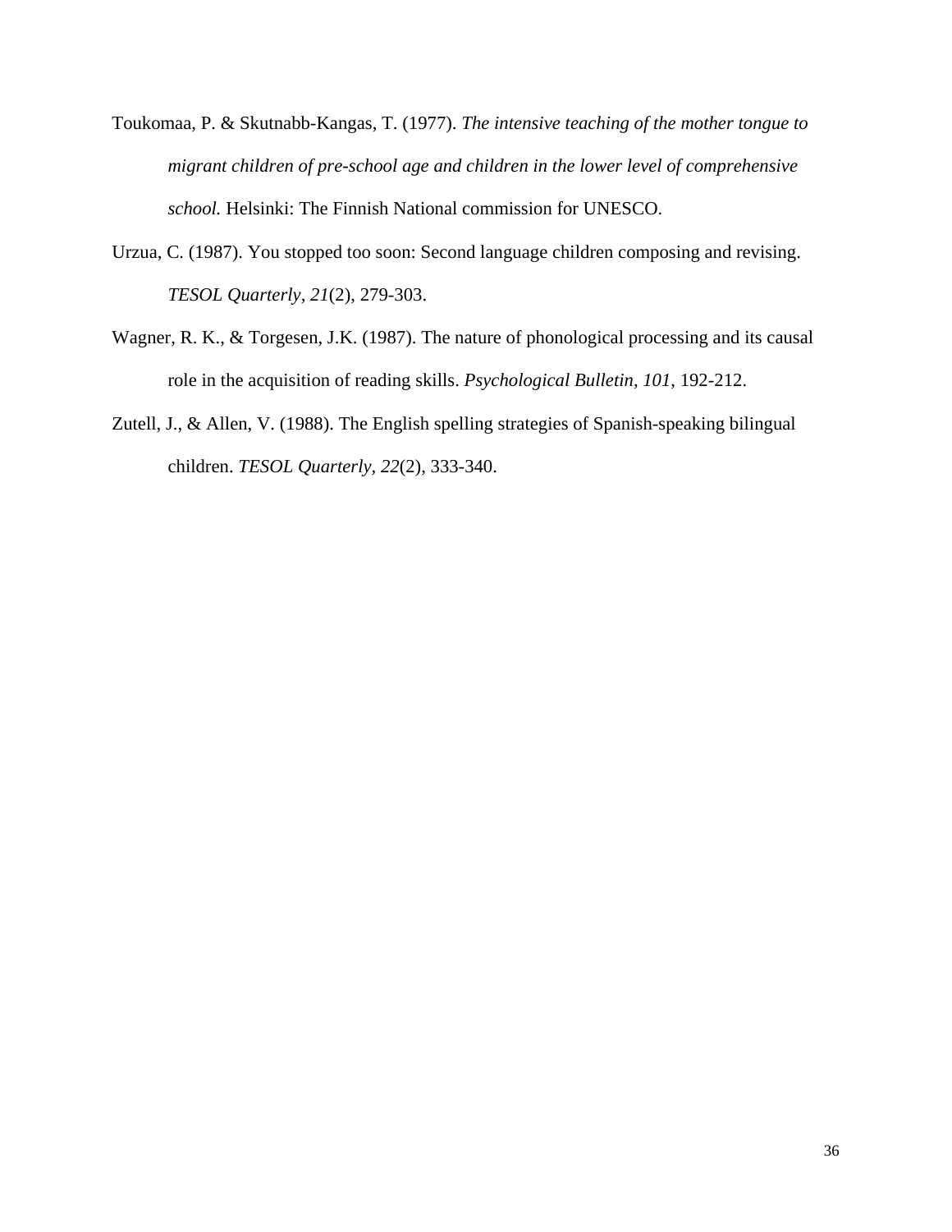Toukomaa, P. & Skutnabb-Kangas, T. (1977). *The intensive teaching of the mother tongue to migrant children of pre-school age and children in the lower level of comprehensive school.* Helsinki: The Finnish National commission for UNESCO.

Urzua, C. (1987). You stopped too soon: Second language children composing and revising. *TESOL Quarterly, 21*(2), 279-303.

Wagner, R. K., & Torgesen, J.K. (1987). The nature of phonological processing and its causal role in the acquisition of reading skills. *Psychological Bulletin, 101*, 192-212.

Zutell, J., & Allen, V. (1988). The English spelling strategies of Spanish-speaking bilingual children. *TESOL Quarterly, 22*(2), 333-340.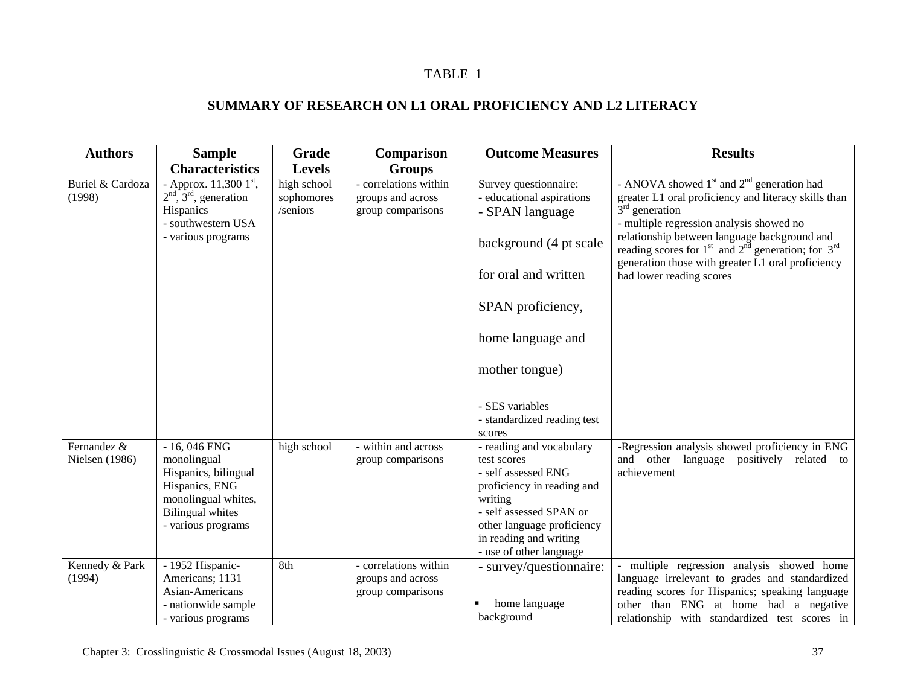TABLE 1

**SUMMARY OF RESEARCH ON L1 ORAL PROFICIENCY AND L2 LITERACY**

| Authors | Sample Characteristics | Grade Levels | Comparison Groups | Outcome Measures | Results |
|---|---|---|---|---|---|
| Buriel & Cardoza (1998) | - Approx. 11,300 1st, 2nd, 3rd, generation Hispanics<br>- southwestern USA<br>- various programs | high school sophomores /seniors | - correlations within groups and across group comparisons | Survey questionnaire:<br>- educational aspirations<br>- SPAN language background (4 pt scale for oral and written SPAN proficiency, home language and mother tongue)<br>- SES variables<br>- standardized reading test scores | - ANOVA showed 1st and 2nd generation had greater L1 oral proficiency and literacy skills than 3rd generation<br>- multiple regression analysis showed no relationship between language background and reading scores for 1st and 2nd generation; for 3rd generation those with greater L1 oral proficiency had lower reading scores |
| Fernandez & Nielsen (1986) | - 16, 046 ENG monolingual Hispanics, bilingual Hispanics, ENG monolingual whites, Bilingual whites<br>- various programs | high school | - within and across group comparisons | - reading and vocabulary test scores<br>- self assessed ENG proficiency in reading and writing<br>- self assessed SPAN or other language proficiency in reading and writing<br>- use of other language | -Regression analysis showed proficiency in ENG and other language positively related to achievement |
| Kennedy & Park (1994) | - 1952 Hispanic-Americans; 1131 Asian-Americans<br>- nationwide sample<br>- various programs | 8th | - correlations within groups and across group comparisons | - survey/questionnaire:<br>▪ home language background | - multiple regression analysis showed home language irrelevant to grades and standardized reading scores for Hispanics; speaking language other than ENG at home had a negative relationship with standardized test scores in |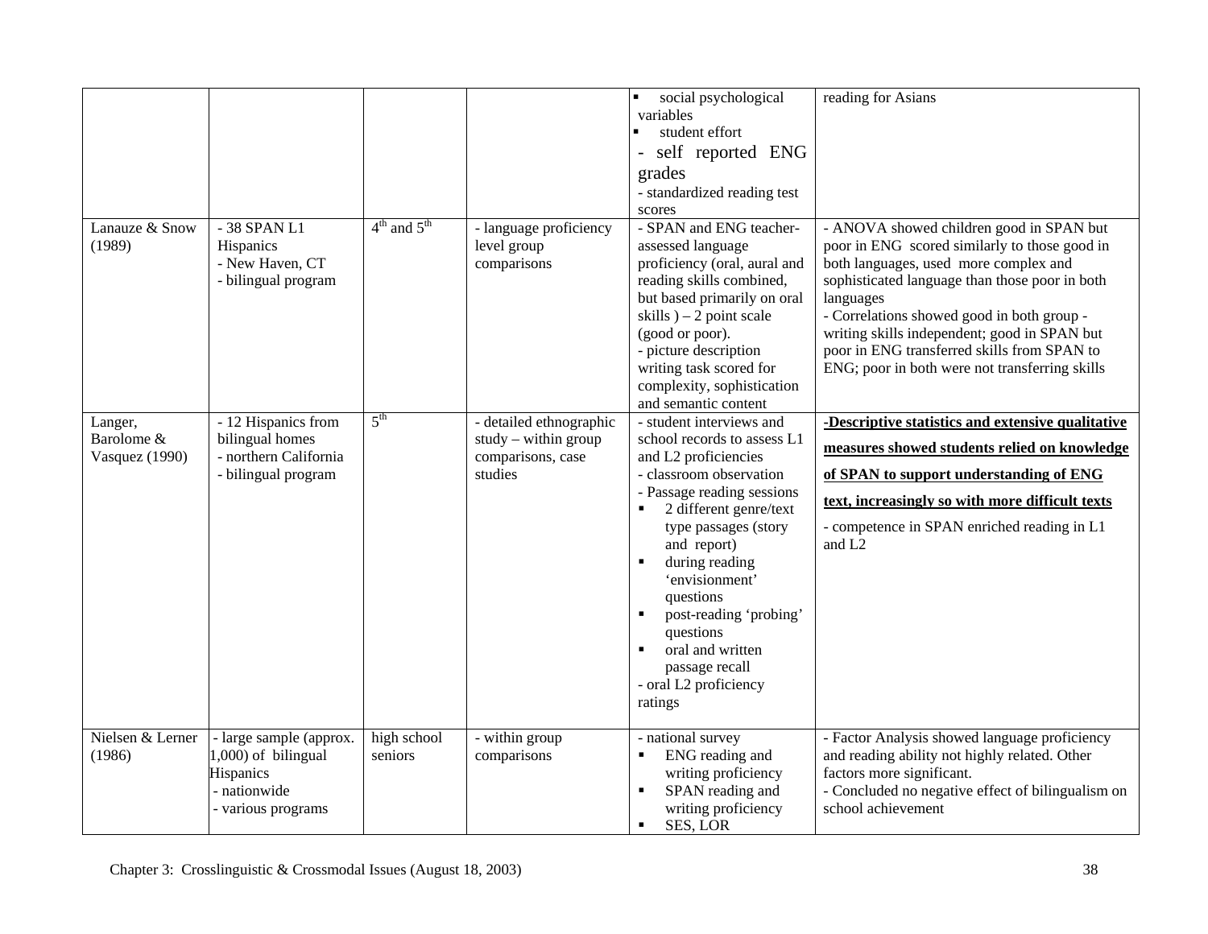| | | | | ▪ social psychological variables<br>▪ student effort<br>- self reported ENG grades<br>- standardized reading test scores | reading for Asians |
|---|---|---|---|---|---|
| Lanauze & Snow (1989) | - 38 SPAN L1 Hispanics<br>- New Haven, CT<br>- bilingual program | 4th and 5th | - language proficiency level group comparisons | - SPAN and ENG teacher-assessed language proficiency (oral, aural and reading skills combined, but based primarily on oral skills ) – 2 point scale (good or poor).<br>- picture description writing task scored for complexity, sophistication and semantic content | - ANOVA showed children good in SPAN but poor in ENG scored similarly to those good in both languages, used more complex and sophisticated language than those poor in both languages<br>- Correlations showed good in both group - writing skills independent; good in SPAN but poor in ENG transferred skills from SPAN to ENG; poor in both were not transferring skills |
| Langer, Barolome & Vasquez (1990) | - 12 Hispanics from bilingual homes<br>- northern California<br>- bilingual program | 5th | - detailed ethnographic study – within group comparisons, case studies | - student interviews and school records to assess L1 and L2 proficiencies<br>- classroom observation<br>- Passage reading sessions<br>▪ 2 different genre/text type passages (story and report)<br>▪ during reading 'envisionment' questions<br>▪ post-reading 'probing' questions<br>▪ oral and written passage recall<br>- oral L2 proficiency ratings | **-Descriptive statistics and extensive qualitative measures showed students relied on knowledge of SPAN to support understanding of ENG text, increasingly so with more difficult texts**<br>- competence in SPAN enriched reading in L1 and L2 |
| Nielsen & Lerner (1986) | - large sample (approx. 1,000) of bilingual Hispanics<br>- nationwide<br>- various programs | high school seniors | - within group comparisons | - national survey<br>▪ ENG reading and writing proficiency<br>▪ SPAN reading and writing proficiency<br>▪ SES, LOR | - Factor Analysis showed language proficiency and reading ability not highly related. Other factors more significant.<br>- Concluded no negative effect of bilingualism on school achievement |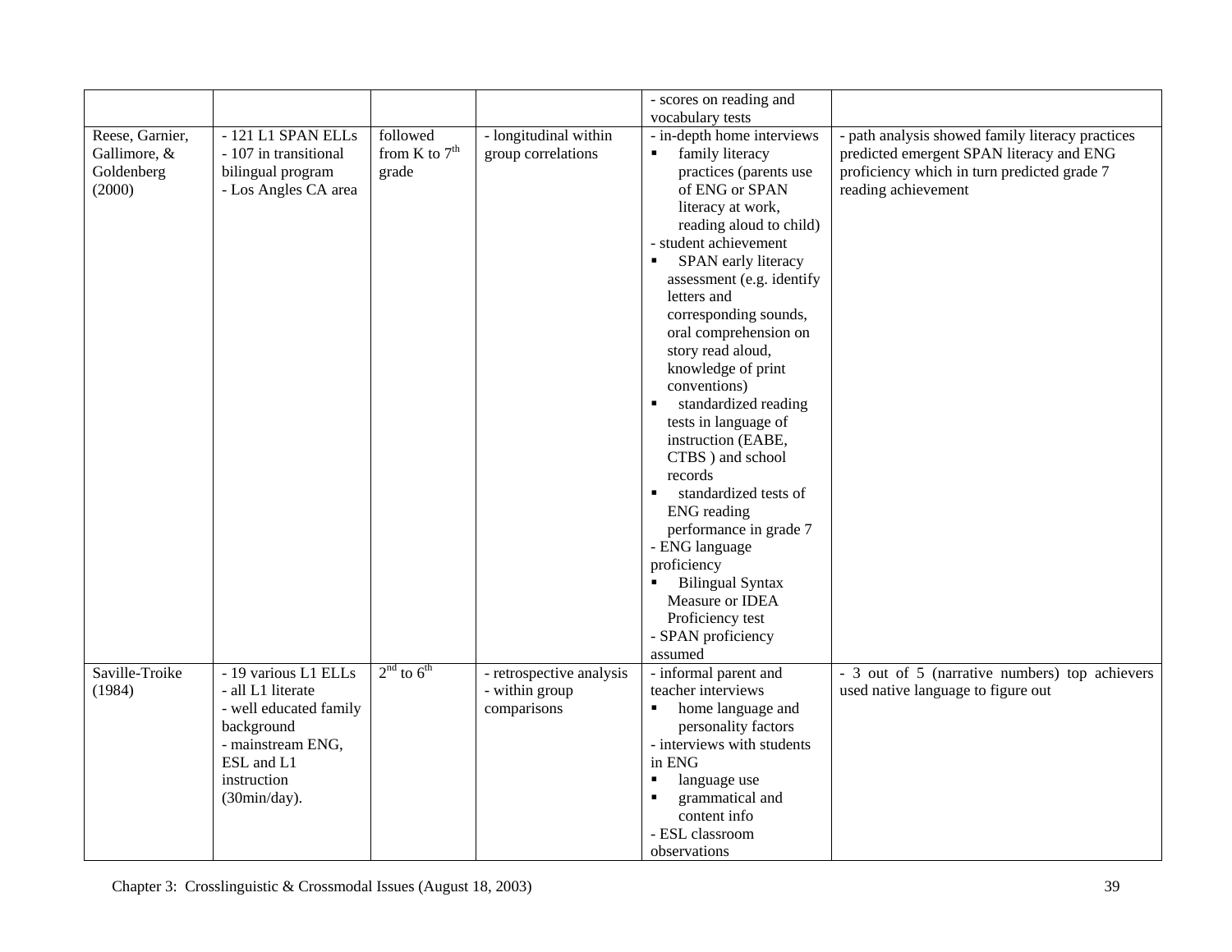| | | | | - scores on reading and vocabulary tests | |
|---|---|---|---|---|---|
| Reese, Garnier, Gallimore, & Goldenberg (2000) | - 121 L1 SPAN ELLs<br>- 107 in transitional bilingual program<br>- Los Angles CA area | followed from K to 7th grade | - longitudinal within group correlations | - in-depth home interviews<br>▪ family literacy practices (parents use of ENG or SPAN literacy at work, reading aloud to child)<br>- student achievement<br>▪ SPAN early literacy assessment (e.g. identify letters and corresponding sounds, oral comprehension on story read aloud, knowledge of print conventions)<br>▪ standardized reading tests in language of instruction (EABE, CTBS ) and school records<br>▪ standardized tests of ENG reading performance in grade 7<br>- ENG language proficiency<br>▪ Bilingual Syntax Measure or IDEA Proficiency test<br>- SPAN proficiency assumed | - path analysis showed family literacy practices predicted emergent SPAN literacy and ENG proficiency which in turn predicted grade 7 reading achievement |
| Saville-Troike (1984) | - 19 various L1 ELLs<br>- all L1 literate<br>- well educated family background<br>- mainstream ENG, ESL and L1 instruction (30min/day). | 2nd to 6th | - retrospective analysis<br>- within group comparisons | - informal parent and teacher interviews<br>▪ home language and personality factors<br>- interviews with students in ENG<br>▪ language use<br>▪ grammatical and content info<br>- ESL classroom observations | - 3 out of 5 (narrative numbers) top achievers used native language to figure out |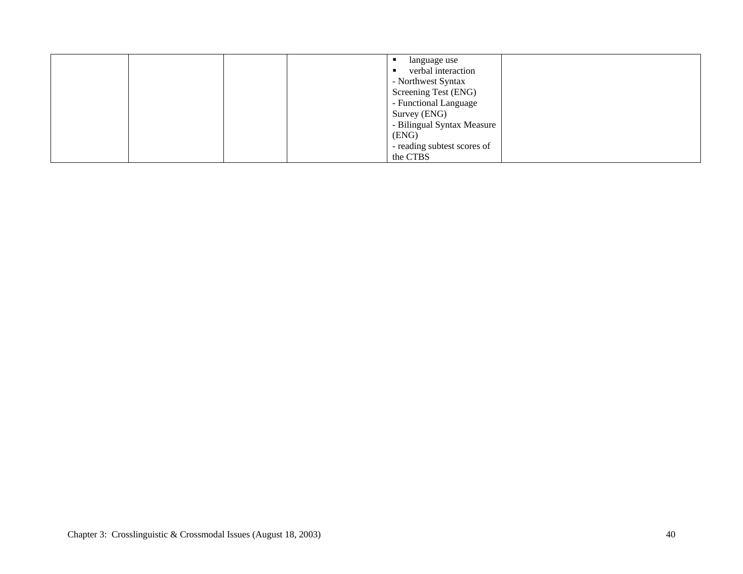| | | | | | |
|---|---|---|---|---|---|
| | | | | ▪ language use<br>▪ verbal interaction<br>- Northwest Syntax Screening Test (ENG)<br>- Functional Language Survey (ENG)<br>- Bilingual Syntax Measure (ENG)<br>- reading subtest scores of the CTBS | |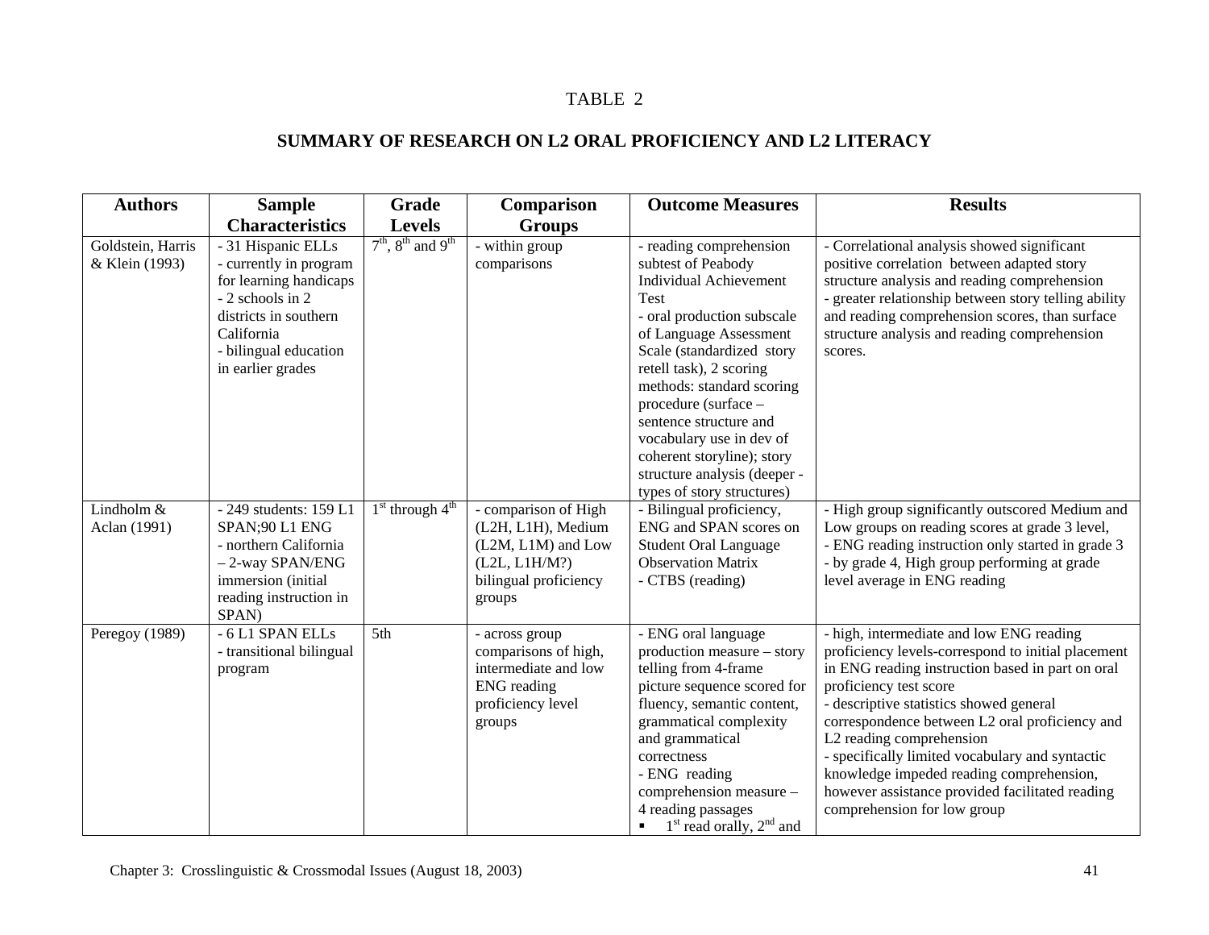TABLE 2

## SUMMARY OF RESEARCH ON L2 ORAL PROFICIENCY AND L2 LITERACY

| Authors | Sample Characteristics | Grade Levels | Comparison Groups | Outcome Measures | Results |
|---|---|---|---|---|---|
| Goldstein, Harris & Klein (1993) | - 31 Hispanic ELLs<br>- currently in program for learning handicaps<br>- 2 schools in 2 districts in southern California<br>- bilingual education in earlier grades | 7th, 8th and 9th | - within group comparisons | - reading comprehension subtest of Peabody Individual Achievement Test<br>- oral production subscale of Language Assessment Scale (standardized story retell task), 2 scoring methods: standard scoring procedure (surface – sentence structure and vocabulary use in dev of coherent storyline); story structure analysis (deeper - types of story structures) | - Correlational analysis showed significant positive correlation between adapted story structure analysis and reading comprehension<br>- greater relationship between story telling ability and reading comprehension scores, than surface structure analysis and reading comprehension scores. |
| Lindholm & Aclan (1991) | - 249 students: 159 L1 SPAN;90 L1 ENG<br>- northern California – 2-way SPAN/ENG immersion (initial reading instruction in SPAN) | 1st through 4th | - comparison of High (L2H, L1H), Medium (L2M, L1M) and Low (L2L, L1H/M?) bilingual proficiency groups | - Bilingual proficiency, ENG and SPAN scores on Student Oral Language Observation Matrix<br>- CTBS (reading) | - High group significantly outscored Medium and Low groups on reading scores at grade 3 level,<br>- ENG reading instruction only started in grade 3<br>- by grade 4, High group performing at grade level average in ENG reading |
| Peregoy (1989) | - 6 L1 SPAN ELLs<br>- transitional bilingual program | 5th | - across group comparisons of high, intermediate and low ENG reading proficiency level groups | - ENG oral language production measure – story telling from 4-frame picture sequence scored for fluency, semantic content, grammatical complexity and grammatical correctness<br>- ENG reading comprehension measure – 4 reading passages<br>▪ 1st read orally, 2nd and | - high, intermediate and low ENG reading proficiency levels-correspond to initial placement in ENG reading instruction based in part on oral proficiency test score<br>- descriptive statistics showed general correspondence between L2 oral proficiency and L2 reading comprehension<br>- specifically limited vocabulary and syntactic knowledge impeded reading comprehension, however assistance provided facilitated reading comprehension for low group |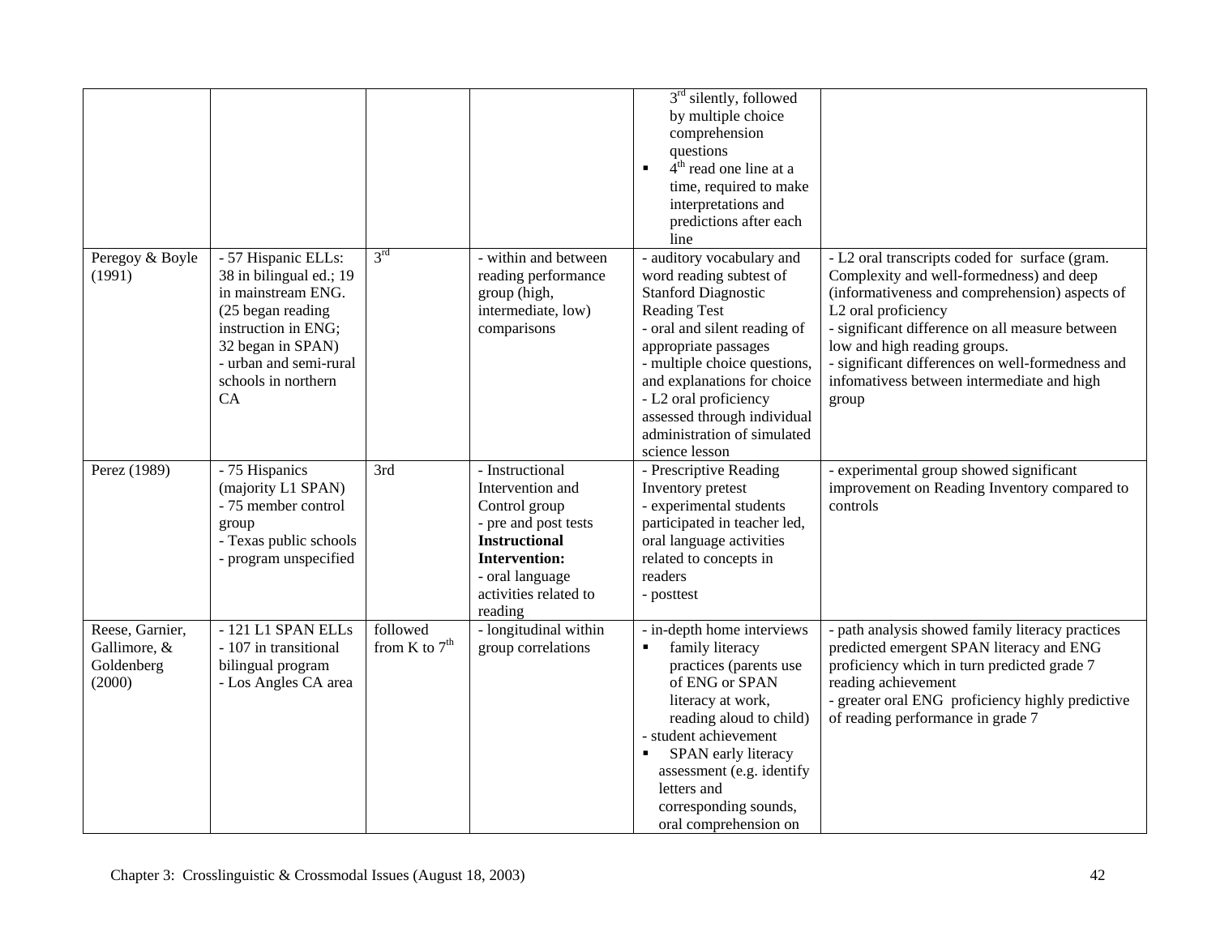| | | | | | |
|---|---|---|---|---|---|
| | | | | 3rd silently, followed by multiple choice comprehension questions<br>▪ 4th read one line at a time, required to make interpretations and predictions after each line | |
| Peregoy & Boyle (1991) | - 57 Hispanic ELLs: 38 in bilingual ed.; 19 in mainstream ENG. (25 began reading instruction in ENG; 32 began in SPAN)<br>- urban and semi-rural schools in northern CA | 3rd | - within and between reading performance group (high, intermediate, low) comparisons | - auditory vocabulary and word reading subtest of Stanford Diagnostic Reading Test<br>- oral and silent reading of appropriate passages<br>- multiple choice questions, and explanations for choice<br>- L2 oral proficiency assessed through individual administration of simulated science lesson | - L2 oral transcripts coded for surface (gram. Complexity and well-formedness) and deep (informativeness and comprehension) aspects of L2 oral proficiency<br>- significant difference on all measure between low and high reading groups.<br>- significant differences on well-formedness and infomativess between intermediate and high group |
| Perez (1989) | - 75 Hispanics (majority L1 SPAN)<br>- 75 member control group<br>- Texas public schools<br>- program unspecified | 3rd | - Instructional Intervention and Control group<br>- pre and post tests<br>**Instructional Intervention:**<br>- oral language activities related to reading | - Prescriptive Reading Inventory pretest<br>- experimental students participated in teacher led, oral language activities related to concepts in readers<br>- posttest | - experimental group showed significant improvement on Reading Inventory compared to controls |
| Reese, Garnier, Gallimore, & Goldenberg (2000) | - 121 L1 SPAN ELLs<br>- 107 in transitional bilingual program<br>- Los Angles CA area | followed from K to 7th | - longitudinal within group correlations | - in-depth home interviews<br>▪ family literacy practices (parents use of ENG or SPAN literacy at work, reading aloud to child)<br>- student achievement<br>▪ SPAN early literacy assessment (e.g. identify letters and corresponding sounds, oral comprehension on | - path analysis showed family literacy practices predicted emergent SPAN literacy and ENG proficiency which in turn predicted grade 7 reading achievement<br>- greater oral ENG proficiency highly predictive of reading performance in grade 7 |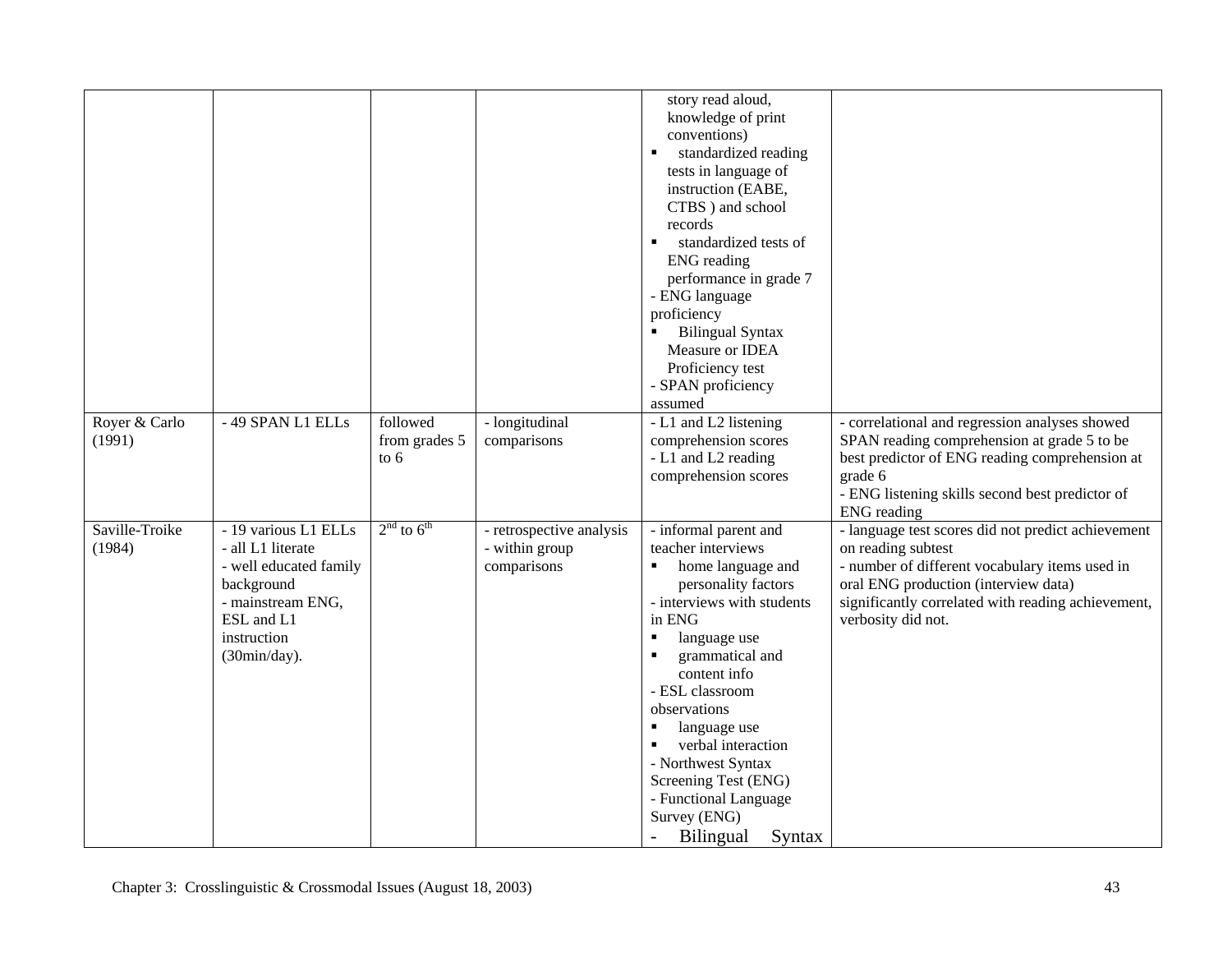| | | | | | |
|---|---|---|---|---|---|
| | | | | story read aloud, knowledge of print conventions)<br>▪ standardized reading tests in language of instruction (EABE, CTBS ) and school records<br>▪ standardized tests of ENG reading performance in grade 7<br>- ENG language proficiency<br>▪ Bilingual Syntax Measure or IDEA Proficiency test<br>- SPAN proficiency assumed | |
| Royer & Carlo (1991) | - 49 SPAN L1 ELLs | followed from grades 5 to 6 | - longitudinal comparisons | - L1 and L2 listening comprehension scores<br>- L1 and L2 reading comprehension scores | - correlational and regression analyses showed SPAN reading comprehension at grade 5 to be best predictor of ENG reading comprehension at grade 6<br>- ENG listening skills second best predictor of ENG reading |
| Saville-Troike (1984) | - 19 various L1 ELLs<br>- all L1 literate<br>- well educated family background<br>- mainstream ENG, ESL and L1 instruction (30min/day). | 2nd to 6th | - retrospective analysis<br>- within group comparisons | - informal parent and teacher interviews<br>▪ home language and personality factors<br>- interviews with students in ENG<br>▪ language use<br>▪ grammatical and content info<br>- ESL classroom observations<br>▪ language use<br>▪ verbal interaction<br>- Northwest Syntax Screening Test (ENG)<br>- Functional Language Survey (ENG)<br>- Bilingual Syntax | - language test scores did not predict achievement on reading subtest<br>- number of different vocabulary items used in oral ENG production (interview data) significantly correlated with reading achievement, verbosity did not. |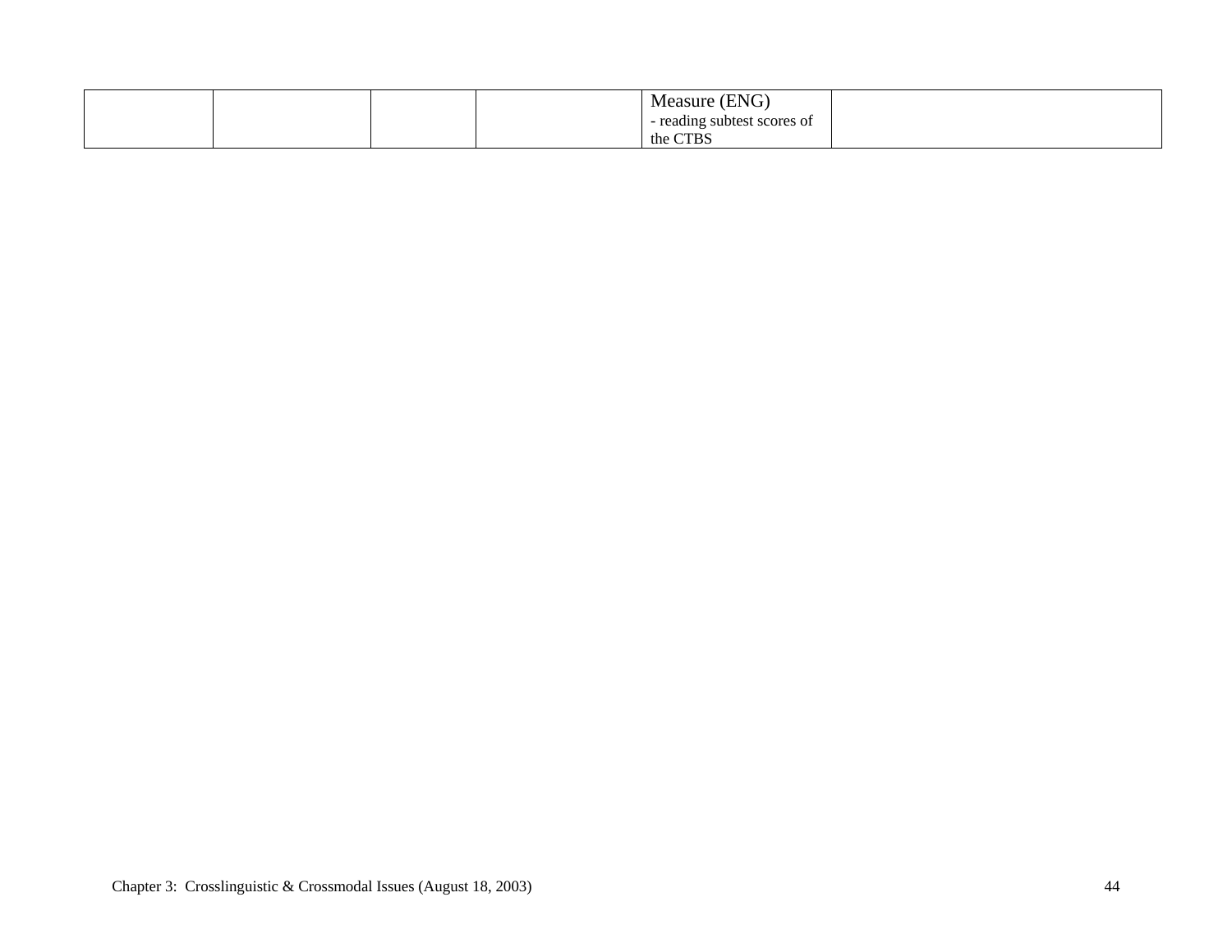| | | | | Measure (ENG)<br>- reading subtest scores of the CTBS | |
|---|---|---|---|---|---|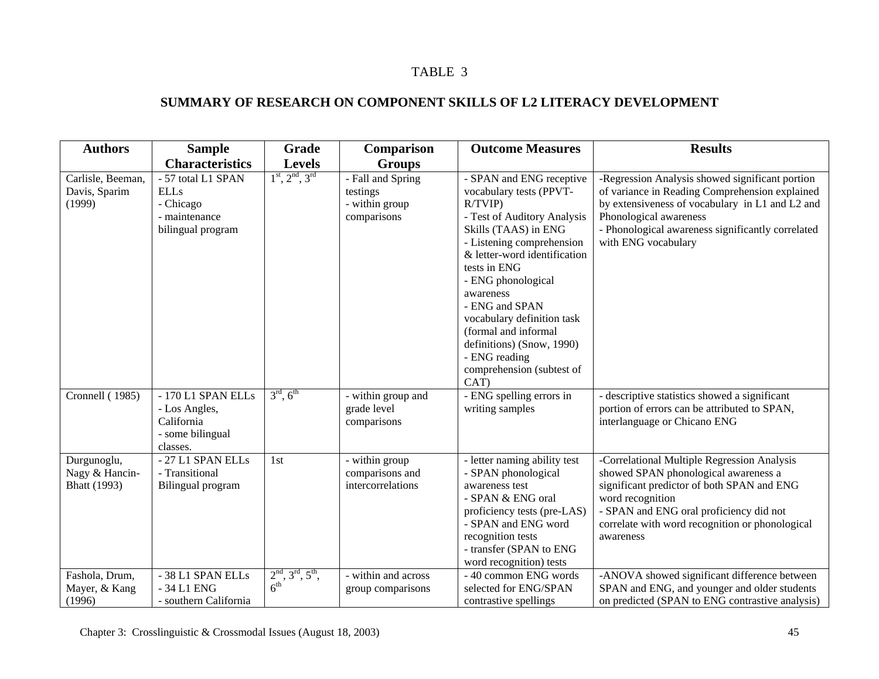TABLE 3

**SUMMARY OF RESEARCH ON COMPONENT SKILLS OF L2 LITERACY DEVELOPMENT**

| Authors | Sample Characteristics | Grade Levels | Comparison Groups | Outcome Measures | Results |
|---|---|---|---|---|---|
| Carlisle, Beeman, Davis, Sparim (1999) | - 57 total L1 SPAN ELLs<br>- Chicago<br>- maintenance bilingual program | 1st, 2nd, 3rd | - Fall and Spring testings<br>- within group comparisons | - SPAN and ENG receptive vocabulary tests (PPVT-R/TVIP)<br>- Test of Auditory Analysis Skills (TAAS) in ENG<br>- Listening comprehension & letter-word identification tests in ENG<br>- ENG phonological awareness<br>- ENG and SPAN vocabulary definition task (formal and informal definitions) (Snow, 1990)<br>- ENG reading comprehension (subtest of CAT) | -Regression Analysis showed significant portion of variance in Reading Comprehension explained by extensiveness of vocabulary in L1 and L2 and Phonological awareness<br>- Phonological awareness significantly correlated with ENG vocabulary |
| Cronnell ( 1985) | - 170 L1 SPAN ELLs<br>- Los Angles, California<br>- some bilingual classes. | 3rd, 6th | - within group and grade level comparisons | - ENG spelling errors in writing samples | - descriptive statistics showed a significant portion of errors can be attributed to SPAN, interlanguage or Chicano ENG |
| Durgunoglu, Nagy & Hancin-Bhatt (1993) | - 27 L1 SPAN ELLs<br>- Transitional Bilingual program | 1st | - within group comparisons and intercorrelations | - letter naming ability test<br>- SPAN phonological awareness test<br>- SPAN & ENG oral proficiency tests (pre-LAS)<br>- SPAN and ENG word recognition tests<br>- transfer (SPAN to ENG word recognition) tests | -Correlational Multiple Regression Analysis showed SPAN phonological awareness a significant predictor of both SPAN and ENG word recognition<br>- SPAN and ENG oral proficiency did not correlate with word recognition or phonological awareness |
| Fashola, Drum, Mayer, & Kang (1996) | - 38 L1 SPAN ELLs<br>- 34 L1 ENG<br>- southern California | 2nd, 3rd, 5th, 6th | - within and across group comparisons | - 40 common ENG words selected for ENG/SPAN contrastive spellings | -ANOVA showed significant difference between SPAN and ENG, and younger and older students on predicted (SPAN to ENG contrastive analysis) |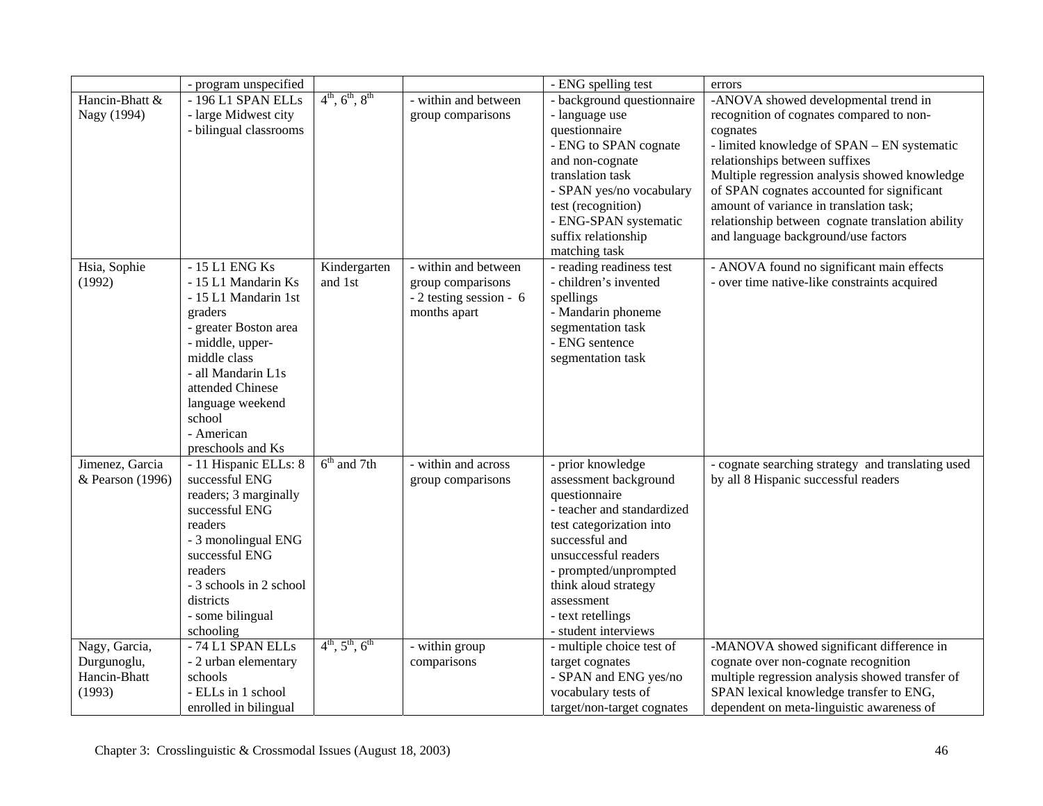| | - program unspecified | | | - ENG spelling test | errors |
|---|---|---|---|---|---|
| Hancin-Bhatt & Nagy (1994) | - 196 L1 SPAN ELLs<br>- large Midwest city<br>- bilingual classrooms | 4th, 6th, 8th | - within and between group comparisons | - background questionnaire<br>- language use questionnaire<br>- ENG to SPAN cognate and non-cognate translation task<br>- SPAN yes/no vocabulary test (recognition)<br>- ENG-SPAN systematic suffix relationship matching task | -ANOVA showed developmental trend in recognition of cognates compared to non-cognates<br>- limited knowledge of SPAN – EN systematic relationships between suffixes<br>Multiple regression analysis showed knowledge of SPAN cognates accounted for significant amount of variance in translation task; relationship between cognate translation ability and language background/use factors |
| Hsia, Sophie (1992) | - 15 L1 ENG Ks<br>- 15 L1 Mandarin Ks<br>- 15 L1 Mandarin 1st graders<br>- greater Boston area<br>- middle, upper-middle class<br>- all Mandarin L1s attended Chinese language weekend school<br>- American preschools and Ks | Kindergarten and 1st | - within and between group comparisons<br>- 2 testing session - 6 months apart | - reading readiness test<br>- children's invented spellings<br>- Mandarin phoneme segmentation task<br>- ENG sentence segmentation task | - ANOVA found no significant main effects<br>- over time native-like constraints acquired |
| Jimenez, Garcia & Pearson (1996) | - 11 Hispanic ELLs: 8 successful ENG readers; 3 marginally successful ENG readers<br>- 3 monolingual ENG successful ENG readers<br>- 3 schools in 2 school districts<br>- some bilingual schooling | 6th and 7th | - within and across group comparisons | - prior knowledge assessment background questionnaire<br>- teacher and standardized test categorization into successful and unsuccessful readers<br>- prompted/unprompted think aloud strategy assessment<br>- text retellings<br>- student interviews | - cognate searching strategy and translating used by all 8 Hispanic successful readers |
| Nagy, Garcia, Durgunoglu, Hancin-Bhatt (1993) | - 74 L1 SPAN ELLs<br>- 2 urban elementary schools<br>- ELLs in 1 school enrolled in bilingual | 4th, 5th, 6th | - within group comparisons | - multiple choice test of target cognates<br>- SPAN and ENG yes/no vocabulary tests of target/non-target cognates | -MANOVA showed significant difference in cognate over non-cognate recognition<br>multiple regression analysis showed transfer of SPAN lexical knowledge transfer to ENG, dependent on meta-linguistic awareness of |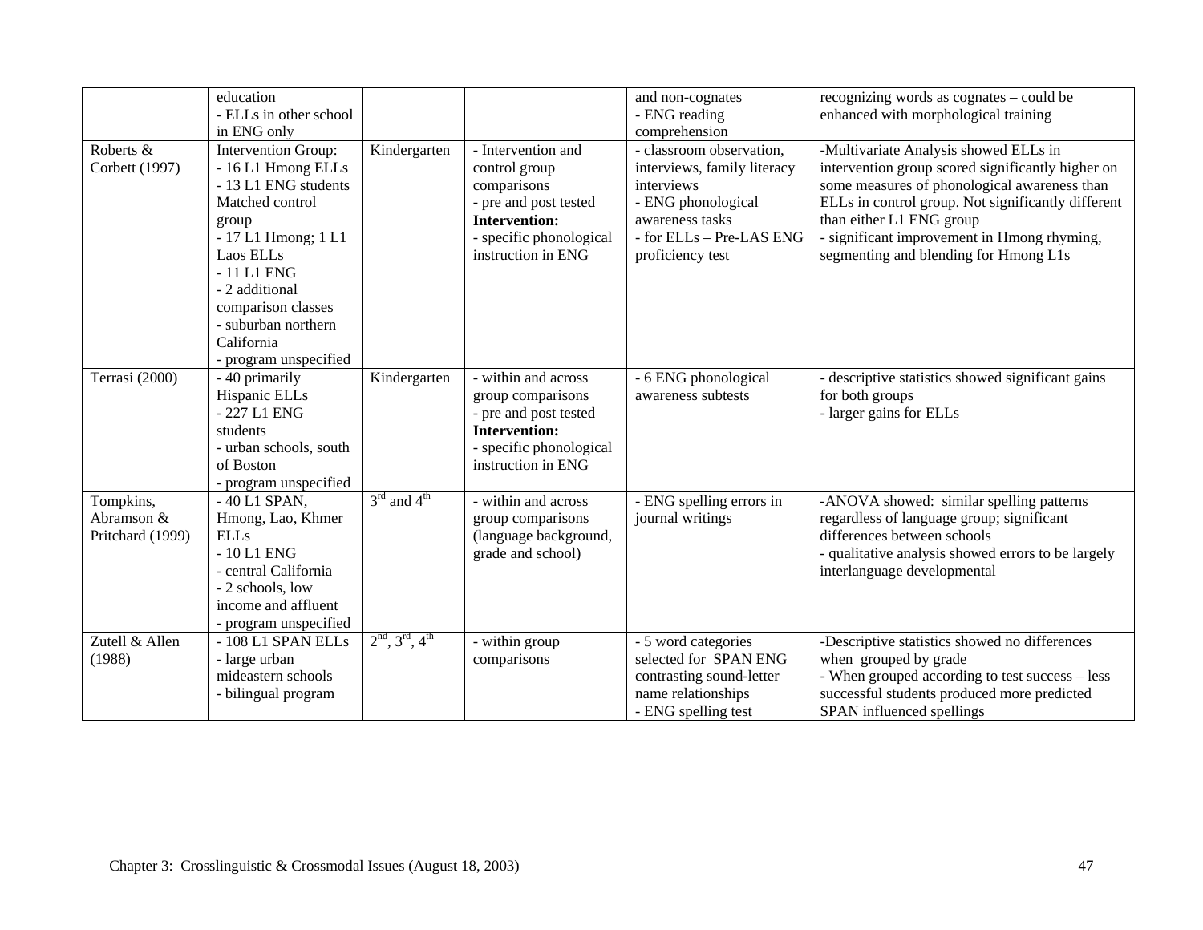| | | | | | |
|---|---|---|---|---|---|
| | education<br>- ELLs in other school in ENG only | | | and non-cognates<br>- ENG reading comprehension | recognizing words as cognates – could be enhanced with morphological training |
| Roberts & Corbett (1997) | Intervention Group:<br>- 16 L1 Hmong ELLs<br>- 13 L1 ENG students<br>Matched control group<br>- 17 L1 Hmong; 1 L1 Laos ELLs<br>- 11 L1 ENG<br>- 2 additional comparison classes<br>- suburban northern California<br>- program unspecified | Kindergarten | - Intervention and control group comparisons<br>- pre and post tested<br>**Intervention:**<br>- specific phonological instruction in ENG | - classroom observation, interviews, family literacy interviews<br>- ENG phonological awareness tasks<br>- for ELLs – Pre-LAS ENG proficiency test | -Multivariate Analysis showed ELLs in intervention group scored significantly higher on some measures of phonological awareness than ELLs in control group. Not significantly different than either L1 ENG group<br>- significant improvement in Hmong rhyming, segmenting and blending for Hmong L1s |
| Terrasi (2000) | - 40 primarily Hispanic ELLs<br>- 227 L1 ENG students<br>- urban schools, south of Boston<br>- program unspecified | Kindergarten | - within and across group comparisons<br>- pre and post tested<br>**Intervention:**<br>- specific phonological instruction in ENG | - 6 ENG phonological awareness subtests | - descriptive statistics showed significant gains for both groups<br>- larger gains for ELLs |
| Tompkins, Abramson & Pritchard (1999) | - 40 L1 SPAN, Hmong, Lao, Khmer ELLs<br>- 10 L1 ENG<br>- central California<br>- 2 schools, low income and affluent<br>- program unspecified | 3rd and 4th | - within and across group comparisons (language background, grade and school) | - ENG spelling errors in journal writings | -ANOVA showed: similar spelling patterns regardless of language group; significant differences between schools<br>- qualitative analysis showed errors to be largely interlanguage developmental |
| Zutell & Allen (1988) | - 108 L1 SPAN ELLs<br>- large urban mideastern schools<br>- bilingual program | 2nd, 3rd, 4th | - within group comparisons | - 5 word categories selected for SPAN ENG contrasting sound-letter name relationships<br>- ENG spelling test | -Descriptive statistics showed no differences when grouped by grade<br>- When grouped according to test success – less successful students produced more predicted SPAN influenced spellings |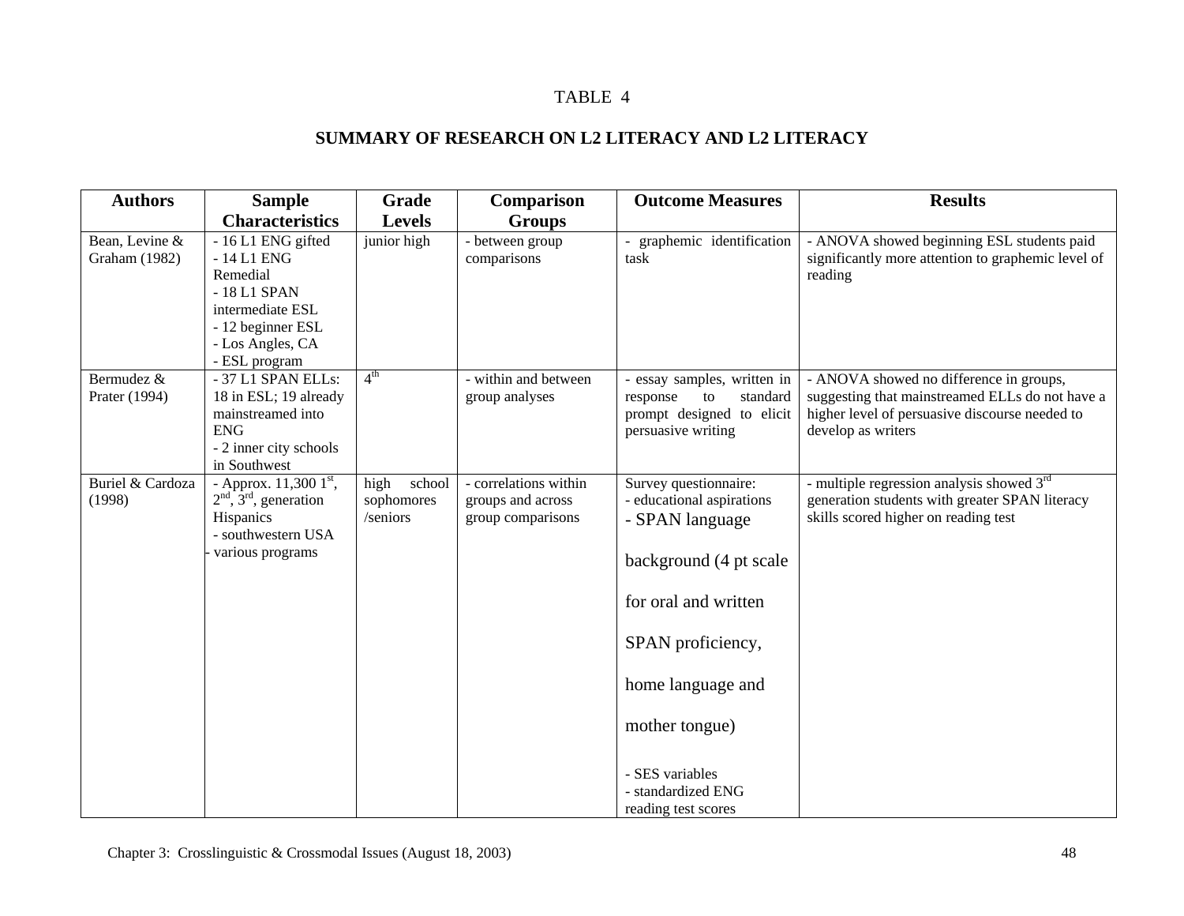TABLE 4

## SUMMARY OF RESEARCH ON L2 LITERACY AND L2 LITERACY

| Authors | Sample Characteristics | Grade Levels | Comparison Groups | Outcome Measures | Results |
|---|---|---|---|---|---|
| Bean, Levine & Graham (1982) | - 16 L1 ENG gifted<br>- 14 L1 ENG Remedial<br>- 18 L1 SPAN intermediate ESL<br>- 12 beginner ESL<br>- Los Angles, CA<br>- ESL program | junior high | - between group comparisons | - graphemic identification task | - ANOVA showed beginning ESL students paid significantly more attention to graphemic level of reading |
| Bermudez & Prater (1994) | - 37 L1 SPAN ELLs: 18 in ESL; 19 already mainstreamed into ENG<br>- 2 inner city schools in Southwest | 4th | - within and between group analyses | - essay samples, written in response to standard prompt designed to elicit persuasive writing | - ANOVA showed no difference in groups, suggesting that mainstreamed ELLs do not have a higher level of persuasive discourse needed to develop as writers |
| Buriel & Cardoza (1998) | - Approx. 11,300 1st, 2nd, 3rd, generation Hispanics<br>- southwestern USA<br>- various programs | high school sophomores /seniors | - correlations within groups and across group comparisons | Survey questionnaire:<br>- educational aspirations<br>- SPAN language background (4 pt scale for oral and written SPAN proficiency, home language and mother tongue)<br>- SES variables<br>- standardized ENG reading test scores | - multiple regression analysis showed 3rd generation students with greater SPAN literacy skills scored higher on reading test |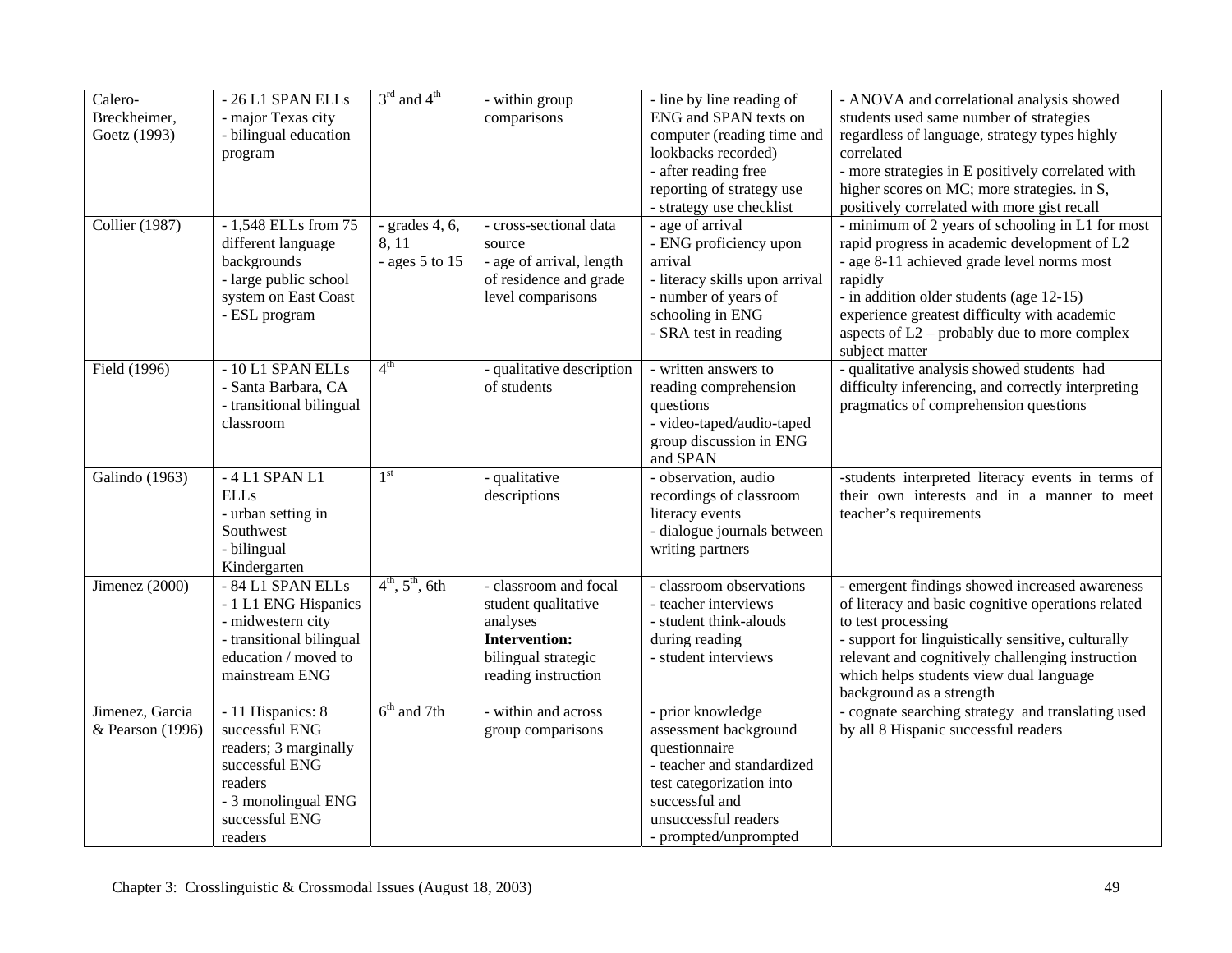| | | | | | |
|---|---|---|---|---|---|
| Calero-Breckheimer, Goetz (1993) | - 26 L1 SPAN ELLs<br>- major Texas city<br>- bilingual education program | 3rd and 4th | - within group comparisons | - line by line reading of ENG and SPAN texts on computer (reading time and lookbacks recorded)<br>- after reading free reporting of strategy use<br>- strategy use checklist | - ANOVA and correlational analysis showed students used same number of strategies regardless of language, strategy types highly correlated<br>- more strategies in E positively correlated with higher scores on MC; more strategies. in S, positively correlated with more gist recall |
| Collier (1987) | - 1,548 ELLs from 75 different language backgrounds<br>- large public school system on East Coast<br>- ESL program | - grades 4, 6, 8, 11<br>- ages 5 to 15 | - cross-sectional data source<br>- age of arrival, length of residence and grade level comparisons | - age of arrival<br>- ENG proficiency upon arrival<br>- literacy skills upon arrival<br>- number of years of schooling in ENG<br>- SRA test in reading | - minimum of 2 years of schooling in L1 for most rapid progress in academic development of L2<br>- age 8-11 achieved grade level norms most rapidly<br>- in addition older students (age 12-15) experience greatest difficulty with academic aspects of L2 – probably due to more complex subject matter |
| Field (1996) | - 10 L1 SPAN ELLs<br>- Santa Barbara, CA<br>- transitional bilingual classroom | 4th | - qualitative description of students | - written answers to reading comprehension questions<br>- video-taped/audio-taped group discussion in ENG and SPAN | - qualitative analysis showed students had difficulty inferencing, and correctly interpreting pragmatics of comprehension questions |
| Galindo (1963) | - 4 L1 SPAN L1 ELLs<br>- urban setting in Southwest<br>- bilingual Kindergarten | 1st | - qualitative descriptions | - observation, audio recordings of classroom literacy events<br>- dialogue journals between writing partners | -students interpreted literacy events in terms of their own interests and in a manner to meet teacher's requirements |
| Jimenez (2000) | - 84 L1 SPAN ELLs<br>- 1 L1 ENG Hispanics<br>- midwestern city<br>- transitional bilingual education / moved to mainstream ENG | 4th, 5th, 6th | - classroom and focal student qualitative analyses<br>**Intervention:** bilingual strategic reading instruction | - classroom observations<br>- teacher interviews<br>- student think-alouds during reading<br>- student interviews | - emergent findings showed increased awareness of literacy and basic cognitive operations related to test processing<br>- support for linguistically sensitive, culturally relevant and cognitively challenging instruction which helps students view dual language background as a strength |
| Jimenez, Garcia & Pearson (1996) | - 11 Hispanics: 8 successful ENG readers; 3 marginally successful ENG readers<br>- 3 monolingual ENG successful ENG readers | 6th and 7th | - within and across group comparisons | - prior knowledge assessment background questionnaire<br>- teacher and standardized test categorization into successful and unsuccessful readers<br>- prompted/unprompted | - cognate searching strategy and translating used by all 8 Hispanic successful readers |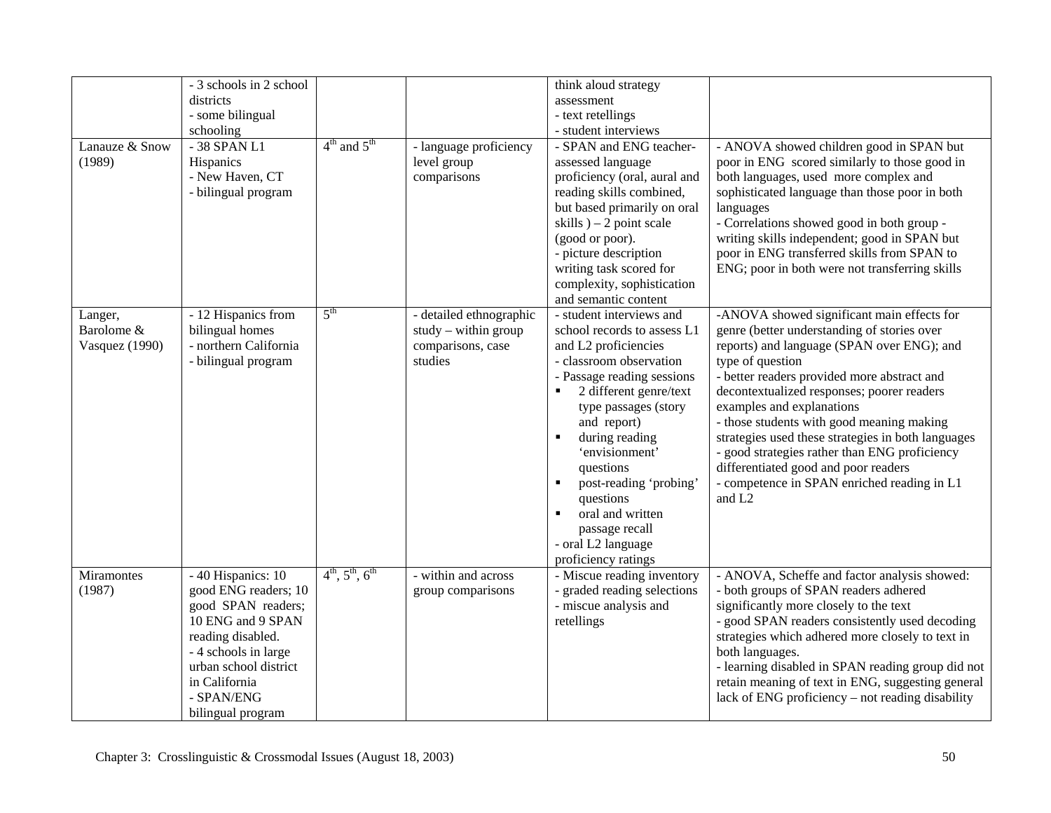| | | | | | |
|---|---|---|---|---|---|
| | - 3 schools in 2 school districts<br>- some bilingual schooling | | | think aloud strategy assessment<br>- text retellings<br>- student interviews | |
| Lanauze & Snow (1989) | - 38 SPAN L1 Hispanics<br>- New Haven, CT<br>- bilingual program | 4th and 5th | - language proficiency level group comparisons | - SPAN and ENG teacher-assessed language proficiency (oral, aural and reading skills combined, but based primarily on oral skills ) – 2 point scale (good or poor).<br>- picture description writing task scored for complexity, sophistication and semantic content | - ANOVA showed children good in SPAN but poor in ENG scored similarly to those good in both languages, used more complex and sophisticated language than those poor in both languages<br>- Correlations showed good in both group - writing skills independent; good in SPAN but poor in ENG transferred skills from SPAN to ENG; poor in both were not transferring skills |
| Langer, Barolome & Vasquez (1990) | - 12 Hispanics from bilingual homes<br>- northern California<br>- bilingual program | 5th | - detailed ethnographic study – within group comparisons, case studies | - student interviews and school records to assess L1 and L2 proficiencies<br>- classroom observation<br>- Passage reading sessions<br>▪ 2 different genre/text type passages (story and report)<br>▪ during reading 'envisionment' questions<br>▪ post-reading 'probing' questions<br>▪ oral and written passage recall<br>- oral L2 language proficiency ratings | -ANOVA showed significant main effects for genre (better understanding of stories over reports) and language (SPAN over ENG); and type of question<br>- better readers provided more abstract and decontextualized responses; poorer readers examples and explanations<br>- those students with good meaning making strategies used these strategies in both languages<br>- good strategies rather than ENG proficiency differentiated good and poor readers<br>- competence in SPAN enriched reading in L1 and L2 |
| Miramontes (1987) | - 40 Hispanics: 10 good ENG readers; 10 good SPAN readers; 10 ENG and 9 SPAN reading disabled.<br>- 4 schools in large urban school district in California<br>- SPAN/ENG bilingual program | 4th, 5th, 6th | - within and across group comparisons | - Miscue reading inventory<br>- graded reading selections<br>- miscue analysis and retellings | - ANOVA, Scheffe and factor analysis showed:<br>- both groups of SPAN readers adhered significantly more closely to the text<br>- good SPAN readers consistently used decoding strategies which adhered more closely to text in both languages.<br>- learning disabled in SPAN reading group did not retain meaning of text in ENG, suggesting general lack of ENG proficiency – not reading disability |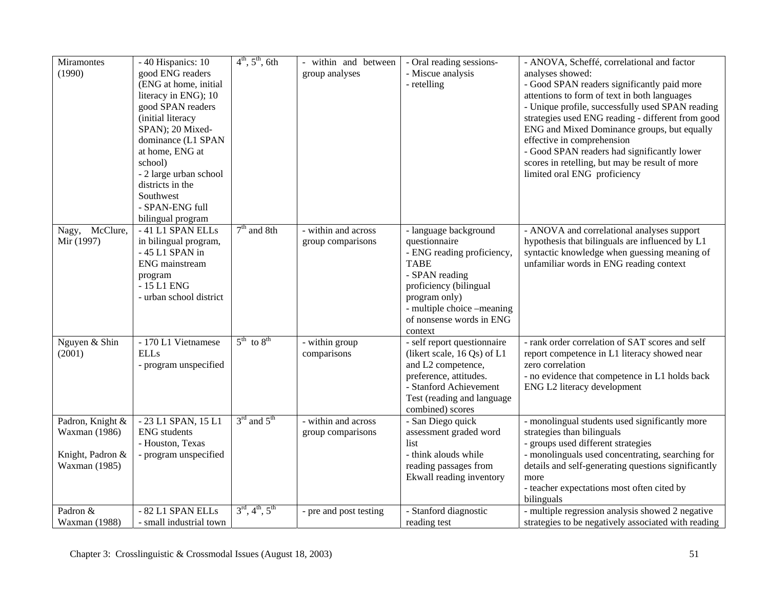| | | | | | |
|---|---|---|---|---|---|
| Miramontes (1990) | - 40 Hispanics: 10 good ENG readers (ENG at home, initial literacy in ENG); 10 good SPAN readers (initial literacy SPAN); 20 Mixed-dominance (L1 SPAN at home, ENG at school)<br>- 2 large urban school districts in the Southwest<br>- SPAN-ENG full bilingual program | 4th, 5th, 6th | - within and between group analyses | - Oral reading sessions-<br>- Miscue analysis<br>- retelling | - ANOVA, Scheffé, correlational and factor analyses showed:<br>- Good SPAN readers significantly paid more attentions to form of text in both languages<br>- Unique profile, successfully used SPAN reading strategies used ENG reading - different from good ENG and Mixed Dominance groups, but equally effective in comprehension<br>- Good SPAN readers had significantly lower scores in retelling, but may be result of more limited oral ENG proficiency |
| Nagy, McClure, Mir (1997) | - 41 L1 SPAN ELLs in bilingual program,<br>- 45 L1 SPAN in ENG mainstream program<br>- 15 L1 ENG<br>- urban school district | 7th and 8th | - within and across group comparisons | - language background questionnaire<br>- ENG reading proficiency, TABE<br>- SPAN reading proficiency (bilingual program only)<br>- multiple choice –meaning of nonsense words in ENG context | - ANOVA and correlational analyses support hypothesis that bilinguals are influenced by L1 syntactic knowledge when guessing meaning of unfamiliar words in ENG reading context |
| Nguyen & Shin (2001) | - 170 L1 Vietnamese ELLs<br>- program unspecified | 5th to 8th | - within group comparisons | - self report questionnaire (likert scale, 16 Qs) of L1 and L2 competence, preference, attitudes.<br>- Stanford Achievement Test (reading and language combined) scores | - rank order correlation of SAT scores and self report competence in L1 literacy showed near zero correlation<br>- no evidence that competence in L1 holds back ENG L2 literacy development |
| Padron, Knight & Waxman (1986)<br><br>Knight, Padron & Waxman (1985) | - 23 L1 SPAN, 15 L1 ENG students<br>- Houston, Texas<br>- program unspecified | 3rd and 5th | - within and across group comparisons | - San Diego quick assessment graded word list<br>- think alouds while reading passages from Ekwall reading inventory | - monolingual students used significantly more strategies than bilinguals<br>- groups used different strategies<br>- monolinguals used concentrating, searching for details and self-generating questions significantly more<br>- teacher expectations most often cited by bilinguals |
| Padron & Waxman (1988) | - 82 L1 SPAN ELLs<br>- small industrial town | 3rd, 4th, 5th | - pre and post testing | - Stanford diagnostic reading test | - multiple regression analysis showed 2 negative strategies to be negatively associated with reading |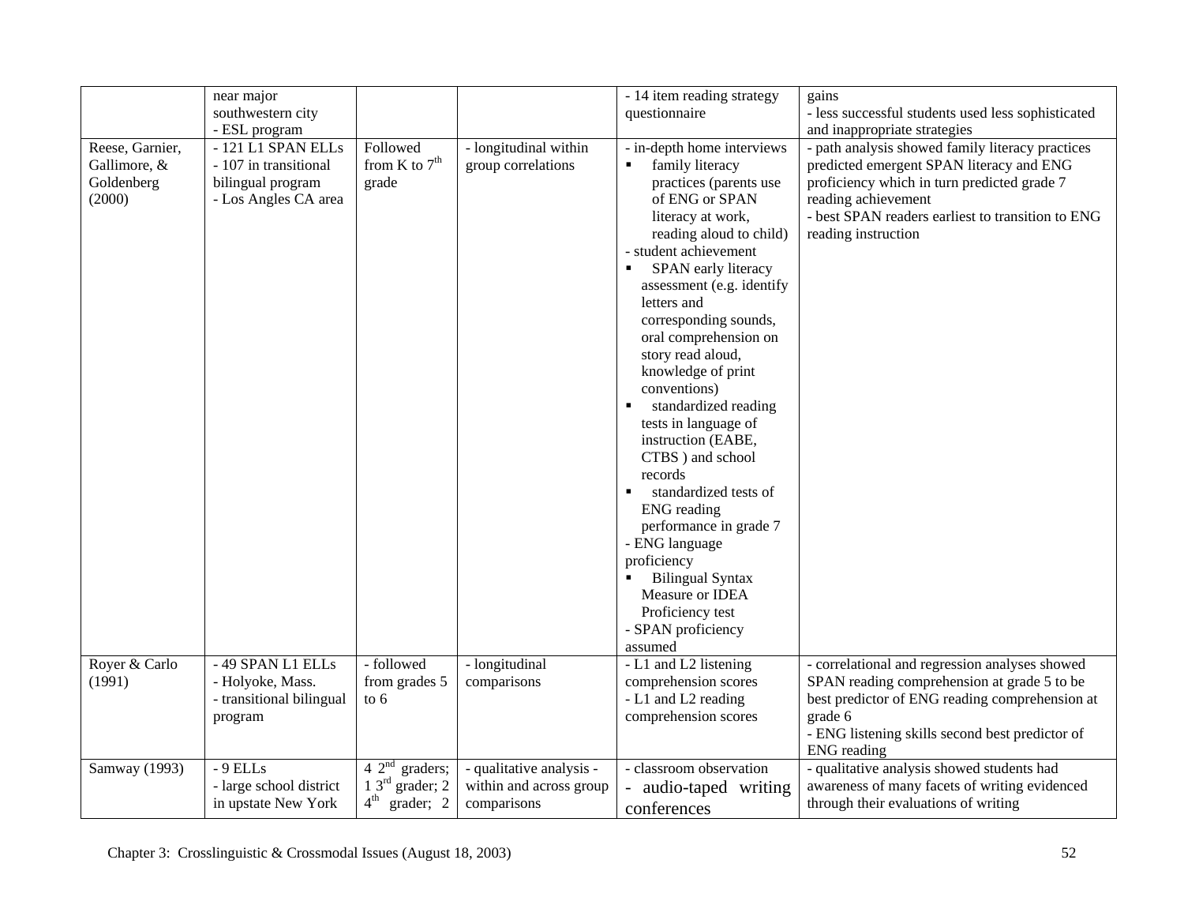| | near major southwestern city<br>- ESL program | | | - 14 item reading strategy questionnaire | gains<br>- less successful students used less sophisticated and inappropriate strategies |
|---|---|---|---|---|---|
| Reese, Garnier, Gallimore, & Goldenberg (2000) | - 121 L1 SPAN ELLs<br>- 107 in transitional bilingual program<br>- Los Angles CA area | Followed from K to 7th grade | - longitudinal within group correlations | - in-depth home interviews<br>▪ family literacy practices (parents use of ENG or SPAN literacy at work, reading aloud to child)<br>- student achievement<br>▪ SPAN early literacy assessment (e.g. identify letters and corresponding sounds, oral comprehension on story read aloud, knowledge of print conventions)<br>▪ standardized reading tests in language of instruction (EABE, CTBS ) and school records<br>▪ standardized tests of ENG reading performance in grade 7<br>- ENG language proficiency<br>▪ Bilingual Syntax Measure or IDEA Proficiency test<br>- SPAN proficiency assumed | - path analysis showed family literacy practices predicted emergent SPAN literacy and ENG proficiency which in turn predicted grade 7 reading achievement<br>- best SPAN readers earliest to transition to ENG reading instruction |
| Royer & Carlo (1991) | - 49 SPAN L1 ELLs<br>- Holyoke, Mass.<br>- transitional bilingual program | - followed from grades 5 to 6 | - longitudinal comparisons | - L1 and L2 listening comprehension scores<br>- L1 and L2 reading comprehension scores | - correlational and regression analyses showed SPAN reading comprehension at grade 5 to be best predictor of ENG reading comprehension at grade 6<br>- ENG listening skills second best predictor of ENG reading |
| Samway (1993) | - 9 ELLs<br>- large school district in upstate New York | 4 2nd graders; 1 3rd grader; 2 4th grader; 2 | - qualitative analysis - within and across group comparisons | - classroom observation<br>- audio-taped writing conferences | - qualitative analysis showed students had awareness of many facets of writing evidenced through their evaluations of writing |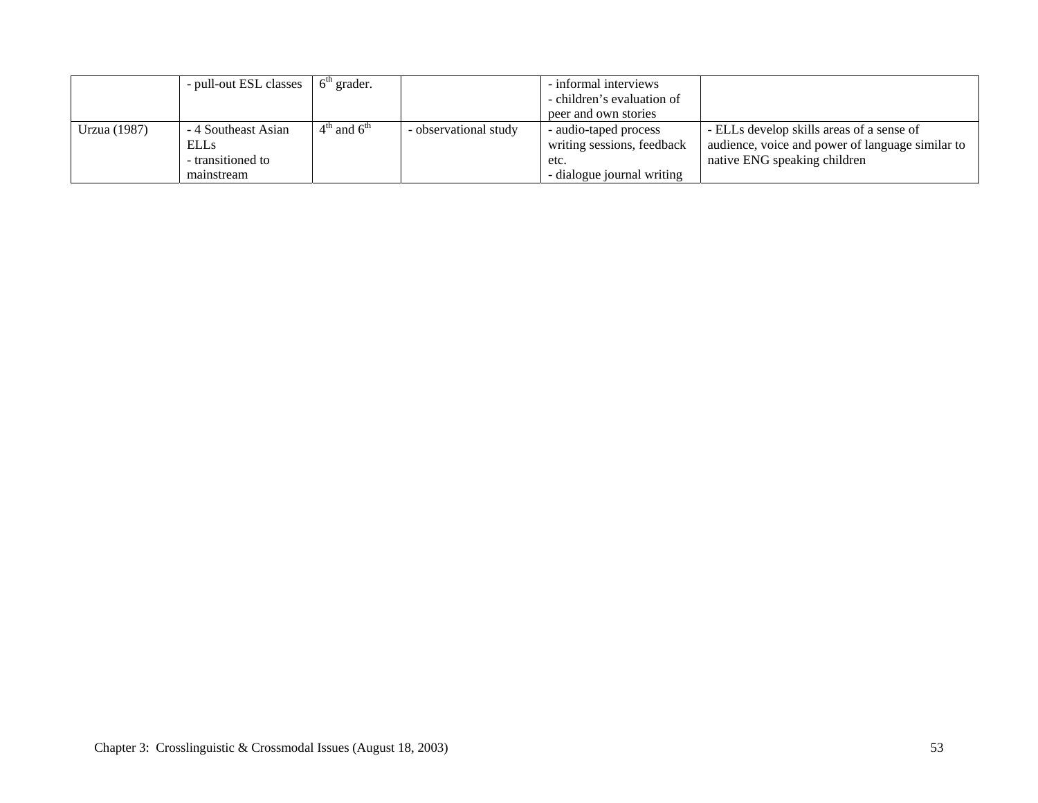| | | | | | |
|---|---|---|---|---|---|
| | - pull-out ESL classes | 6th grader. | | - informal interviews<br>- children's evaluation of peer and own stories | |
| Urzua (1987) | - 4 Southeast Asian ELLs<br>- transitioned to mainstream | 4th and 6th | - observational study | - audio-taped process writing sessions, feedback etc.<br>- dialogue journal writing | - ELLs develop skills areas of a sense of audience, voice and power of language similar to native ENG speaking children |